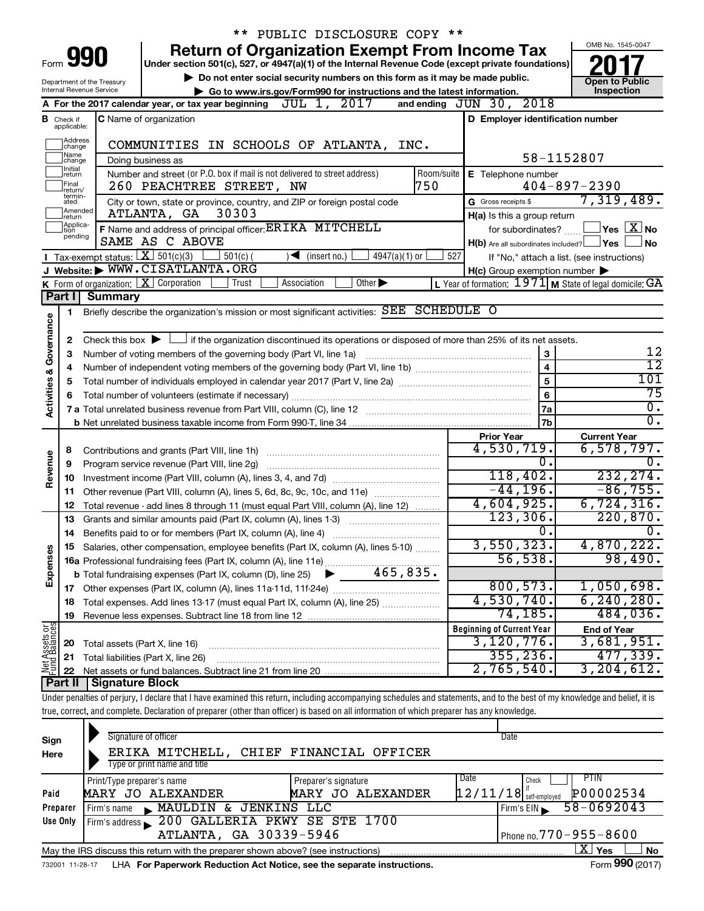** PUBLIC DISCLOSURE COPY **

Form **990**

# Return of Organization Exempt From Income Tax

Under section 501(c), 527, or 4947(a)(1) of the Internal Revenue Code (except private foundations)

▶ Do not enter social security numbers on this form as it may be made public.

▶ Go to www.irs.gov/Form990 for instructions and the latest information.

Department of the Treasury
Internal Revenue Service

OMB No. 1545-0047

**2017**

**Open to Public Inspection**

**A** For the 2017 calendar year, or tax year beginning JUL 1, 2017 and ending JUN 30, 2018

**B** Check if applicable: Address change, Name change, Initial return, Final return/terminated, Amended return, Application pending

**C** Name of organization: COMMUNITIES IN SCHOOLS OF ATLANTA, INC.

Doing business as

Number and street (or P.O. box if mail is not delivered to street address): 260 PEACHTREE STREET, NW — Room/suite: 750

City or town, state or province, country, and ZIP or foreign postal code: ATLANTA, GA 30303

**D** Employer identification number: 58-1152807

**E** Telephone number: 404-897-2390

**G** Gross receipts $ 7,319,489.

**F** Name and address of principal officer: ERIKA MITCHELL
SAME AS C ABOVE

H(a) Is this a group return for subordinates? ☐ Yes ☒ No

H(b) Are all subordinates included? ☐ Yes ☐ No
If "No," attach a list. (see instructions)

H(c) Group exemption number ▶

**I** Tax-exempt status: ☒ 501(c)(3) ☐ 501(c) ( ) ◀ (insert no.) ☐ 4947(a)(1) or ☐ 527

**J** Website: ▶ WWW.CISATLANTA.ORG

**K** Form of organization: ☒ Corporation ☐ Trust ☐ Association ☐ Other ▶

**L** Year of formation: 1971 **M** State of legal domicile: GA

## Part I Summary

**Activities & Governance**

1 Briefly describe the organization's mission or most significant activities: SEE SCHEDULE O

2 Check this box ▶ ☐ if the organization discontinued its operations or disposed of more than 25% of its net assets.

| | | | |
|---|---|---|---|
| 3 | Number of voting members of the governing body (Part VI, line 1a) | 3 | 12 |
| 4 | Number of independent voting members of the governing body (Part VI, line 1b) | 4 | 12 |
| 5 | Total number of individuals employed in calendar year 2017 (Part V, line 2a) | 5 | 101 |
| 6 | Total number of volunteers (estimate if necessary) | 6 | 75 |
| 7a | Total unrelated business revenue from Part VIII, column (C), line 12 | 7a | 0. |
| b | Net unrelated business taxable income from Form 990-T, line 34 | 7b | 0. |

| | | Prior Year | Current Year |
|---|---|---|---|
| **Revenue** | | | |
| 8 | Contributions and grants (Part VIII, line 1h) | 4,530,719. | 6,578,797. |
| 9 | Program service revenue (Part VIII, line 2g) | 0. | 0. |
| 10 | Investment income (Part VIII, column (A), lines 3, 4, and 7d) | 118,402. | 232,274. |
| 11 | Other revenue (Part VIII, column (A), lines 5, 6d, 8c, 9c, 10c, and 11e) | -44,196. | -86,755. |
| 12 | Total revenue - add lines 8 through 11 (must equal Part VIII, column (A), line 12) | 4,604,925. | 6,724,316. |
| **Expenses** | | | |
| 13 | Grants and similar amounts paid (Part IX, column (A), lines 1-3) | 123,306. | 220,870. |
| 14 | Benefits paid to or for members (Part IX, column (A), line 4) | 0. | 0. |
| 15 | Salaries, other compensation, employee benefits (Part IX, column (A), lines 5-10) | 3,550,323. | 4,870,222. |
| 16a | Professional fundraising fees (Part IX, column (A), line 11e) | 56,538. | 98,490. |
| b | Total fundraising expenses (Part IX, column (D), line 25) ▶ 465,835. | | |
| 17 | Other expenses (Part IX, column (A), lines 11a-11d, 11f-24e) | 800,573. | 1,050,698. |
| 18 | Total expenses. Add lines 13-17 (must equal Part IX, column (A), line 25) | 4,530,740. | 6,240,280. |
| 19 | Revenue less expenses. Subtract line 18 from line 12 | 74,185. | 484,036. |

| | | Beginning of Current Year | End of Year |
|---|---|---|---|
| **Net Assets or Fund Balances** | | | |
| 20 | Total assets (Part X, line 16) | 3,120,776. | 3,681,951. |
| 21 | Total liabilities (Part X, line 26) | 355,236. | 477,339. |
| 22 | Net assets or fund balances. Subtract line 21 from line 20 | 2,765,540. | 3,204,612. |

## Part II Signature Block

Under penalties of perjury, I declare that I have examined this return, including accompanying schedules and statements, and to the best of my knowledge and belief, it is true, correct, and complete. Declaration of preparer (other than officer) is based on all information of which preparer has any knowledge.

**Sign Here**

Signature of officer — Date

ERIKA MITCHELL, CHIEF FINANCIAL OFFICER
Type or print name and title

**Paid Preparer Use Only**

| Print/Type preparer's name | Preparer's signature | Date | Check ☐ if self-employed | PTIN |
|---|---|---|---|---|
| MARY JO ALEXANDER | MARY JO ALEXANDER | 12/11/18 | | P00002534 |

Firm's name ▶ MAULDIN & JENKINS LLC — Firm's EIN ▶ 58-0692043

Firm's address ▶ 200 GALLERIA PKWY SE STE 1700, ATLANTA, GA 30339-5946 — Phone no. 770-955-8600

May the IRS discuss this return with the preparer shown above? (see instructions) ☒ Yes ☐ No

732001 11-28-17 LHA For Paperwork Reduction Act Notice, see the separate instructions. Form **990** (2017)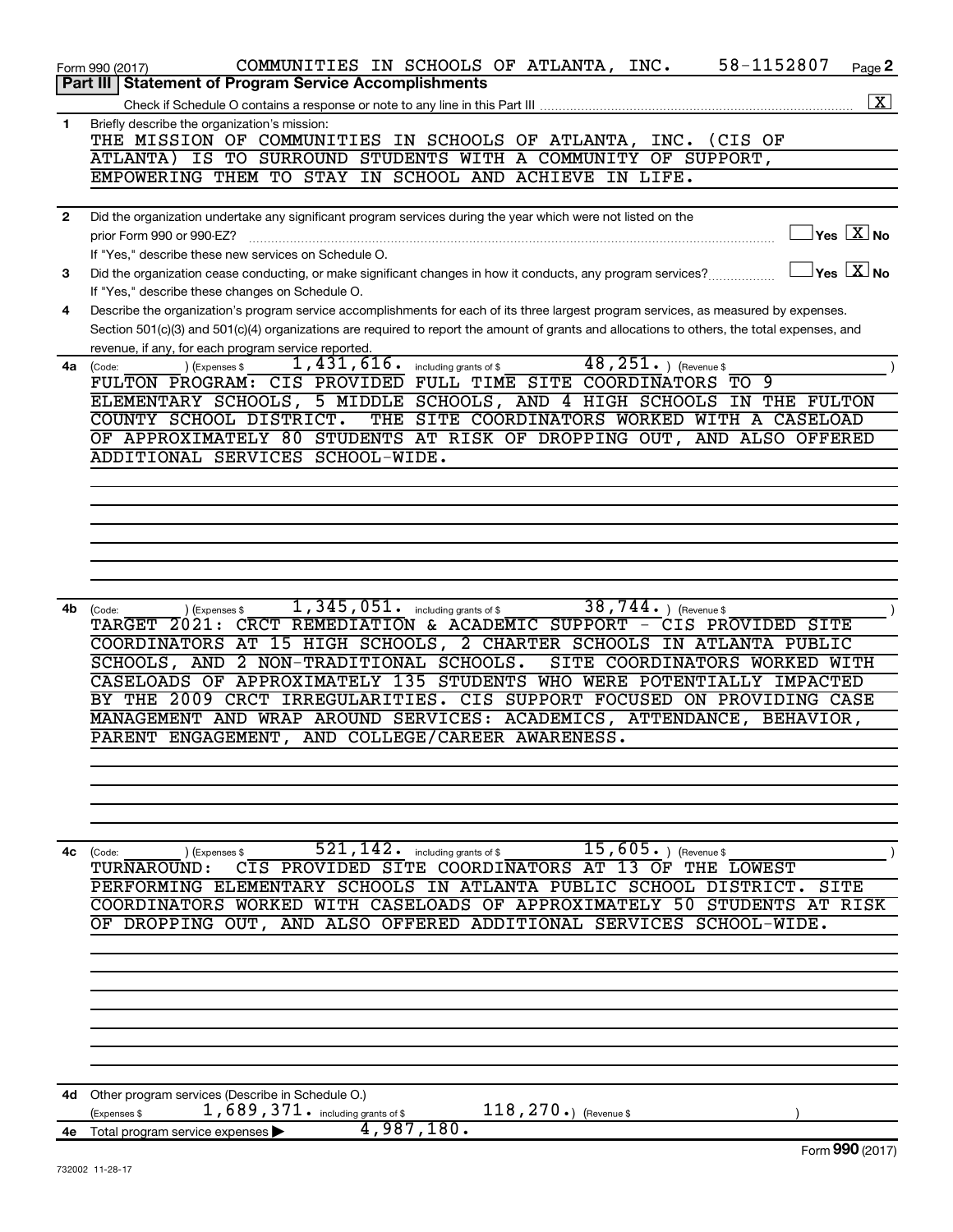Form 990 (2017) COMMUNITIES IN SCHOOLS OF ATLANTA, INC. 58-1152807 Page **2**

## Part III | Statement of Program Service Accomplishments

Check if Schedule O contains a response or note to any line in this Part III .......... [X]

**1** Briefly describe the organization's mission:

THE MISSION OF COMMUNITIES IN SCHOOLS OF ATLANTA, INC. (CIS OF ATLANTA) IS TO SURROUND STUDENTS WITH A COMMUNITY OF SUPPORT, EMPOWERING THEM TO STAY IN SCHOOL AND ACHIEVE IN LIFE.

**2** Did the organization undertake any significant program services during the year which were not listed on the prior Form 990 or 990-EZ? .......... [ ] Yes [X] No

If "Yes," describe these new services on Schedule O.

**3** Did the organization cease conducting, or make significant changes in how it conducts, any program services? .......... [ ] Yes [X] No

If "Yes," describe these changes on Schedule O.

**4** Describe the organization's program service accomplishments for each of its three largest program services, as measured by expenses. Section 501(c)(3) and 501(c)(4) organizations are required to report the amount of grants and allocations to others, the total expenses, and revenue, if any, for each program service reported.

**4a** (Code: ) (Expenses $ 1,431,616. including grants of $ 48,251. ) (Revenue $ )

FULTON PROGRAM: CIS PROVIDED FULL TIME SITE COORDINATORS TO 9 ELEMENTARY SCHOOLS, 5 MIDDLE SCHOOLS, AND 4 HIGH SCHOOLS IN THE FULTON COUNTY SCHOOL DISTRICT. THE SITE COORDINATORS WORKED WITH A CASELOAD OF APPROXIMATELY 80 STUDENTS AT RISK OF DROPPING OUT, AND ALSO OFFERED ADDITIONAL SERVICES SCHOOL-WIDE.

**4b** (Code: ) (Expenses $ 1,345,051. including grants of $ 38,744. ) (Revenue $ )

TARGET 2021: CRCT REMEDIATION & ACADEMIC SUPPORT - CIS PROVIDED SITE COORDINATORS AT 15 HIGH SCHOOLS, 2 CHARTER SCHOOLS IN ATLANTA PUBLIC SCHOOLS, AND 2 NON-TRADITIONAL SCHOOLS. SITE COORDINATORS WORKED WITH CASELOADS OF APPROXIMATELY 135 STUDENTS WHO WERE POTENTIALLY IMPACTED BY THE 2009 CRCT IRREGULARITIES. CIS SUPPORT FOCUSED ON PROVIDING CASE MANAGEMENT AND WRAP AROUND SERVICES: ACADEMICS, ATTENDANCE, BEHAVIOR, PARENT ENGAGEMENT, AND COLLEGE/CAREER AWARENESS.

**4c** (Code: ) (Expenses $ 521,142. including grants of $ 15,605. ) (Revenue $ )

TURNAROUND: CIS PROVIDED SITE COORDINATORS AT 13 OF THE LOWEST PERFORMING ELEMENTARY SCHOOLS IN ATLANTA PUBLIC SCHOOL DISTRICT. SITE COORDINATORS WORKED WITH CASELOADS OF APPROXIMATELY 50 STUDENTS AT RISK OF DROPPING OUT, AND ALSO OFFERED ADDITIONAL SERVICES SCHOOL-WIDE.

**4d** Other program services (Describe in Schedule O.)

(Expenses $ 1,689,371. including grants of $ 118,270.) (Revenue $ )

**4e** Total program service expenses ▶ 4,987,180.

Form **990** (2017)

732002 11-28-17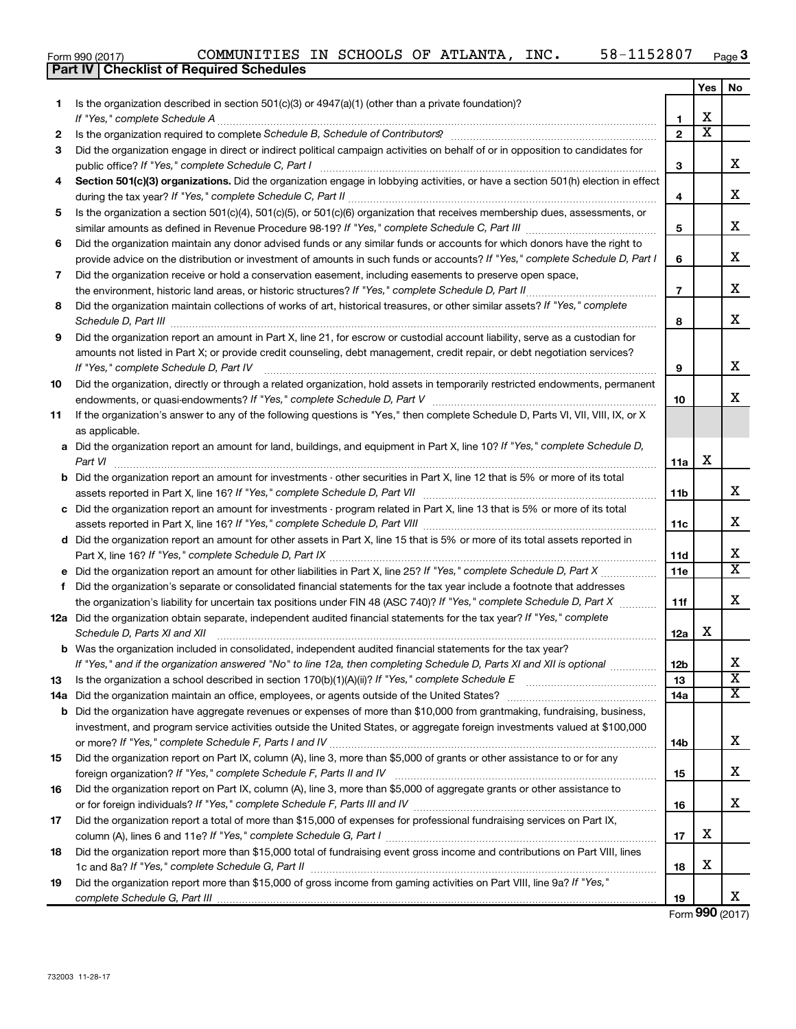Form 990 (2017) COMMUNITIES IN SCHOOLS OF ATLANTA, INC. 58-1152807

## Part IV | Checklist of Required Schedules

| | | | Yes | No |
|---|---|---|---|---|
| 1 | Is the organization described in section 501(c)(3) or 4947(a)(1) (other than a private foundation)? *If "Yes," complete Schedule A* | 1 | X | |
| 2 | Is the organization required to complete *Schedule B, Schedule of Contributors*? | 2 | X | |
| 3 | Did the organization engage in direct or indirect political campaign activities on behalf of or in opposition to candidates for public office? *If "Yes," complete Schedule C, Part I* | 3 | | X |
| 4 | **Section 501(c)(3) organizations.** Did the organization engage in lobbying activities, or have a section 501(h) election in effect during the tax year? *If "Yes," complete Schedule C, Part II* | 4 | | X |
| 5 | Is the organization a section 501(c)(4), 501(c)(5), or 501(c)(6) organization that receives membership dues, assessments, or similar amounts as defined in Revenue Procedure 98-19? *If "Yes," complete Schedule C, Part III* | 5 | | X |
| 6 | Did the organization maintain any donor advised funds or any similar funds or accounts for which donors have the right to provide advice on the distribution or investment of amounts in such funds or accounts? *If "Yes," complete Schedule D, Part I* | 6 | | X |
| 7 | Did the organization receive or hold a conservation easement, including easements to preserve open space, the environment, historic land areas, or historic structures? *If "Yes," complete Schedule D, Part II* | 7 | | X |
| 8 | Did the organization maintain collections of works of art, historical treasures, or other similar assets? *If "Yes," complete Schedule D, Part III* | 8 | | X |
| 9 | Did the organization report an amount in Part X, line 21, for escrow or custodial account liability, serve as a custodian for amounts not listed in Part X; or provide credit counseling, debt management, credit repair, or debt negotiation services? *If "Yes," complete Schedule D, Part IV* | 9 | | X |
| 10 | Did the organization, directly or through a related organization, hold assets in temporarily restricted endowments, permanent endowments, or quasi-endowments? *If "Yes," complete Schedule D, Part V* | 10 | | X |
| 11 | If the organization's answer to any of the following questions is "Yes," then complete Schedule D, Parts VI, VII, VIII, IX, or X as applicable. | | | |
| a | Did the organization report an amount for land, buildings, and equipment in Part X, line 10? *If "Yes," complete Schedule D, Part VI* | 11a | X | |
| b | Did the organization report an amount for investments - other securities in Part X, line 12 that is 5% or more of its total assets reported in Part X, line 16? *If "Yes," complete Schedule D, Part VII* | 11b | | X |
| c | Did the organization report an amount for investments - program related in Part X, line 13 that is 5% or more of its total assets reported in Part X, line 16? *If "Yes," complete Schedule D, Part VIII* | 11c | | X |
| d | Did the organization report an amount for other assets in Part X, line 15 that is 5% or more of its total assets reported in Part X, line 16? *If "Yes," complete Schedule D, Part IX* | 11d | | X |
| e | Did the organization report an amount for other liabilities in Part X, line 25? *If "Yes," complete Schedule D, Part X* | 11e | | X |
| f | Did the organization's separate or consolidated financial statements for the tax year include a footnote that addresses the organization's liability for uncertain tax positions under FIN 48 (ASC 740)? *If "Yes," complete Schedule D, Part X* | 11f | | X |
| 12a | Did the organization obtain separate, independent audited financial statements for the tax year? *If "Yes," complete Schedule D, Parts XI and XII* | 12a | X | |
| b | Was the organization included in consolidated, independent audited financial statements for the tax year? *If "Yes," and if the organization answered "No" to line 12a, then completing Schedule D, Parts XI and XII is optional* | 12b | | X |
| 13 | Is the organization a school described in section 170(b)(1)(A)(ii)? *If "Yes," complete Schedule E* | 13 | | X |
| 14a | Did the organization maintain an office, employees, or agents outside of the United States? | 14a | | X |
| b | Did the organization have aggregate revenues or expenses of more than $10,000 from grantmaking, fundraising, business, investment, and program service activities outside the United States, or aggregate foreign investments valued at $100,000 or more? *If "Yes," complete Schedule F, Parts I and IV* | 14b | | X |
| 15 | Did the organization report on Part IX, column (A), line 3, more than $5,000 of grants or other assistance to or for any foreign organization? *If "Yes," complete Schedule F, Parts II and IV* | 15 | | X |
| 16 | Did the organization report on Part IX, column (A), line 3, more than $5,000 of aggregate grants or other assistance to or for foreign individuals? *If "Yes," complete Schedule F, Parts III and IV* | 16 | | X |
| 17 | Did the organization report a total of more than $15,000 of expenses for professional fundraising services on Part IX, column (A), lines 6 and 11e? *If "Yes," complete Schedule G, Part I* | 17 | X | |
| 18 | Did the organization report more than $15,000 total of fundraising event gross income and contributions on Part VIII, lines 1c and 8a? *If "Yes," complete Schedule G, Part II* | 18 | X | |
| 19 | Did the organization report more than $15,000 of gross income from gaming activities on Part VIII, line 9a? *If "Yes," complete Schedule G, Part III* | 19 | | X |

Form **990** (2017)

732003 11-28-17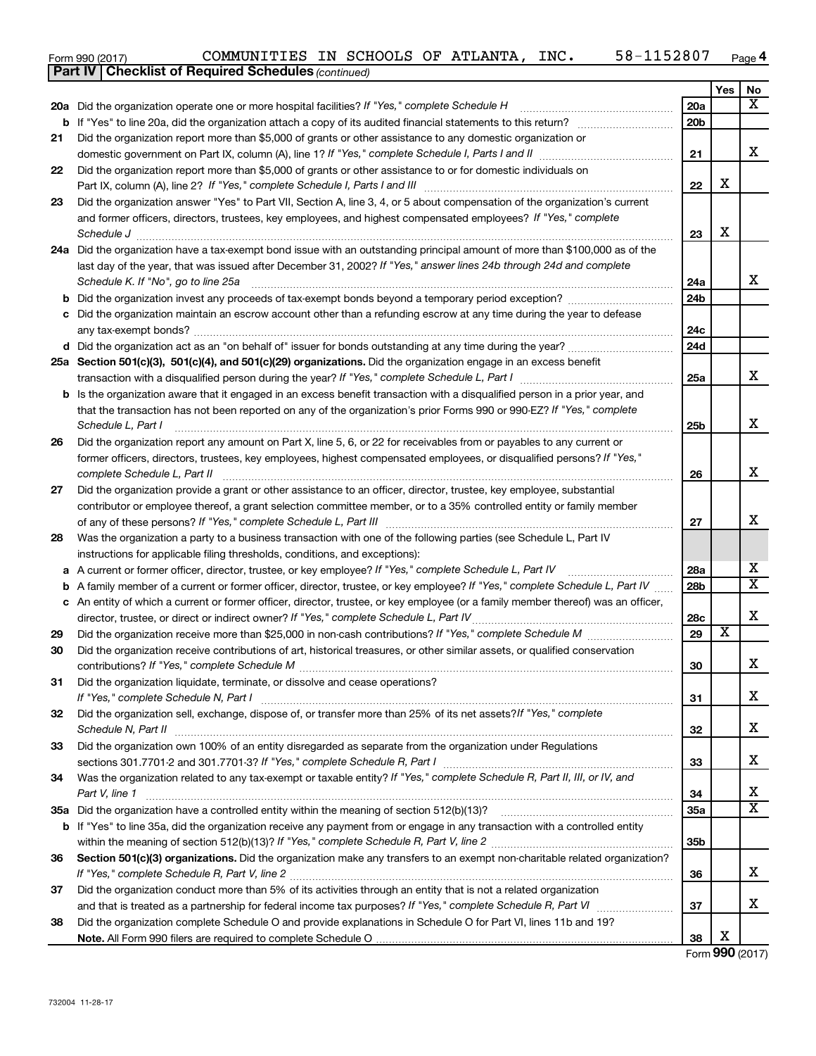Form 990 (2017) COMMUNITIES IN SCHOOLS OF ATLANTA, INC. 58-1152807 Page **4**

**Part IV Checklist of Required Schedules** *(continued)*

| | | | Yes | No |
|---|---|---|---|---|
| **20a** | Did the organization operate one or more hospital facilities? *If "Yes," complete Schedule H* | **20a** | | X |
| **b** | If "Yes" to line 20a, did the organization attach a copy of its audited financial statements to this return? | **20b** | | |
| **21** | Did the organization report more than $5,000 of grants or other assistance to any domestic organization or domestic government on Part IX, column (A), line 1? *If "Yes," complete Schedule I, Parts I and II* | **21** | | X |
| **22** | Did the organization report more than $5,000 of grants or other assistance to or for domestic individuals on Part IX, column (A), line 2? *If "Yes," complete Schedule I, Parts I and III* | **22** | X | |
| **23** | Did the organization answer "Yes" to Part VII, Section A, line 3, 4, or 5 about compensation of the organization's current and former officers, directors, trustees, key employees, and highest compensated employees? *If "Yes," complete Schedule J* | **23** | X | |
| **24a** | Did the organization have a tax-exempt bond issue with an outstanding principal amount of more than $100,000 as of the last day of the year, that was issued after December 31, 2002? *If "Yes," answer lines 24b through 24d and complete Schedule K. If "No", go to line 25a* | **24a** | | X |
| **b** | Did the organization invest any proceeds of tax-exempt bonds beyond a temporary period exception? | **24b** | | |
| **c** | Did the organization maintain an escrow account other than a refunding escrow at any time during the year to defease any tax-exempt bonds? | **24c** | | |
| **d** | Did the organization act as an "on behalf of" issuer for bonds outstanding at any time during the year? | **24d** | | |
| **25a** | **Section 501(c)(3), 501(c)(4), and 501(c)(29) organizations.** Did the organization engage in an excess benefit transaction with a disqualified person during the year? *If "Yes," complete Schedule L, Part I* | **25a** | | X |
| **b** | Is the organization aware that it engaged in an excess benefit transaction with a disqualified person in a prior year, and that the transaction has not been reported on any of the organization's prior Forms 990 or 990-EZ? *If "Yes," complete Schedule L, Part I* | **25b** | | X |
| **26** | Did the organization report any amount on Part X, line 5, 6, or 22 for receivables from or payables to any current or former officers, directors, trustees, key employees, highest compensated employees, or disqualified persons? *If "Yes," complete Schedule L, Part II* | **26** | | X |
| **27** | Did the organization provide a grant or other assistance to an officer, director, trustee, key employee, substantial contributor or employee thereof, a grant selection committee member, or to a 35% controlled entity or family member of any of these persons? *If "Yes," complete Schedule L, Part III* | **27** | | X |
| **28** | Was the organization a party to a business transaction with one of the following parties (see Schedule L, Part IV instructions for applicable filing thresholds, conditions, and exceptions): | | | |
| **a** | A current or former officer, director, trustee, or key employee? *If "Yes," complete Schedule L, Part IV* | **28a** | | X |
| **b** | A family member of a current or former officer, director, trustee, or key employee? *If "Yes," complete Schedule L, Part IV* | **28b** | | X |
| **c** | An entity of which a current or former officer, director, trustee, or key employee (or a family member thereof) was an officer, director, trustee, or direct or indirect owner? *If "Yes," complete Schedule L, Part IV* | **28c** | | X |
| **29** | Did the organization receive more than $25,000 in non-cash contributions? *If "Yes," complete Schedule M* | **29** | X | |
| **30** | Did the organization receive contributions of art, historical treasures, or other similar assets, or qualified conservation contributions? *If "Yes," complete Schedule M* | **30** | | X |
| **31** | Did the organization liquidate, terminate, or dissolve and cease operations? *If "Yes," complete Schedule N, Part I* | **31** | | X |
| **32** | Did the organization sell, exchange, dispose of, or transfer more than 25% of its net assets? *If "Yes," complete Schedule N, Part II* | **32** | | X |
| **33** | Did the organization own 100% of an entity disregarded as separate from the organization under Regulations sections 301.7701-2 and 301.7701-3? *If "Yes," complete Schedule R, Part I* | **33** | | X |
| **34** | Was the organization related to any tax-exempt or taxable entity? *If "Yes," complete Schedule R, Part II, III, or IV, and Part V, line 1* | **34** | | X |
| **35a** | Did the organization have a controlled entity within the meaning of section 512(b)(13)? | **35a** | | X |
| **b** | If "Yes" to line 35a, did the organization receive any payment from or engage in any transaction with a controlled entity within the meaning of section 512(b)(13)? *If "Yes," complete Schedule R, Part V, line 2* | **35b** | | |
| **36** | **Section 501(c)(3) organizations.** Did the organization make any transfers to an exempt non-charitable related organization? *If "Yes," complete Schedule R, Part V, line 2* | **36** | | X |
| **37** | Did the organization conduct more than 5% of its activities through an entity that is not a related organization and that is treated as a partnership for federal income tax purposes? *If "Yes," complete Schedule R, Part VI* | **37** | | X |
| **38** | Did the organization complete Schedule O and provide explanations in Schedule O for Part VI, lines 11b and 19? **Note.** All Form 990 filers are required to complete Schedule O | **38** | X | |

Form **990** (2017)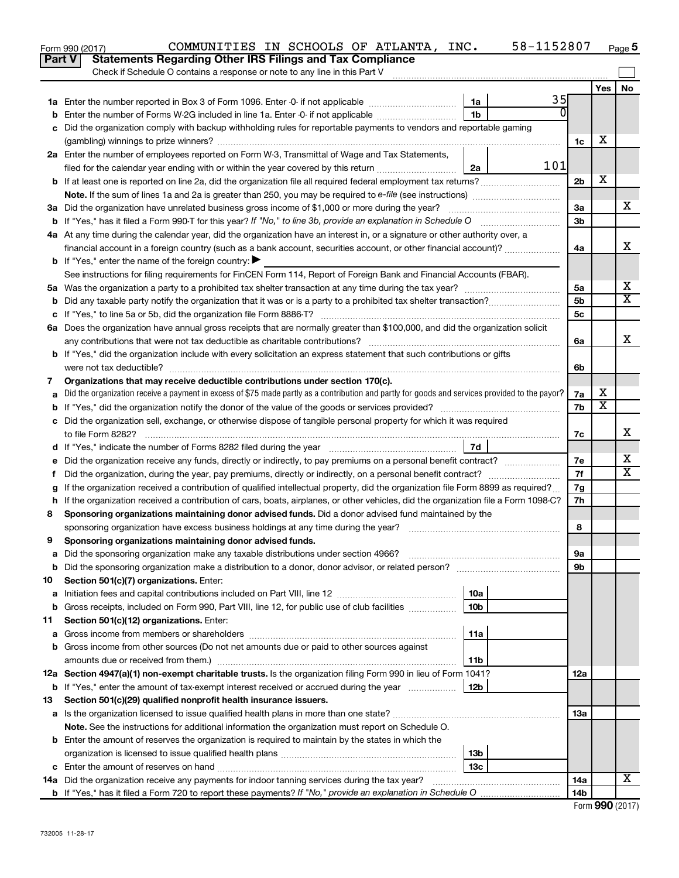Form 990 (2017) COMMUNITIES IN SCHOOLS OF ATLANTA, INC. 58-1152807 Page 5

## Part V Statements Regarding Other IRS Filings and Tax Compliance

Check if Schedule O contains a response or note to any line in this Part V

| | | | | | Yes | No |
|---|---|---|---|---|---|---|
| **1a** | Enter the number reported in Box 3 of Form 1096. Enter -0- if not applicable | 1a | 35 | | | |
| **b** | Enter the number of Forms W-2G included in line 1a. Enter -0- if not applicable | 1b | 0 | | | |
| **c** | Did the organization comply with backup withholding rules for reportable payments to vendors and reportable gaming (gambling) winnings to prize winners? | | | 1c | X | |
| **2a** | Enter the number of employees reported on Form W-3, Transmittal of Wage and Tax Statements, filed for the calendar year ending with or within the year covered by this return | 2a | 101 | | | |
| **b** | If at least one is reported on line 2a, did the organization file all required federal employment tax returns? | | | 2b | X | |
| | **Note.** If the sum of lines 1a and 2a is greater than 250, you may be required to *e-file* (see instructions) | | | | | |
| **3a** | Did the organization have unrelated business gross income of $1,000 or more during the year? | | | 3a | | X |
| **b** | If "Yes," has it filed a Form 990-T for this year? *If "No," to line 3b, provide an explanation in Schedule O* | | | 3b | | |
| **4a** | At any time during the calendar year, did the organization have an interest in, or a signature or other authority over, a financial account in a foreign country (such as a bank account, securities account, or other financial account)? | | | 4a | | X |
| **b** | If "Yes," enter the name of the foreign country: ▶ | | | | | |
| | See instructions for filing requirements for FinCEN Form 114, Report of Foreign Bank and Financial Accounts (FBAR). | | | | | |
| **5a** | Was the organization a party to a prohibited tax shelter transaction at any time during the tax year? | | | 5a | | X |
| **b** | Did any taxable party notify the organization that it was or is a party to a prohibited tax shelter transaction? | | | 5b | | X |
| **c** | If "Yes," to line 5a or 5b, did the organization file Form 8886-T? | | | 5c | | |
| **6a** | Does the organization have annual gross receipts that are normally greater than $100,000, and did the organization solicit any contributions that were not tax deductible as charitable contributions? | | | 6a | | X |
| **b** | If "Yes," did the organization include with every solicitation an express statement that such contributions or gifts were not tax deductible? | | | 6b | | |
| **7** | **Organizations that may receive deductible contributions under section 170(c).** | | | | | |
| **a** | Did the organization receive a payment in excess of $75 made partly as a contribution and partly for goods and services provided to the payor? | | | 7a | X | |
| **b** | If "Yes," did the organization notify the donor of the value of the goods or services provided? | | | 7b | X | |
| **c** | Did the organization sell, exchange, or otherwise dispose of tangible personal property for which it was required to file Form 8282? | | | 7c | | X |
| **d** | If "Yes," indicate the number of Forms 8282 filed during the year | 7d | | | | |
| **e** | Did the organization receive any funds, directly or indirectly, to pay premiums on a personal benefit contract? | | | 7e | | X |
| **f** | Did the organization, during the year, pay premiums, directly or indirectly, on a personal benefit contract? | | | 7f | | X |
| **g** | If the organization received a contribution of qualified intellectual property, did the organization file Form 8899 as required? | | | 7g | | |
| **h** | If the organization received a contribution of cars, boats, airplanes, or other vehicles, did the organization file a Form 1098-C? | | | 7h | | |
| **8** | **Sponsoring organizations maintaining donor advised funds.** Did a donor advised fund maintained by the sponsoring organization have excess business holdings at any time during the year? | | | 8 | | |
| **9** | **Sponsoring organizations maintaining donor advised funds.** | | | | | |
| **a** | Did the sponsoring organization make any taxable distributions under section 4966? | | | 9a | | |
| **b** | Did the sponsoring organization make a distribution to a donor, donor advisor, or related person? | | | 9b | | |
| **10** | **Section 501(c)(7) organizations.** Enter: | | | | | |
| **a** | Initiation fees and capital contributions included on Part VIII, line 12 | 10a | | | | |
| **b** | Gross receipts, included on Form 990, Part VIII, line 12, for public use of club facilities | 10b | | | | |
| **11** | **Section 501(c)(12) organizations.** Enter: | | | | | |
| **a** | Gross income from members or shareholders | 11a | | | | |
| **b** | Gross income from other sources (Do not net amounts due or paid to other sources against amounts due or received from them.) | 11b | | | | |
| **12a** | **Section 4947(a)(1) non-exempt charitable trusts.** Is the organization filing Form 990 in lieu of Form 1041? | | | 12a | | |
| **b** | If "Yes," enter the amount of tax-exempt interest received or accrued during the year | 12b | | | | |
| **13** | **Section 501(c)(29) qualified nonprofit health insurance issuers.** | | | | | |
| **a** | Is the organization licensed to issue qualified health plans in more than one state? | | | 13a | | |
| | **Note.** See the instructions for additional information the organization must report on Schedule O. | | | | | |
| **b** | Enter the amount of reserves the organization is required to maintain by the states in which the organization is licensed to issue qualified health plans | 13b | | | | |
| **c** | Enter the amount of reserves on hand | 13c | | | | |
| **14a** | Did the organization receive any payments for indoor tanning services during the tax year? | | | 14a | | X |
| **b** | If "Yes," has it filed a Form 720 to report these payments? *If "No," provide an explanation in Schedule O* | | | 14b | | |

Form **990** (2017)

732005 11-28-17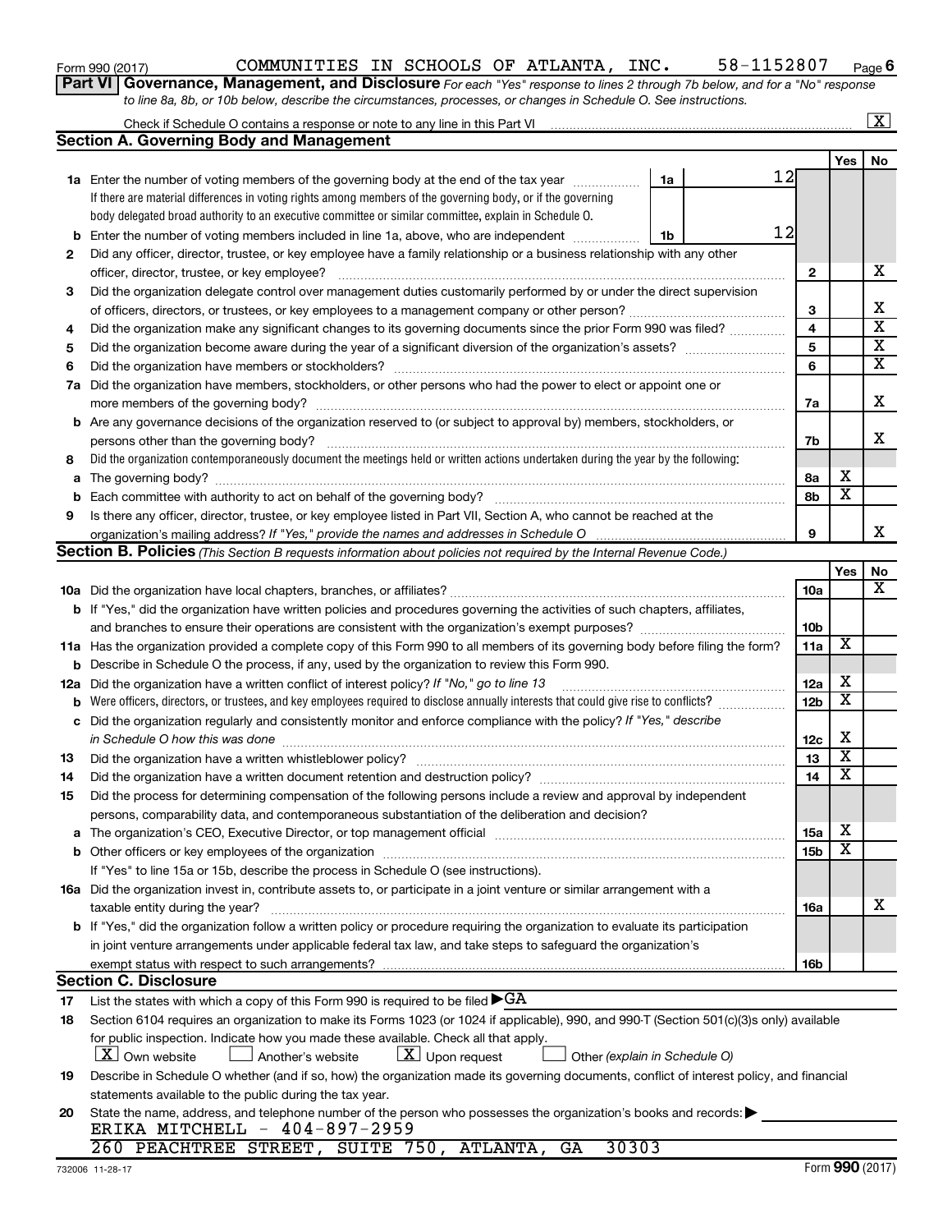Form 990 (2017) COMMUNITIES IN SCHOOLS OF ATLANTA, INC. 58-1152807 Page 6

**Part VI Governance, Management, and Disclosure** *For each "Yes" response to lines 2 through 7b below, and for a "No" response to line 8a, 8b, or 10b below, describe the circumstances, processes, or changes in Schedule O. See instructions.*

Check if Schedule O contains a response or note to any line in this Part VI [X]

## Section A. Governing Body and Management

| | | | Yes | No |
|---|---|---|---|---|
| **1a** | Enter the number of voting members of the governing body at the end of the tax year — 1a: 12. If there are material differences in voting rights among members of the governing body, or if the governing body delegated broad authority to an executive committee or similar committee, explain in Schedule O. | | | |
| **b** | Enter the number of voting members included in line 1a, above, who are independent — 1b: 12 | | | |
| **2** | Did any officer, director, trustee, or key employee have a family relationship or a business relationship with any other officer, director, trustee, or key employee? | 2 | | X |
| **3** | Did the organization delegate control over management duties customarily performed by or under the direct supervision of officers, directors, or trustees, or key employees to a management company or other person? | 3 | | X |
| **4** | Did the organization make any significant changes to its governing documents since the prior Form 990 was filed? | 4 | | X |
| **5** | Did the organization become aware during the year of a significant diversion of the organization's assets? | 5 | | X |
| **6** | Did the organization have members or stockholders? | 6 | | X |
| **7a** | Did the organization have members, stockholders, or other persons who had the power to elect or appoint one or more members of the governing body? | 7a | | X |
| **b** | Are any governance decisions of the organization reserved to (or subject to approval by) members, stockholders, or persons other than the governing body? | 7b | | X |
| **8** | Did the organization contemporaneously document the meetings held or written actions undertaken during the year by the following: | | | |
| **a** | The governing body? | 8a | X | |
| **b** | Each committee with authority to act on behalf of the governing body? | 8b | X | |
| **9** | Is there any officer, director, trustee, or key employee listed in Part VII, Section A, who cannot be reached at the organization's mailing address? *If "Yes," provide the names and addresses in Schedule O* | 9 | | X |

## Section B. Policies *(This Section B requests information about policies not required by the Internal Revenue Code.)*

| | | | Yes | No |
|---|---|---|---|---|
| **10a** | Did the organization have local chapters, branches, or affiliates? | 10a | | X |
| **b** | If "Yes," did the organization have written policies and procedures governing the activities of such chapters, affiliates, and branches to ensure their operations are consistent with the organization's exempt purposes? | 10b | | |
| **11a** | Has the organization provided a complete copy of this Form 990 to all members of its governing body before filing the form? | 11a | X | |
| **b** | Describe in Schedule O the process, if any, used by the organization to review this Form 990. | | | |
| **12a** | Did the organization have a written conflict of interest policy? *If "No," go to line 13* | 12a | X | |
| **b** | Were officers, directors, or trustees, and key employees required to disclose annually interests that could give rise to conflicts? | 12b | X | |
| **c** | Did the organization regularly and consistently monitor and enforce compliance with the policy? *If "Yes," describe in Schedule O how this was done* | 12c | X | |
| **13** | Did the organization have a written whistleblower policy? | 13 | X | |
| **14** | Did the organization have a written document retention and destruction policy? | 14 | X | |
| **15** | Did the process for determining compensation of the following persons include a review and approval by independent persons, comparability data, and contemporaneous substantiation of the deliberation and decision? | | | |
| **a** | The organization's CEO, Executive Director, or top management official | 15a | X | |
| **b** | Other officers or key employees of the organization | 15b | X | |
| | If "Yes" to line 15a or 15b, describe the process in Schedule O (see instructions). | | | |
| **16a** | Did the organization invest in, contribute assets to, or participate in a joint venture or similar arrangement with a taxable entity during the year? | 16a | | X |
| **b** | If "Yes," did the organization follow a written policy or procedure requiring the organization to evaluate its participation in joint venture arrangements under applicable federal tax law, and take steps to safeguard the organization's exempt status with respect to such arrangements? | 16b | | |

## Section C. Disclosure

**17** List the states with which a copy of this Form 990 is required to be filed ▶ GA

**18** Section 6104 requires an organization to make its Forms 1023 (or 1024 if applicable), 990, and 990-T (Section 501(c)(3)s only) available for public inspection. Indicate how you made these available. Check all that apply.

[X] Own website [ ] Another's website [X] Upon request [ ] Other *(explain in Schedule O)*

**19** Describe in Schedule O whether (and if so, how) the organization made its governing documents, conflict of interest policy, and financial statements available to the public during the tax year.

**20** State the name, address, and telephone number of the person who possesses the organization's books and records: ▶

ERIKA MITCHELL - 404-897-2959
260 PEACHTREE STREET, SUITE 750, ATLANTA, GA 30303

732006 11-28-17 Form **990** (2017)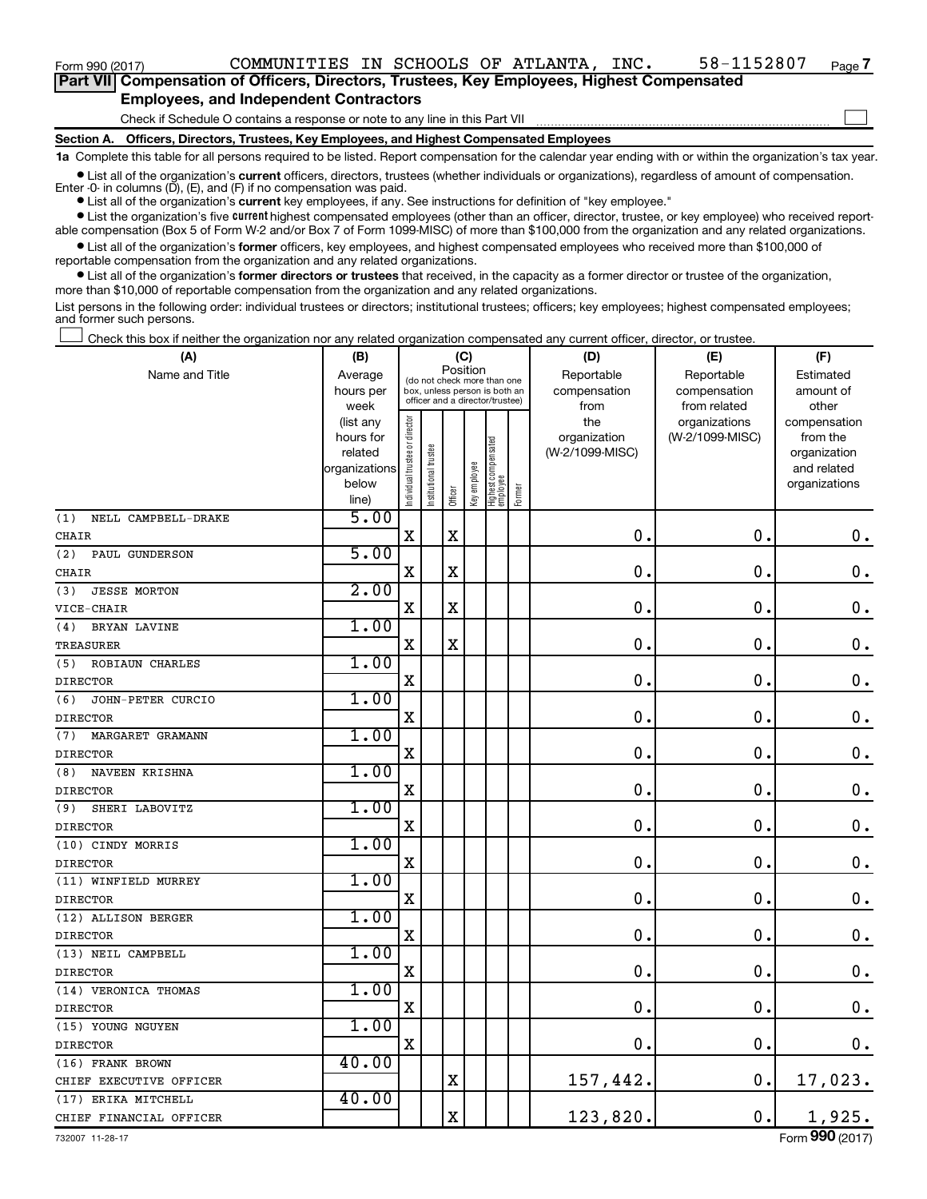Form 990 (2017) COMMUNITIES IN SCHOOLS OF ATLANTA, INC. 58-1152807

**Part VII Compensation of Officers, Directors, Trustees, Key Employees, Highest Compensated Employees, and Independent Contractors**

Check if Schedule O contains a response or note to any line in this Part VII

**Section A. Officers, Directors, Trustees, Key Employees, and Highest Compensated Employees**

**1a** Complete this table for all persons required to be listed. Report compensation for the calendar year ending with or within the organization's tax year.

- List all of the organization's **current** officers, directors, trustees (whether individuals or organizations), regardless of amount of compensation. Enter -0- in columns (D), (E), and (F) if no compensation was paid.
- List all of the organization's **current** key employees, if any. See instructions for definition of "key employee."
- List the organization's five **current** highest compensated employees (other than an officer, director, trustee, or key employee) who received reportable compensation (Box 5 of Form W-2 and/or Box 7 of Form 1099-MISC) of more than $100,000 from the organization and any related organizations.
- List all of the organization's **former** officers, key employees, and highest compensated employees who received more than $100,000 of reportable compensation from the organization and any related organizations.
- List all of the organization's **former directors or trustees** that received, in the capacity as a former director or trustee of the organization, more than $10,000 of reportable compensation from the organization and any related organizations.

List persons in the following order: individual trustees or directors; institutional trustees; officers; key employees; highest compensated employees; and former such persons.

Check this box if neither the organization nor any related organization compensated any current officer, director, or trustee.

| (A) Name and Title | (B) Average hours per week (list any hours for related organizations below line) | (C) Position: Individual trustee or director | Institutional trustee | Officer | Key employee | Highest compensated employee | Former | (D) Reportable compensation from the organization (W-2/1099-MISC) | (E) Reportable compensation from related organizations (W-2/1099-MISC) | (F) Estimated amount of other compensation from the organization and related organizations |
|---|---|---|---|---|---|---|---|---|---|---|
| (1) NELL CAMPBELL-DRAKE<br>CHAIR | 5.00 | X | | X | | | | 0. | 0. | 0. |
| (2) PAUL GUNDERSON<br>CHAIR | 5.00 | X | | X | | | | 0. | 0. | 0. |
| (3) JESSE MORTON<br>VICE-CHAIR | 2.00 | X | | X | | | | 0. | 0. | 0. |
| (4) BRYAN LAVINE<br>TREASURER | 1.00 | X | | X | | | | 0. | 0. | 0. |
| (5) ROBIAUN CHARLES<br>DIRECTOR | 1.00 | X | | | | | | 0. | 0. | 0. |
| (6) JOHN-PETER CURCIO<br>DIRECTOR | 1.00 | X | | | | | | 0. | 0. | 0. |
| (7) MARGARET GRAMANN<br>DIRECTOR | 1.00 | X | | | | | | 0. | 0. | 0. |
| (8) NAVEEN KRISHNA<br>DIRECTOR | 1.00 | X | | | | | | 0. | 0. | 0. |
| (9) SHERI LABOVITZ<br>DIRECTOR | 1.00 | X | | | | | | 0. | 0. | 0. |
| (10) CINDY MORRIS<br>DIRECTOR | 1.00 | X | | | | | | 0. | 0. | 0. |
| (11) WINFIELD MURREY<br>DIRECTOR | 1.00 | X | | | | | | 0. | 0. | 0. |
| (12) ALLISON BERGER<br>DIRECTOR | 1.00 | X | | | | | | 0. | 0. | 0. |
| (13) NEIL CAMPBELL<br>DIRECTOR | 1.00 | X | | | | | | 0. | 0. | 0. |
| (14) VERONICA THOMAS<br>DIRECTOR | 1.00 | X | | | | | | 0. | 0. | 0. |
| (15) YOUNG NGUYEN<br>DIRECTOR | 1.00 | X | | | | | | 0. | 0. | 0. |
| (16) FRANK BROWN<br>CHIEF EXECUTIVE OFFICER | 40.00 | | | X | | | | 157,442. | 0. | 17,023. |
| (17) ERIKA MITCHELL<br>CHIEF FINANCIAL OFFICER | 40.00 | | | X | | | | 123,820. | 0. | 1,925. |

732007 11-28-17 Form **990** (2017)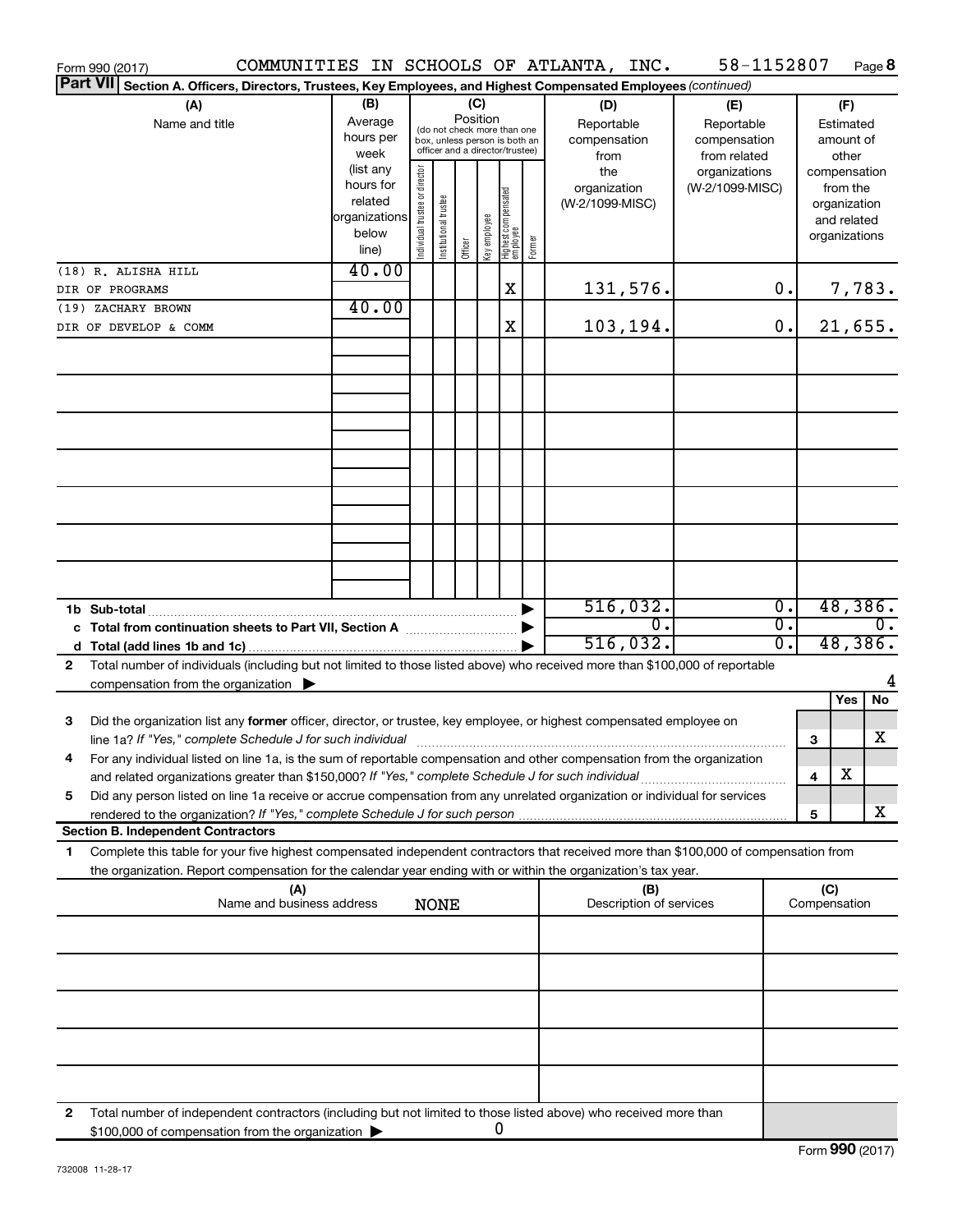Form 990 (2017) COMMUNITIES IN SCHOOLS OF ATLANTA, INC. 58-1152807 Page 8

**Part VII Section A. Officers, Directors, Trustees, Key Employees, and Highest Compensated Employees** *(continued)*

| (A) Name and title | (B) Average hours per week (list any hours for related organizations below line) | (C) Position: Individual trustee or director | Institutional trustee | Officer | Key employee | Highest compensated employee | Former | (D) Reportable compensation from the organization (W-2/1099-MISC) | (E) Reportable compensation from related organizations (W-2/1099-MISC) | (F) Estimated amount of other compensation from the organization and related organizations |
|---|---|---|---|---|---|---|---|---|---|---|
| (18) R. ALISHA HILL<br>DIR OF PROGRAMS | 40.00 | | | | | X | | 131,576. | 0. | 7,783. |
| (19) ZACHARY BROWN<br>DIR OF DEVELOP & COMM | 40.00 | | | | | X | | 103,194. | 0. | 21,655. |
| 1b Sub-total | | | | | | | | 516,032. | 0. | 48,386. |
| c Total from continuation sheets to Part VII, Section A | | | | | | | | 0. | 0. | 0. |
| d Total (add lines 1b and 1c) | | | | | | | | 516,032. | 0. | 48,386. |

2 Total number of individuals (including but not limited to those listed above) who received more than $100,000 of reportable compensation from the organization ▶ 4

| | | Yes | No |
|---|---|---|---|
| 3 Did the organization list any **former** officer, director, or trustee, key employee, or highest compensated employee on line 1a? *If "Yes," complete Schedule J for such individual* | 3 | | X |
| 4 For any individual listed on line 1a, is the sum of reportable compensation and other compensation from the organization and related organizations greater than $150,000? *If "Yes," complete Schedule J for such individual* | 4 | X | |
| 5 Did any person listed on line 1a receive or accrue compensation from any unrelated organization or individual for services rendered to the organization? *If "Yes," complete Schedule J for such person* | 5 | | X |

**Section B. Independent Contractors**

1 Complete this table for your five highest compensated independent contractors that received more than $100,000 of compensation from the organization. Report compensation for the calendar year ending with or within the organization's tax year.

| (A) Name and business address | (B) Description of services | (C) Compensation |
|---|---|---|
| NONE | | |

2 Total number of independent contractors (including but not limited to those listed above) who received more than $100,000 of compensation from the organization ▶ 0

Form **990** (2017)

732008 11-28-17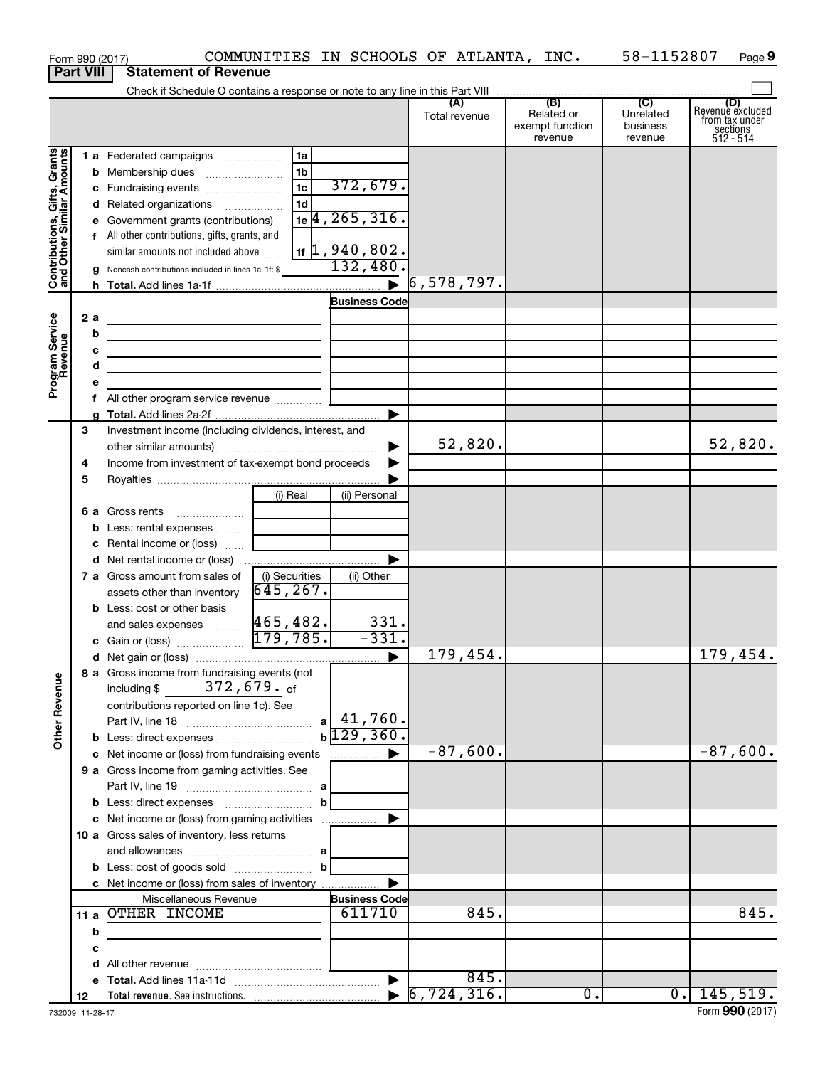Form 990 (2017) COMMUNITIES IN SCHOOLS OF ATLANTA, INC. 58-1152807 Page 9

**Part VIII Statement of Revenue**

Check if Schedule O contains a response or note to any line in this Part VIII

| | | | | (A) Total revenue | (B) Related or exempt function revenue | (C) Unrelated business revenue | (D) Revenue excluded from tax under sections 512 - 514 |
|---|---|---|---|---|---|---|---|
| **Contributions, Gifts, Grants and Other Similar Amounts** | 1 a Federated campaigns | 1a | | | | | |
| | b Membership dues | 1b | | | | | |
| | c Fundraising events | 1c | 372,679. | | | | |
| | d Related organizations | 1d | | | | | |
| | e Government grants (contributions) | 1e | 4,265,316. | | | | |
| | f All other contributions, gifts, grants, and similar amounts not included above | 1f | 1,940,802. | | | | |
| | g Noncash contributions included in lines 1a-1f: $ | | 132,480. | | | | |
| | h Total. Add lines 1a-1f | | | 6,578,797. | | | |
| **Program Service Revenue** | | | Business Code | | | | |
| | 2 a | | | | | | |
| | b | | | | | | |
| | c | | | | | | |
| | d | | | | | | |
| | e | | | | | | |
| | f All other program service revenue | | | | | | |
| | g Total. Add lines 2a-2f | | | | | | |
| **Other Revenue** | 3 Investment income (including dividends, interest, and other similar amounts) | | | 52,820. | | | 52,820. |
| | 4 Income from investment of tax-exempt bond proceeds | | | | | | |
| | 5 Royalties | | | | | | |
| | | (i) Real | (ii) Personal | | | | |
| | 6 a Gross rents | | | | | | |
| | b Less: rental expenses | | | | | | |
| | c Rental income or (loss) | | | | | | |
| | d Net rental income or (loss) | | | | | | |
| | | (i) Securities | (ii) Other | | | | |
| | 7 a Gross amount from sales of assets other than inventory | 645,267. | | | | | |
| | b Less: cost or other basis and sales expenses | 465,482. | 331. | | | | |
| | c Gain or (loss) | 179,785. | -331. | | | | |
| | d Net gain or (loss) | | | 179,454. | | | 179,454. |
| | 8 a Gross income from fundraising events (not including $ 372,679. of contributions reported on line 1c). See Part IV, line 18 | a | 41,760. | | | | |
| | b Less: direct expenses | b | 129,360. | | | | |
| | c Net income or (loss) from fundraising events | | | -87,600. | | | -87,600. |
| | 9 a Gross income from gaming activities. See Part IV, line 19 | a | | | | | |
| | b Less: direct expenses | b | | | | | |
| | c Net income or (loss) from gaming activities | | | | | | |
| | 10 a Gross sales of inventory, less returns and allowances | a | | | | | |
| | b Less: cost of goods sold | b | | | | | |
| | c Net income or (loss) from sales of inventory | | | | | | |
| | Miscellaneous Revenue | | Business Code | | | | |
| | 11 a OTHER INCOME | | 611710 | 845. | | | 845. |
| | b | | | | | | |
| | c | | | | | | |
| | d All other revenue | | | | | | |
| | e Total. Add lines 11a-11d | | | 845. | | | |
| | 12 Total revenue. See instructions. | | | 6,724,316. | 0. | 0. | 145,519. |

732009 11-28-17 Form 990 (2017)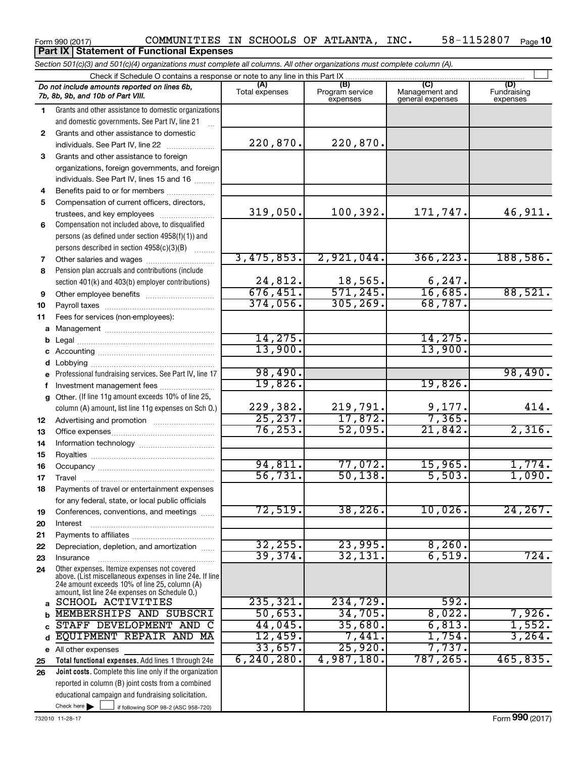Form 990 (2017) COMMUNITIES IN SCHOOLS OF ATLANTA, INC. 58-1152807 Page 10

**Part IX Statement of Functional Expenses**

*Section 501(c)(3) and 501(c)(4) organizations must complete all columns. All other organizations must complete column (A).*

Check if Schedule O contains a response or note to any line in this Part IX

| *Do not include amounts reported on lines 6b, 7b, 8b, 9b, and 10b of Part VIII.* | (A) Total expenses | (B) Program service expenses | (C) Management and general expenses | (D) Fundraising expenses |
|---|---|---|---|---|
| 1 Grants and other assistance to domestic organizations and domestic governments. See Part IV, line 21 | | | | |
| 2 Grants and other assistance to domestic individuals. See Part IV, line 22 | 220,870. | 220,870. | | |
| 3 Grants and other assistance to foreign organizations, foreign governments, and foreign individuals. See Part IV, lines 15 and 16 | | | | |
| 4 Benefits paid to or for members | | | | |
| 5 Compensation of current officers, directors, trustees, and key employees | 319,050. | 100,392. | 171,747. | 46,911. |
| 6 Compensation not included above, to disqualified persons (as defined under section 4958(f)(1)) and persons described in section 4958(c)(3)(B) | | | | |
| 7 Other salaries and wages | 3,475,853. | 2,921,044. | 366,223. | 188,586. |
| 8 Pension plan accruals and contributions (include section 401(k) and 403(b) employer contributions) | 24,812. | 18,565. | 6,247. | |
| 9 Other employee benefits | 676,451. | 571,245. | 16,685. | 88,521. |
| 10 Payroll taxes | 374,056. | 305,269. | 68,787. | |
| 11 Fees for services (non-employees): | | | | |
| a Management | | | | |
| b Legal | 14,275. | | 14,275. | |
| c Accounting | 13,900. | | 13,900. | |
| d Lobbying | | | | |
| e Professional fundraising services. See Part IV, line 17 | 98,490. | | | 98,490. |
| f Investment management fees | 19,826. | | 19,826. | |
| g Other. (If line 11g amount exceeds 10% of line 25, column (A) amount, list line 11g expenses on Sch O.) | 229,382. | 219,791. | 9,177. | 414. |
| 12 Advertising and promotion | 25,237. | 17,872. | 7,365. | |
| 13 Office expenses | 76,253. | 52,095. | 21,842. | 2,316. |
| 14 Information technology | | | | |
| 15 Royalties | | | | |
| 16 Occupancy | 94,811. | 77,072. | 15,965. | 1,774. |
| 17 Travel | 56,731. | 50,138. | 5,503. | 1,090. |
| 18 Payments of travel or entertainment expenses for any federal, state, or local public officials | | | | |
| 19 Conferences, conventions, and meetings | 72,519. | 38,226. | 10,026. | 24,267. |
| 20 Interest | | | | |
| 21 Payments to affiliates | | | | |
| 22 Depreciation, depletion, and amortization | 32,255. | 23,995. | 8,260. | |
| 23 Insurance | 39,374. | 32,131. | 6,519. | 724. |
| 24 Other expenses. Itemize expenses not covered above. (List miscellaneous expenses in line 24e. If line 24e amount exceeds 10% of line 25, column (A) amount, list line 24e expenses on Schedule O.) | | | | |
| a SCHOOL ACTIVITIES | 235,321. | 234,729. | 592. | |
| b MEMBERSHIPS AND SUBSCRI | 50,653. | 34,705. | 8,022. | 7,926. |
| c STAFF DEVELOPMENT AND C | 44,045. | 35,680. | 6,813. | 1,552. |
| d EQUIPMENT REPAIR AND MA | 12,459. | 7,441. | 1,754. | 3,264. |
| e All other expenses | 33,657. | 25,920. | 7,737. | |
| 25 **Total functional expenses.** Add lines 1 through 24e | 6,240,280. | 4,987,180. | 787,265. | 465,835. |
| 26 **Joint costs.** Complete this line only if the organization reported in column (B) joint costs from a combined educational campaign and fundraising solicitation. Check here ☐ if following SOP 98-2 (ASC 958-720) | | | | |

732010 11-28-17 Form **990** (2017)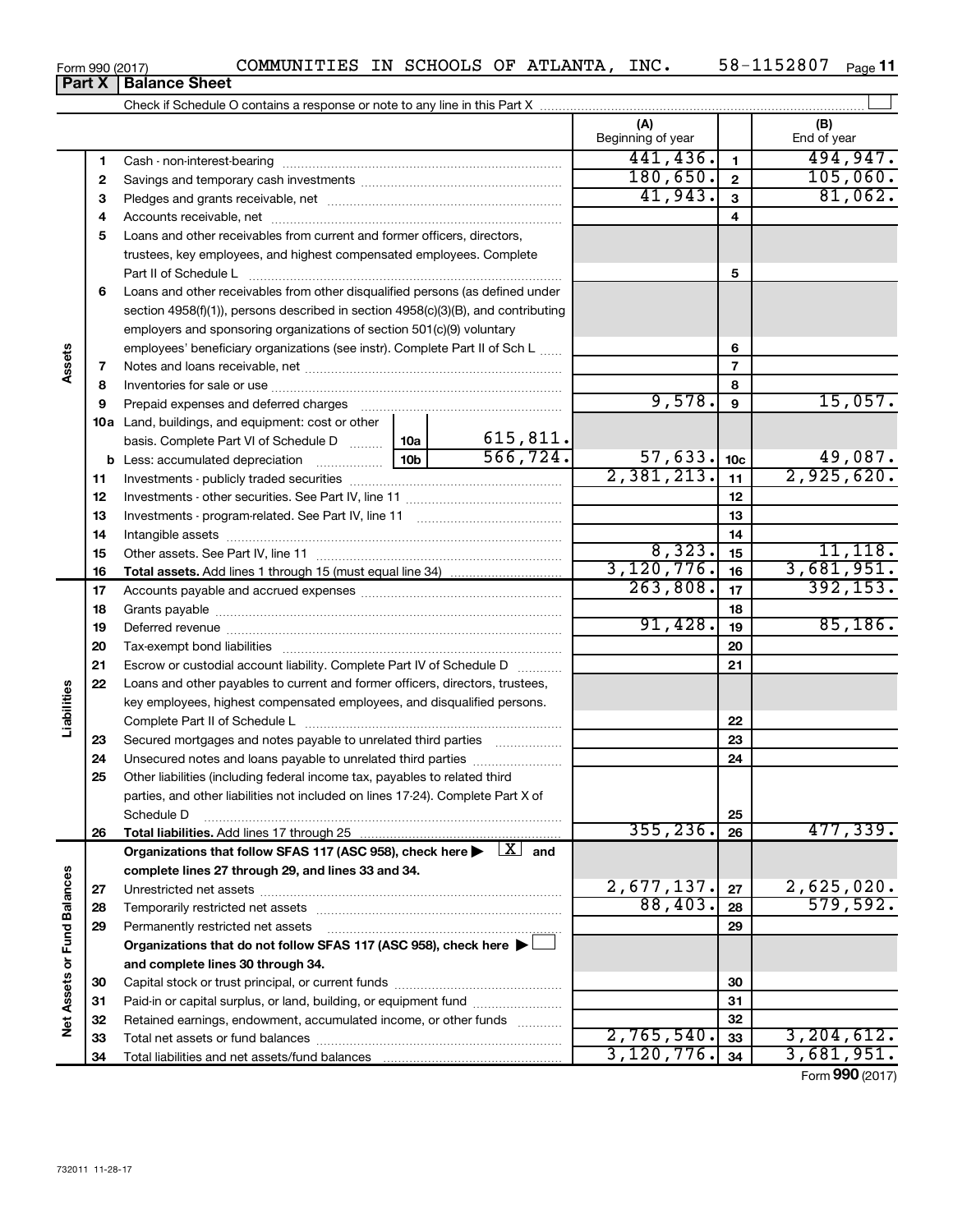Form 990 (2017) COMMUNITIES IN SCHOOLS OF ATLANTA, INC. 58-1152807

## Part X | Balance Sheet

Check if Schedule O contains a response or note to any line in this Part X

| | | | | | (A) Beginning of year | | (B) End of year |
|---|---|---|---|---|---|---|---|
| Assets | 1 | Cash - non-interest-bearing | | | 441,436. | 1 | 494,947. |
| | 2 | Savings and temporary cash investments | | | 180,650. | 2 | 105,060. |
| | 3 | Pledges and grants receivable, net | | | 41,943. | 3 | 81,062. |
| | 4 | Accounts receivable, net | | | | 4 | |
| | 5 | Loans and other receivables from current and former officers, directors, trustees, key employees, and highest compensated employees. Complete Part II of Schedule L | | | | 5 | |
| | 6 | Loans and other receivables from other disqualified persons (as defined under section 4958(f)(1)), persons described in section 4958(c)(3)(B), and contributing employers and sponsoring organizations of section 501(c)(9) voluntary employees' beneficiary organizations (see instr). Complete Part II of Sch L | | | | 6 | |
| | 7 | Notes and loans receivable, net | | | | 7 | |
| | 8 | Inventories for sale or use | | | | 8 | |
| | 9 | Prepaid expenses and deferred charges | | | 9,578. | 9 | 15,057. |
| | 10a | Land, buildings, and equipment: cost or other basis. Complete Part VI of Schedule D | 10a | 615,811. | | | |
| | b | Less: accumulated depreciation | 10b | 566,724. | 57,633. | 10c | 49,087. |
| | 11 | Investments - publicly traded securities | | | 2,381,213. | 11 | 2,925,620. |
| | 12 | Investments - other securities. See Part IV, line 11 | | | | 12 | |
| | 13 | Investments - program-related. See Part IV, line 11 | | | | 13 | |
| | 14 | Intangible assets | | | | 14 | |
| | 15 | Other assets. See Part IV, line 11 | | | 8,323. | 15 | 11,118. |
| | 16 | **Total assets.** Add lines 1 through 15 (must equal line 34) | | | 3,120,776. | 16 | 3,681,951. |
| Liabilities | 17 | Accounts payable and accrued expenses | | | 263,808. | 17 | 392,153. |
| | 18 | Grants payable | | | | 18 | |
| | 19 | Deferred revenue | | | 91,428. | 19 | 85,186. |
| | 20 | Tax-exempt bond liabilities | | | | 20 | |
| | 21 | Escrow or custodial account liability. Complete Part IV of Schedule D | | | | 21 | |
| | 22 | Loans and other payables to current and former officers, directors, trustees, key employees, highest compensated employees, and disqualified persons. Complete Part II of Schedule L | | | | 22 | |
| | 23 | Secured mortgages and notes payable to unrelated third parties | | | | 23 | |
| | 24 | Unsecured notes and loans payable to unrelated third parties | | | | 24 | |
| | 25 | Other liabilities (including federal income tax, payables to related third parties, and other liabilities not included on lines 17-24). Complete Part X of Schedule D | | | | 25 | |
| | 26 | **Total liabilities.** Add lines 17 through 25 | | | 355,236. | 26 | 477,339. |
| Net Assets or Fund Balances | | **Organizations that follow SFAS 117 (ASC 958), check here ▶ [X] and complete lines 27 through 29, and lines 33 and 34.** | | | | | |
| | 27 | Unrestricted net assets | | | 2,677,137. | 27 | 2,625,020. |
| | 28 | Temporarily restricted net assets | | | 88,403. | 28 | 579,592. |
| | 29 | Permanently restricted net assets | | | | 29 | |
| | | **Organizations that do not follow SFAS 117 (ASC 958), check here ▶ [ ] and complete lines 30 through 34.** | | | | | |
| | 30 | Capital stock or trust principal, or current funds | | | | 30 | |
| | 31 | Paid-in or capital surplus, or land, building, or equipment fund | | | | 31 | |
| | 32 | Retained earnings, endowment, accumulated income, or other funds | | | | 32 | |
| | 33 | Total net assets or fund balances | | | 2,765,540. | 33 | 3,204,612. |
| | 34 | Total liabilities and net assets/fund balances | | | 3,120,776. | 34 | 3,681,951. |

Form **990** (2017)

732011 11-28-17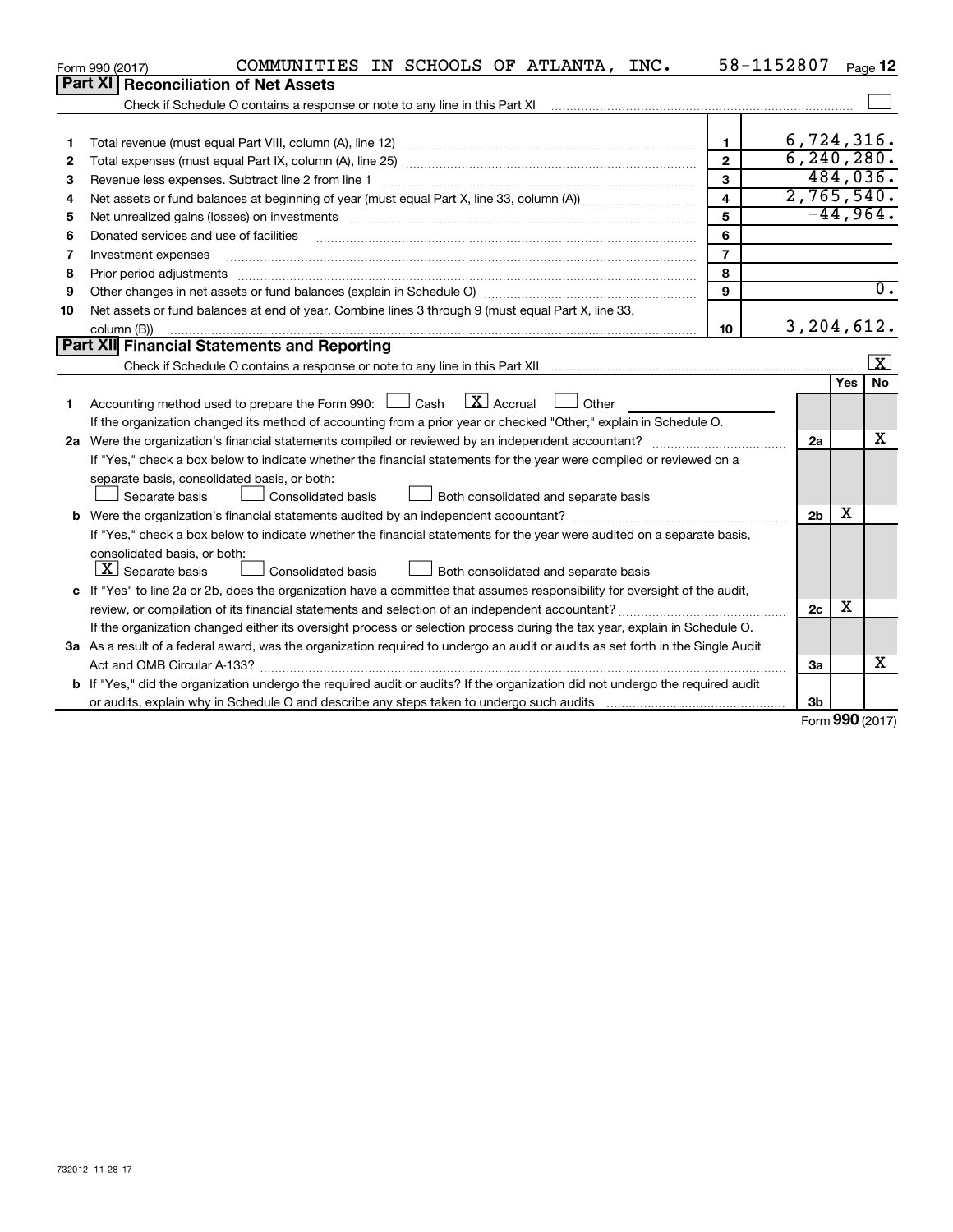Form 990 (2017) COMMUNITIES IN SCHOOLS OF ATLANTA, INC. 58-1152807 Page 12

## Part XI Reconciliation of Net Assets

Check if Schedule O contains a response or note to any line in this Part XI ☐

| | | | |
|---|---|---|---|
| 1 | Total revenue (must equal Part VIII, column (A), line 12) | 1 | 6,724,316. |
| 2 | Total expenses (must equal Part IX, column (A), line 25) | 2 | 6,240,280. |
| 3 | Revenue less expenses. Subtract line 2 from line 1 | 3 | 484,036. |
| 4 | Net assets or fund balances at beginning of year (must equal Part X, line 33, column (A)) | 4 | 2,765,540. |
| 5 | Net unrealized gains (losses) on investments | 5 | -44,964. |
| 6 | Donated services and use of facilities | 6 | |
| 7 | Investment expenses | 7 | |
| 8 | Prior period adjustments | 8 | |
| 9 | Other changes in net assets or fund balances (explain in Schedule O) | 9 | 0. |
| 10 | Net assets or fund balances at end of year. Combine lines 3 through 9 (must equal Part X, line 33, column (B)) | 10 | 3,204,612. |

## Part XII Financial Statements and Reporting

Check if Schedule O contains a response or note to any line in this Part XII ☒

| | | | Yes | No |
|---|---|---|---|---|
| 1 | Accounting method used to prepare the Form 990: ☐ Cash ☒ Accrual ☐ Other<br>If the organization changed its method of accounting from a prior year or checked "Other," explain in Schedule O. | | | |
| 2a | Were the organization's financial statements compiled or reviewed by an independent accountant?<br>If "Yes," check a box below to indicate whether the financial statements for the year were compiled or reviewed on a separate basis, consolidated basis, or both:<br>☐ Separate basis ☐ Consolidated basis ☐ Both consolidated and separate basis | 2a | | X |
| b | Were the organization's financial statements audited by an independent accountant?<br>If "Yes," check a box below to indicate whether the financial statements for the year were audited on a separate basis, consolidated basis, or both:<br>☒ Separate basis ☐ Consolidated basis ☐ Both consolidated and separate basis | 2b | X | |
| c | If "Yes" to line 2a or 2b, does the organization have a committee that assumes responsibility for oversight of the audit, review, or compilation of its financial statements and selection of an independent accountant?<br>If the organization changed either its oversight process or selection process during the tax year, explain in Schedule O. | 2c | X | |
| 3a | As a result of a federal award, was the organization required to undergo an audit or audits as set forth in the Single Audit Act and OMB Circular A-133? | 3a | | X |
| b | If "Yes," did the organization undergo the required audit or audits? If the organization did not undergo the required audit or audits, explain why in Schedule O and describe any steps taken to undergo such audits | 3b | | |

Form 990 (2017)

732012 11-28-17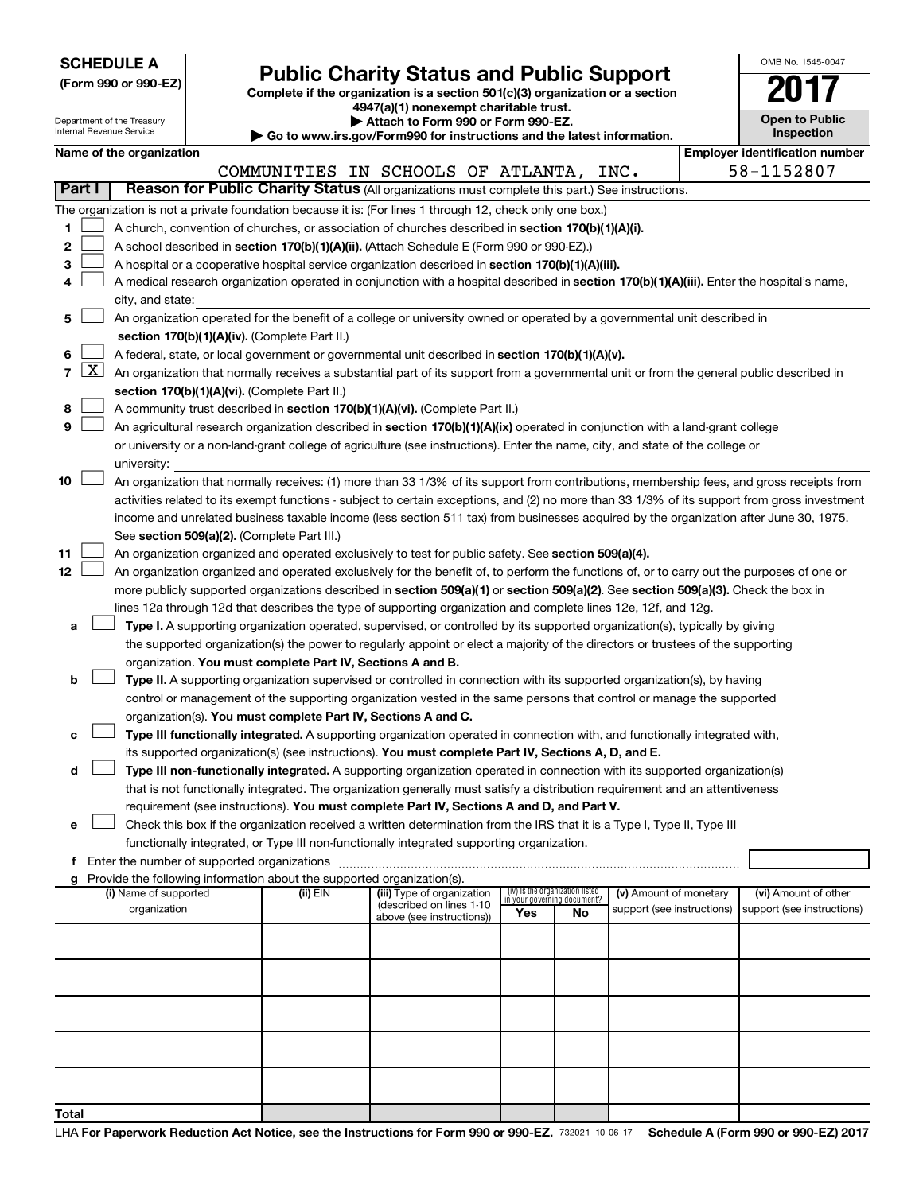**SCHEDULE A**
**(Form 990 or 990-EZ)**

Department of the Treasury
Internal Revenue Service

# Public Charity Status and Public Support

**Complete if the organization is a section 501(c)(3) organization or a section 4947(a)(1) nonexempt charitable trust.**
**▶ Attach to Form 990 or Form 990-EZ.**
**▶ Go to www.irs.gov/Form990 for instructions and the latest information.**

OMB No. 1545-0047

**2017**

**Open to Public Inspection**

**Name of the organization**
COMMUNITIES IN SCHOOLS OF ATLANTA, INC.

**Employer identification number**
58-1152807

**Part I** **Reason for Public Charity Status** (All organizations must complete this part.) See instructions.

The organization is not a private foundation because it is: (For lines 1 through 12, check only one box.)

1 ☐ A church, convention of churches, or association of churches described in **section 170(b)(1)(A)(i).**

2 ☐ A school described in **section 170(b)(1)(A)(ii).** (Attach Schedule E (Form 990 or 990-EZ).)

3 ☐ A hospital or a cooperative hospital service organization described in **section 170(b)(1)(A)(iii).**

4 ☐ A medical research organization operated in conjunction with a hospital described in **section 170(b)(1)(A)(iii).** Enter the hospital's name, city, and state:

5 ☐ An organization operated for the benefit of a college or university owned or operated by a governmental unit described in **section 170(b)(1)(A)(iv).** (Complete Part II.)

6 ☐ A federal, state, or local government or governmental unit described in **section 170(b)(1)(A)(v).**

7 ☒ An organization that normally receives a substantial part of its support from a governmental unit or from the general public described in **section 170(b)(1)(A)(vi).** (Complete Part II.)

8 ☐ A community trust described in **section 170(b)(1)(A)(vi).** (Complete Part II.)

9 ☐ An agricultural research organization described in **section 170(b)(1)(A)(ix)** operated in conjunction with a land-grant college or university or a non-land-grant college of agriculture (see instructions). Enter the name, city, and state of the college or university:

10 ☐ An organization that normally receives: (1) more than 33 1/3% of its support from contributions, membership fees, and gross receipts from activities related to its exempt functions - subject to certain exceptions, and (2) no more than 33 1/3% of its support from gross investment income and unrelated business taxable income (less section 511 tax) from businesses acquired by the organization after June 30, 1975. See **section 509(a)(2).** (Complete Part III.)

11 ☐ An organization organized and operated exclusively to test for public safety. See **section 509(a)(4).**

12 ☐ An organization organized and operated exclusively for the benefit of, to perform the functions of, or to carry out the purposes of one or more publicly supported organizations described in **section 509(a)(1)** or **section 509(a)(2)**. See **section 509(a)(3).** Check the box in lines 12a through 12d that describes the type of supporting organization and complete lines 12e, 12f, and 12g.

a ☐ **Type I.** A supporting organization operated, supervised, or controlled by its supported organization(s), typically by giving the supported organization(s) the power to regularly appoint or elect a majority of the directors or trustees of the supporting organization. **You must complete Part IV, Sections A and B.**

b ☐ **Type II.** A supporting organization supervised or controlled in connection with its supported organization(s), by having control or management of the supporting organization vested in the same persons that control or manage the supported organization(s). **You must complete Part IV, Sections A and C.**

c ☐ **Type III functionally integrated.** A supporting organization operated in connection with, and functionally integrated with, its supported organization(s) (see instructions). **You must complete Part IV, Sections A, D, and E.**

d ☐ **Type III non-functionally integrated.** A supporting organization operated in connection with its supported organization(s) that is not functionally integrated. The organization generally must satisfy a distribution requirement and an attentiveness requirement (see instructions). **You must complete Part IV, Sections A and D, and Part V.**

e ☐ Check this box if the organization received a written determination from the IRS that it is a Type I, Type II, Type III functionally integrated, or Type III non-functionally integrated supporting organization.

f Enter the number of supported organizations

g Provide the following information about the supported organization(s).

| (i) Name of supported organization | (ii) EIN | (iii) Type of organization (described on lines 1-10 above (see instructions)) | (iv) Is the organization listed in your governing document? Yes | No | (v) Amount of monetary support (see instructions) | (vi) Amount of other support (see instructions) |
|---|---|---|---|---|---|---|
| | | | | | | |
| | | | | | | |
| | | | | | | |
| | | | | | | |
| | | | | | | |
| **Total** | | | | | | |

LHA **For Paperwork Reduction Act Notice, see the Instructions for Form 990 or 990-EZ.** 732021 10-06-17 **Schedule A (Form 990 or 990-EZ) 2017**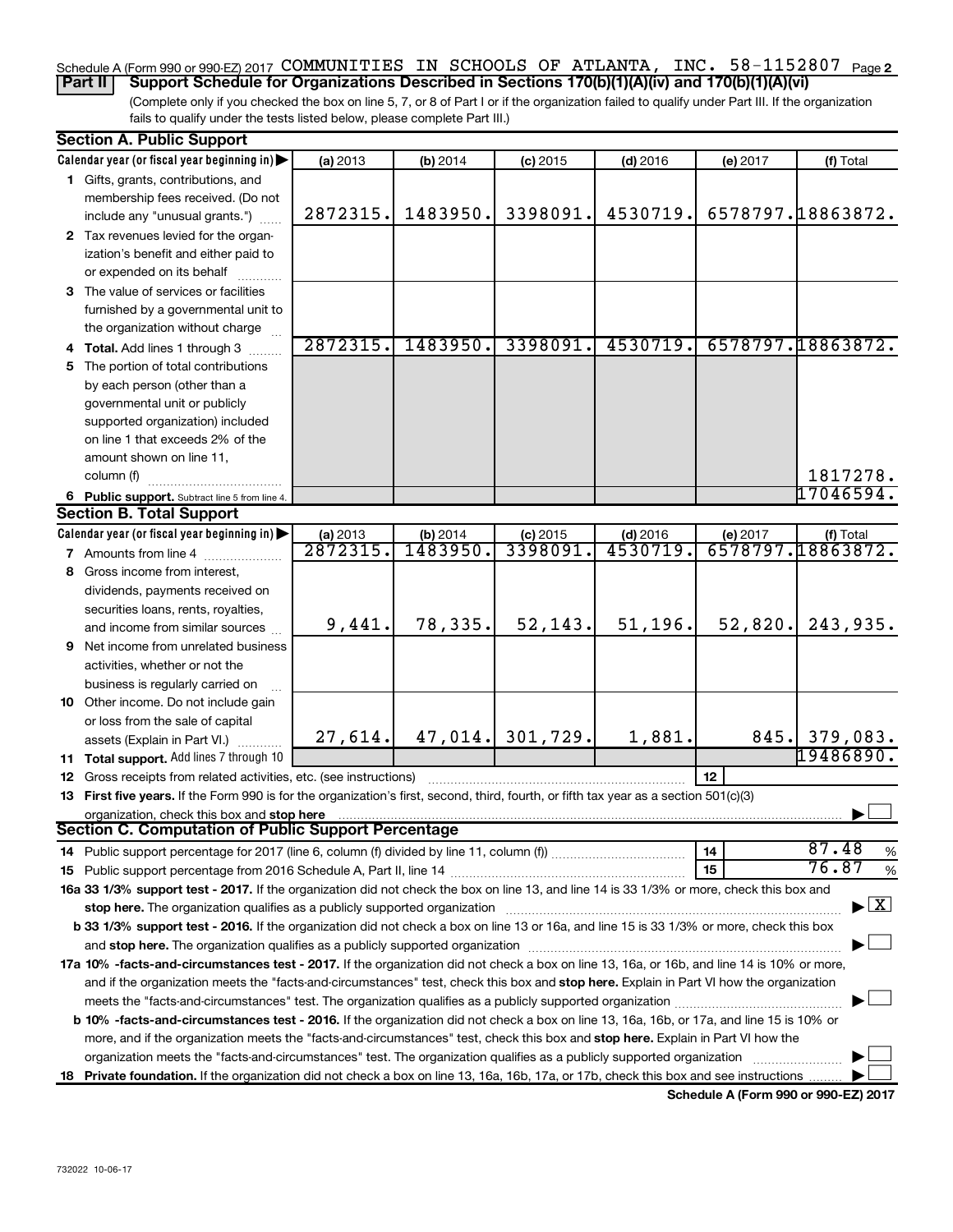Schedule A (Form 990 or 990-EZ) 2017 COMMUNITIES IN SCHOOLS OF ATLANTA, INC. 58-1152807 Page 2

**Part II | Support Schedule for Organizations Described in Sections 170(b)(1)(A)(iv) and 170(b)(1)(A)(vi)**

(Complete only if you checked the box on line 5, 7, or 8 of Part I or if the organization failed to qualify under Part III. If the organization fails to qualify under the tests listed below, please complete Part III.)

## Section A. Public Support

| Calendar year (or fiscal year beginning in) ▶ | (a) 2013 | (b) 2014 | (c) 2015 | (d) 2016 | (e) 2017 | (f) Total |
|---|---|---|---|---|---|---|
| **1** Gifts, grants, contributions, and membership fees received. (Do not include any "unusual grants.") | 2872315. | 1483950. | 3398091. | 4530719. | 6578797. | 18863872. |
| **2** Tax revenues levied for the organization's benefit and either paid to or expended on its behalf | | | | | | |
| **3** The value of services or facilities furnished by a governmental unit to the organization without charge | | | | | | |
| **4 Total.** Add lines 1 through 3 | 2872315. | 1483950. | 3398091. | 4530719. | 6578797. | 18863872. |
| **5** The portion of total contributions by each person (other than a governmental unit or publicly supported organization) included on line 1 that exceeds 2% of the amount shown on line 11, column (f) | | | | | | 1817278. |
| **6 Public support.** Subtract line 5 from line 4. | | | | | | 17046594. |

## Section B. Total Support

| Calendar year (or fiscal year beginning in) ▶ | (a) 2013 | (b) 2014 | (c) 2015 | (d) 2016 | (e) 2017 | (f) Total |
|---|---|---|---|---|---|---|
| **7** Amounts from line 4 | 2872315. | 1483950. | 3398091. | 4530719. | 6578797. | 18863872. |
| **8** Gross income from interest, dividends, payments received on securities loans, rents, royalties, and income from similar sources | 9,441. | 78,335. | 52,143. | 51,196. | 52,820. | 243,935. |
| **9** Net income from unrelated business activities, whether or not the business is regularly carried on | | | | | | |
| **10** Other income. Do not include gain or loss from the sale of capital assets (Explain in Part VI.) | 27,614. | 47,014. | 301,729. | 1,881. | 845. | 379,083. |
| **11 Total support.** Add lines 7 through 10 | | | | | | 19486890. |
| **12** Gross receipts from related activities, etc. (see instructions) | | | | | **12** | |

**13 First five years.** If the Form 990 is for the organization's first, second, third, fourth, or fifth tax year as a section 501(c)(3) organization, check this box and **stop here** ▶ ☐

## Section C. Computation of Public Support Percentage

| | | |
|---|---|---|
| **14** Public support percentage for 2017 (line 6, column (f) divided by line 11, column (f)) | **14** | 87.48 % |
| **15** Public support percentage from 2016 Schedule A, Part II, line 14 | **15** | 76.87 % |

**16a 33 1/3% support test - 2017.** If the organization did not check the box on line 13, and line 14 is 33 1/3% or more, check this box and **stop here.** The organization qualifies as a publicly supported organization ▶ ☒

**b 33 1/3% support test - 2016.** If the organization did not check a box on line 13 or 16a, and line 15 is 33 1/3% or more, check this box and **stop here.** The organization qualifies as a publicly supported organization ▶ ☐

**17a 10% -facts-and-circumstances test - 2017.** If the organization did not check a box on line 13, 16a, or 16b, and line 14 is 10% or more, and if the organization meets the "facts-and-circumstances" test, check this box and **stop here.** Explain in Part VI how the organization meets the "facts-and-circumstances" test. The organization qualifies as a publicly supported organization ▶ ☐

**b 10% -facts-and-circumstances test - 2016.** If the organization did not check a box on line 13, 16a, 16b, or 17a, and line 15 is 10% or more, and if the organization meets the "facts-and-circumstances" test, check this box and **stop here.** Explain in Part VI how the organization meets the "facts-and-circumstances" test. The organization qualifies as a publicly supported organization ▶ ☐

**18 Private foundation.** If the organization did not check a box on line 13, 16a, 16b, 17a, or 17b, check this box and see instructions ▶ ☐

**Schedule A (Form 990 or 990-EZ) 2017**

732022 10-06-17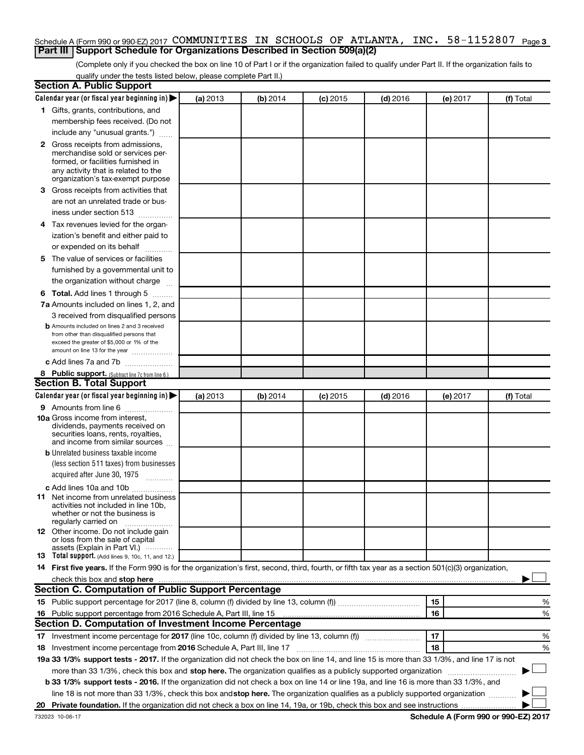Schedule A (Form 990 or 990-EZ) 2017 COMMUNITIES IN SCHOOLS OF ATLANTA, INC. 58-1152807 Page 3

## Part III Support Schedule for Organizations Described in Section 509(a)(2)

(Complete only if you checked the box on line 10 of Part I or if the organization failed to qualify under Part II. If the organization fails to qualify under the tests listed below, please complete Part II.)

### Section A. Public Support

| Calendar year (or fiscal year beginning in) ▶ | (a) 2013 | (b) 2014 | (c) 2015 | (d) 2016 | (e) 2017 | (f) Total |
|---|---|---|---|---|---|---|
| **1** Gifts, grants, contributions, and membership fees received. (Do not include any "unusual grants.") | | | | | | |
| **2** Gross receipts from admissions, merchandise sold or services performed, or facilities furnished in any activity that is related to the organization's tax-exempt purpose | | | | | | |
| **3** Gross receipts from activities that are not an unrelated trade or business under section 513 | | | | | | |
| **4** Tax revenues levied for the organization's benefit and either paid to or expended on its behalf | | | | | | |
| **5** The value of services or facilities furnished by a governmental unit to the organization without charge | | | | | | |
| **6 Total.** Add lines 1 through 5 | | | | | | |
| **7a** Amounts included on lines 1, 2, and 3 received from disqualified persons | | | | | | |
| **b** Amounts included on lines 2 and 3 received from other than disqualified persons that exceed the greater of $5,000 or 1% of the amount on line 13 for the year | | | | | | |
| **c** Add lines 7a and 7b | | | | | | |
| **8 Public support.** (Subtract line 7c from line 6.) | | | | | | |

### Section B. Total Support

| Calendar year (or fiscal year beginning in) ▶ | (a) 2013 | (b) 2014 | (c) 2015 | (d) 2016 | (e) 2017 | (f) Total |
|---|---|---|---|---|---|---|
| **9** Amounts from line 6 | | | | | | |
| **10a** Gross income from interest, dividends, payments received on securities loans, rents, royalties, and income from similar sources | | | | | | |
| **b** Unrelated business taxable income (less section 511 taxes) from businesses acquired after June 30, 1975 | | | | | | |
| **c** Add lines 10a and 10b | | | | | | |
| **11** Net income from unrelated business activities not included in line 10b, whether or not the business is regularly carried on | | | | | | |
| **12** Other income. Do not include gain or loss from the sale of capital assets (Explain in Part VI.) | | | | | | |
| **13 Total support.** (Add lines 9, 10c, 11, and 12.) | | | | | | |

**14 First five years.** If the Form 990 is for the organization's first, second, third, fourth, or fifth tax year as a section 501(c)(3) organization, check this box and **stop here** ▶ ☐

### Section C. Computation of Public Support Percentage

| | | | |
|---|---|---|---|
| **15** Public support percentage for 2017 (line 8, column (f) divided by line 13, column (f)) | 15 | | % |
| **16** Public support percentage from 2016 Schedule A, Part III, line 15 | 16 | | % |

### Section D. Computation of Investment Income Percentage

| | | | |
|---|---|---|---|
| **17** Investment income percentage for **2017** (line 10c, column (f) divided by line 13, column (f)) | 17 | | % |
| **18** Investment income percentage from **2016** Schedule A, Part III, line 17 | 18 | | % |

**19a 33 1/3% support tests - 2017.** If the organization did not check the box on line 14, and line 15 is more than 33 1/3%, and line 17 is not more than 33 1/3%, check this box and **stop here.** The organization qualifies as a publicly supported organization ▶ ☐

**b 33 1/3% support tests - 2016.** If the organization did not check a box on line 14 or line 19a, and line 16 is more than 33 1/3%, and line 18 is not more than 33 1/3%, check this box and **stop here.** The organization qualifies as a publicly supported organization ▶ ☐

**20 Private foundation.** If the organization did not check a box on line 14, 19a, or 19b, check this box and see instructions ▶ ☐

732023 10-06-17 **Schedule A (Form 990 or 990-EZ) 2017**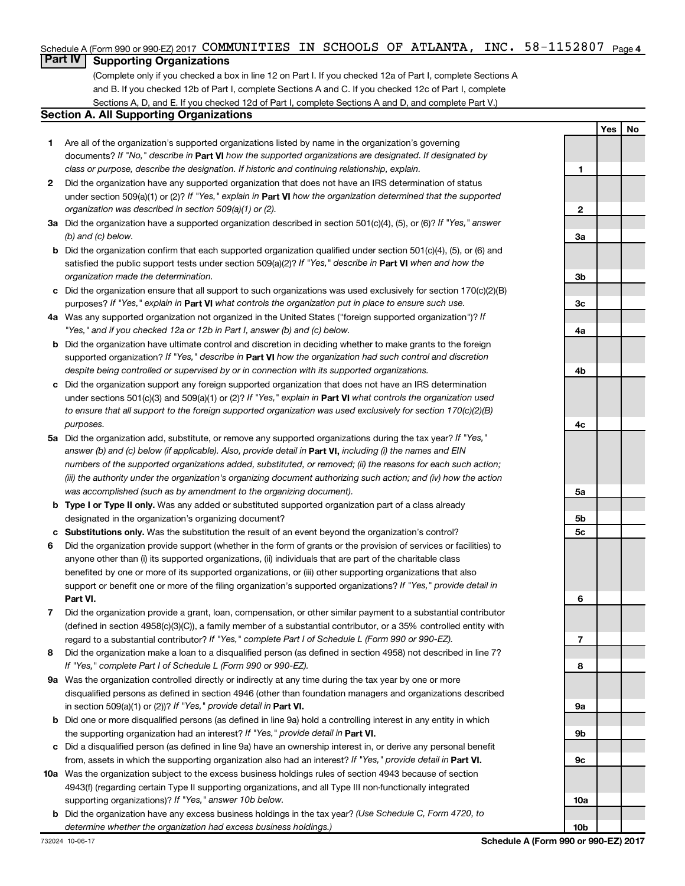Schedule A (Form 990 or 990-EZ) 2017 COMMUNITIES IN SCHOOLS OF ATLANTA, INC. 58-1152807

## Part IV Supporting Organizations

(Complete only if you checked a box in line 12 on Part I. If you checked 12a of Part I, complete Sections A and B. If you checked 12b of Part I, complete Sections A and C. If you checked 12c of Part I, complete Sections A, D, and E. If you checked 12d of Part I, complete Sections A and D, and complete Part V.)

### Section A. All Supporting Organizations

| | | | Yes | No |
|---|---|---|---|---|
| **1** | Are all of the organization's supported organizations listed by name in the organization's governing documents? *If "No," describe in* **Part VI** *how the supported organizations are designated. If designated by class or purpose, describe the designation. If historic and continuing relationship, explain.* | 1 | | |
| **2** | Did the organization have any supported organization that does not have an IRS determination of status under section 509(a)(1) or (2)? *If "Yes," explain in* **Part VI** *how the organization determined that the supported organization was described in section 509(a)(1) or (2).* | 2 | | |
| **3a** | Did the organization have a supported organization described in section 501(c)(4), (5), or (6)? *If "Yes," answer (b) and (c) below.* | 3a | | |
| **b** | Did the organization confirm that each supported organization qualified under section 501(c)(4), (5), or (6) and satisfied the public support tests under section 509(a)(2)? *If "Yes," describe in* **Part VI** *when and how the organization made the determination.* | 3b | | |
| **c** | Did the organization ensure that all support to such organizations was used exclusively for section 170(c)(2)(B) purposes? *If "Yes," explain in* **Part VI** *what controls the organization put in place to ensure such use.* | 3c | | |
| **4a** | Was any supported organization not organized in the United States ("foreign supported organization")? *If "Yes," and if you checked 12a or 12b in Part I, answer (b) and (c) below.* | 4a | | |
| **b** | Did the organization have ultimate control and discretion in deciding whether to make grants to the foreign supported organization? *If "Yes," describe in* **Part VI** *how the organization had such control and discretion despite being controlled or supervised by or in connection with its supported organizations.* | 4b | | |
| **c** | Did the organization support any foreign supported organization that does not have an IRS determination under sections 501(c)(3) and 509(a)(1) or (2)? *If "Yes," explain in* **Part VI** *what controls the organization used to ensure that all support to the foreign supported organization was used exclusively for section 170(c)(2)(B) purposes.* | 4c | | |
| **5a** | Did the organization add, substitute, or remove any supported organizations during the tax year? *If "Yes," answer (b) and (c) below (if applicable). Also, provide detail in* **Part VI,** *including (i) the names and EIN numbers of the supported organizations added, substituted, or removed; (ii) the reasons for each such action; (iii) the authority under the organization's organizing document authorizing such action; and (iv) how the action was accomplished (such as by amendment to the organizing document).* | 5a | | |
| **b** | **Type I or Type II only.** Was any added or substituted supported organization part of a class already designated in the organization's organizing document? | 5b | | |
| **c** | **Substitutions only.** Was the substitution the result of an event beyond the organization's control? | 5c | | |
| **6** | Did the organization provide support (whether in the form of grants or the provision of services or facilities) to anyone other than (i) its supported organizations, (ii) individuals that are part of the charitable class benefited by one or more of its supported organizations, or (iii) other supporting organizations that also support or benefit one or more of the filing organization's supported organizations? *If "Yes," provide detail in* **Part VI.** | 6 | | |
| **7** | Did the organization provide a grant, loan, compensation, or other similar payment to a substantial contributor (defined in section 4958(c)(3)(C)), a family member of a substantial contributor, or a 35% controlled entity with regard to a substantial contributor? *If "Yes," complete Part I of Schedule L (Form 990 or 990-EZ).* | 7 | | |
| **8** | Did the organization make a loan to a disqualified person (as defined in section 4958) not described in line 7? *If "Yes," complete Part I of Schedule L (Form 990 or 990-EZ).* | 8 | | |
| **9a** | Was the organization controlled directly or indirectly at any time during the tax year by one or more disqualified persons as defined in section 4946 (other than foundation managers and organizations described in section 509(a)(1) or (2))? *If "Yes," provide detail in* **Part VI.** | 9a | | |
| **b** | Did one or more disqualified persons (as defined in line 9a) hold a controlling interest in any entity in which the supporting organization had an interest? *If "Yes," provide detail in* **Part VI.** | 9b | | |
| **c** | Did a disqualified person (as defined in line 9a) have an ownership interest in, or derive any personal benefit from, assets in which the supporting organization also had an interest? *If "Yes," provide detail in* **Part VI.** | 9c | | |
| **10a** | Was the organization subject to the excess business holdings rules of section 4943 because of section 4943(f) (regarding certain Type II supporting organizations, and all Type III non-functionally integrated supporting organizations)? *If "Yes," answer 10b below.* | 10a | | |
| **b** | Did the organization have any excess business holdings in the tax year? *(Use Schedule C, Form 4720, to determine whether the organization had excess business holdings.)* | 10b | | |

732024 10-06-17 **Schedule A (Form 990 or 990-EZ) 2017**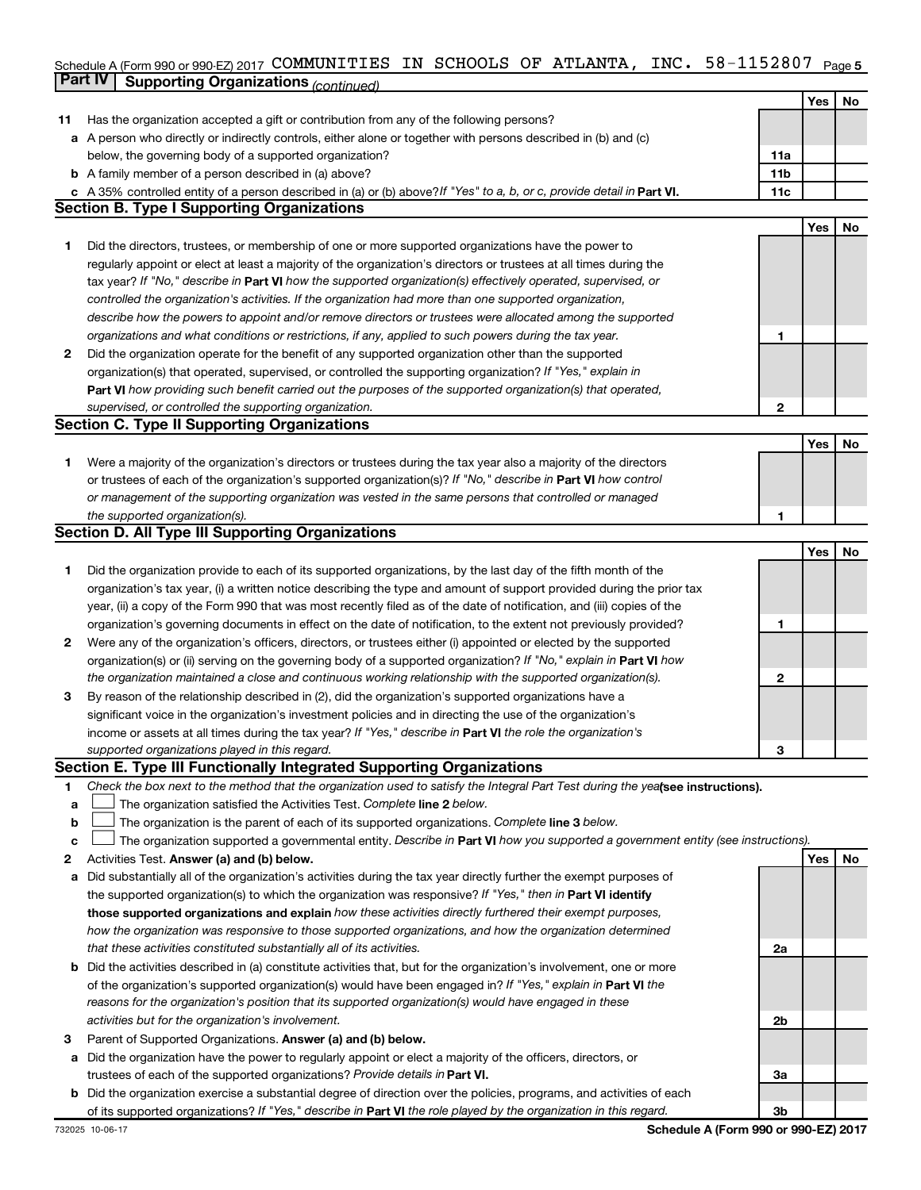Schedule A (Form 990 or 990-EZ) 2017 COMMUNITIES IN SCHOOLS OF ATLANTA, INC. 58-1152807 Page 5

## Part IV Supporting Organizations *(continued)*

| | | | Yes | No |
|---|---|---|---|---|
| **11** | Has the organization accepted a gift or contribution from any of the following persons? | | | |
| **a** | A person who directly or indirectly controls, either alone or together with persons described in (b) and (c) below, the governing body of a supported organization? | 11a | | |
| **b** | A family member of a person described in (a) above? | 11b | | |
| **c** | A 35% controlled entity of a person described in (a) or (b) above? *If "Yes" to a, b, or c, provide detail in* **Part VI.** | 11c | | |

### Section B. Type I Supporting Organizations

| | | | Yes | No |
|---|---|---|---|---|
| **1** | Did the directors, trustees, or membership of one or more supported organizations have the power to regularly appoint or elect at least a majority of the organization's directors or trustees at all times during the tax year? *If "No," describe in* **Part VI** *how the supported organization(s) effectively operated, supervised, or controlled the organization's activities. If the organization had more than one supported organization, describe how the powers to appoint and/or remove directors or trustees were allocated among the supported organizations and what conditions or restrictions, if any, applied to such powers during the tax year.* | 1 | | |
| **2** | Did the organization operate for the benefit of any supported organization other than the supported organization(s) that operated, supervised, or controlled the supporting organization? *If "Yes," explain in* **Part VI** *how providing such benefit carried out the purposes of the supported organization(s) that operated, supervised, or controlled the supporting organization.* | 2 | | |

### Section C. Type II Supporting Organizations

| | | | Yes | No |
|---|---|---|---|---|
| **1** | Were a majority of the organization's directors or trustees during the tax year also a majority of the directors or trustees of each of the organization's supported organization(s)? *If "No," describe in* **Part VI** *how control or management of the supporting organization was vested in the same persons that controlled or managed the supported organization(s).* | 1 | | |

### Section D. All Type III Supporting Organizations

| | | | Yes | No |
|---|---|---|---|---|
| **1** | Did the organization provide to each of its supported organizations, by the last day of the fifth month of the organization's tax year, (i) a written notice describing the type and amount of support provided during the prior tax year, (ii) a copy of the Form 990 that was most recently filed as of the date of notification, and (iii) copies of the organization's governing documents in effect on the date of notification, to the extent not previously provided? | 1 | | |
| **2** | Were any of the organization's officers, directors, or trustees either (i) appointed or elected by the supported organization(s) or (ii) serving on the governing body of a supported organization? *If "No," explain in* **Part VI** *how the organization maintained a close and continuous working relationship with the supported organization(s).* | 2 | | |
| **3** | By reason of the relationship described in (2), did the organization's supported organizations have a significant voice in the organization's investment policies and in directing the use of the organization's income or assets at all times during the tax year? *If "Yes," describe in* **Part VI** *the role the organization's supported organizations played in this regard.* | 3 | | |

### Section E. Type III Functionally Integrated Supporting Organizations

**1** *Check the box next to the method that the organization used to satisfy the Integral Part Test during the year* **(see instructions).**

- **a** ☐ The organization satisfied the Activities Test. *Complete* **line 2** *below.*
- **b** ☐ The organization is the parent of each of its supported organizations. *Complete* **line 3** *below.*
- **c** ☐ The organization supported a governmental entity. *Describe in* **Part VI** *how you supported a government entity (see instructions).*

| | | | Yes | No |
|---|---|---|---|---|
| **2** | Activities Test. **Answer (a) and (b) below.** | | | |
| **a** | Did substantially all of the organization's activities during the tax year directly further the exempt purposes of the supported organization(s) to which the organization was responsive? *If "Yes," then in* **Part VI identify those supported organizations and explain** *how these activities directly furthered their exempt purposes, how the organization was responsive to those supported organizations, and how the organization determined that these activities constituted substantially all of its activities.* | 2a | | |
| **b** | Did the activities described in (a) constitute activities that, but for the organization's involvement, one or more of the organization's supported organization(s) would have been engaged in? *If "Yes," explain in* **Part VI** *the reasons for the organization's position that its supported organization(s) would have engaged in these activities but for the organization's involvement.* | 2b | | |
| **3** | Parent of Supported Organizations. **Answer (a) and (b) below.** | | | |
| **a** | Did the organization have the power to regularly appoint or elect a majority of the officers, directors, or trustees of each of the supported organizations? *Provide details in* **Part VI.** | 3a | | |
| **b** | Did the organization exercise a substantial degree of direction over the policies, programs, and activities of each of its supported organizations? *If "Yes," describe in* **Part VI** *the role played by the organization in this regard.* | 3b | | |

732025 10-06-17 **Schedule A (Form 990 or 990-EZ) 2017**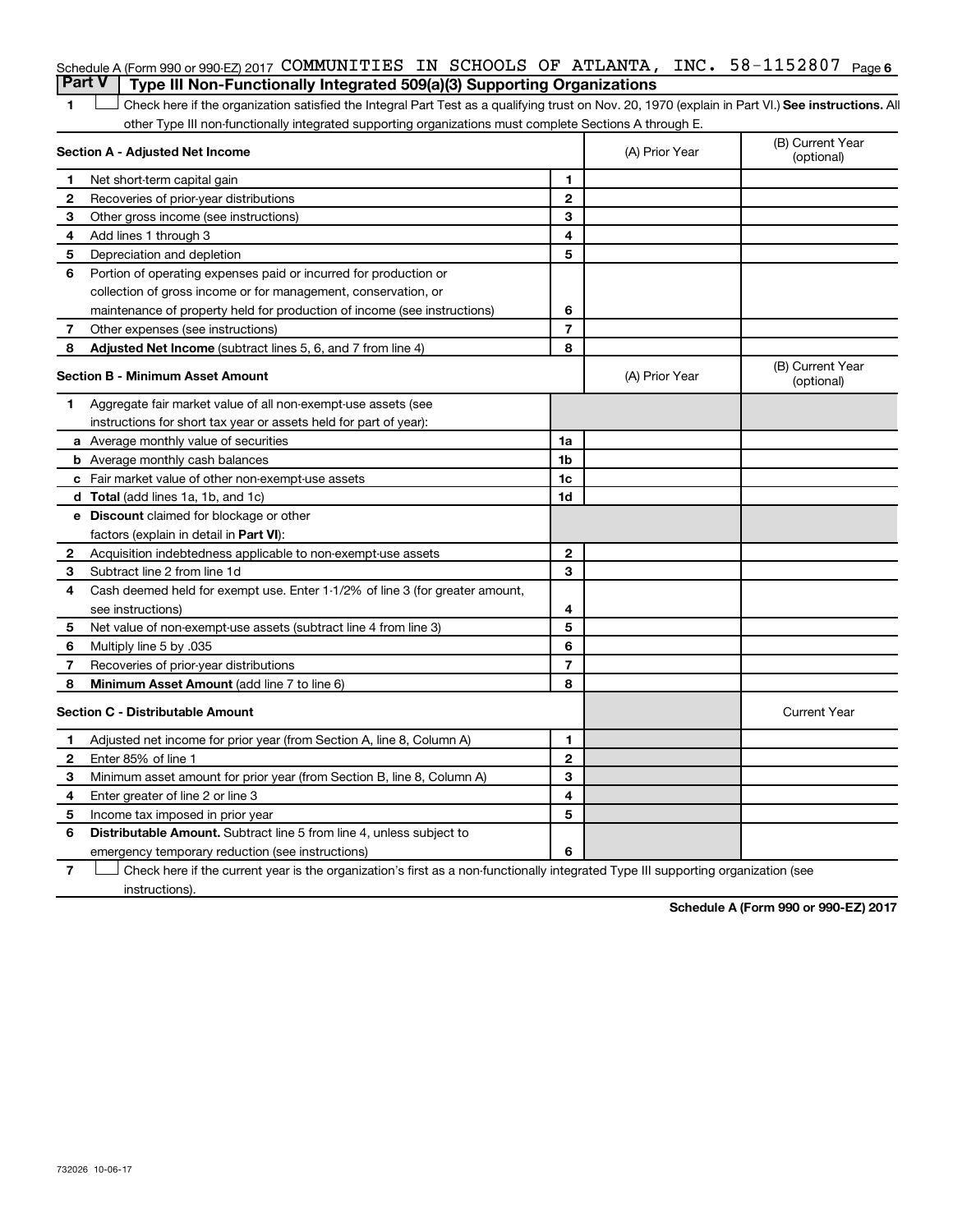Schedule A (Form 990 or 990-EZ) 2017 COMMUNITIES IN SCHOOLS OF ATLANTA, INC. 58-1152807 Page 6

## Part V Type III Non-Functionally Integrated 509(a)(3) Supporting Organizations

1 ☐ Check here if the organization satisfied the Integral Part Test as a qualifying trust on Nov. 20, 1970 (explain in Part VI.) **See instructions.** All other Type III non-functionally integrated supporting organizations must complete Sections A through E.

| **Section A - Adjusted Net Income** | | | (A) Prior Year | (B) Current Year (optional) |
|---|---|---|---|---|
| 1 | Net short-term capital gain | 1 | | |
| 2 | Recoveries of prior-year distributions | 2 | | |
| 3 | Other gross income (see instructions) | 3 | | |
| 4 | Add lines 1 through 3 | 4 | | |
| 5 | Depreciation and depletion | 5 | | |
| 6 | Portion of operating expenses paid or incurred for production or collection of gross income or for management, conservation, or maintenance of property held for production of income (see instructions) | 6 | | |
| 7 | Other expenses (see instructions) | 7 | | |
| 8 | **Adjusted Net Income** (subtract lines 5, 6, and 7 from line 4) | 8 | | |

| **Section B - Minimum Asset Amount** | | | (A) Prior Year | (B) Current Year (optional) |
|---|---|---|---|---|
| 1 | Aggregate fair market value of all non-exempt-use assets (see instructions for short tax year or assets held for part of year): | | | |
| a | Average monthly value of securities | 1a | | |
| b | Average monthly cash balances | 1b | | |
| c | Fair market value of other non-exempt-use assets | 1c | | |
| d | **Total** (add lines 1a, 1b, and 1c) | 1d | | |
| e | **Discount** claimed for blockage or other factors (explain in detail in **Part VI**): | | | |
| 2 | Acquisition indebtedness applicable to non-exempt-use assets | 2 | | |
| 3 | Subtract line 2 from line 1d | 3 | | |
| 4 | Cash deemed held for exempt use. Enter 1-1/2% of line 3 (for greater amount, see instructions) | 4 | | |
| 5 | Net value of non-exempt-use assets (subtract line 4 from line 3) | 5 | | |
| 6 | Multiply line 5 by .035 | 6 | | |
| 7 | Recoveries of prior-year distributions | 7 | | |
| 8 | **Minimum Asset Amount** (add line 7 to line 6) | 8 | | |

| **Section C - Distributable Amount** | | | | Current Year |
|---|---|---|---|---|
| 1 | Adjusted net income for prior year (from Section A, line 8, Column A) | 1 | | |
| 2 | Enter 85% of line 1 | 2 | | |
| 3 | Minimum asset amount for prior year (from Section B, line 8, Column A) | 3 | | |
| 4 | Enter greater of line 2 or line 3 | 4 | | |
| 5 | Income tax imposed in prior year | 5 | | |
| 6 | **Distributable Amount.** Subtract line 5 from line 4, unless subject to emergency temporary reduction (see instructions) | 6 | | |

7 ☐ Check here if the current year is the organization's first as a non-functionally integrated Type III supporting organization (see instructions).

**Schedule A (Form 990 or 990-EZ) 2017**

732026 10-06-17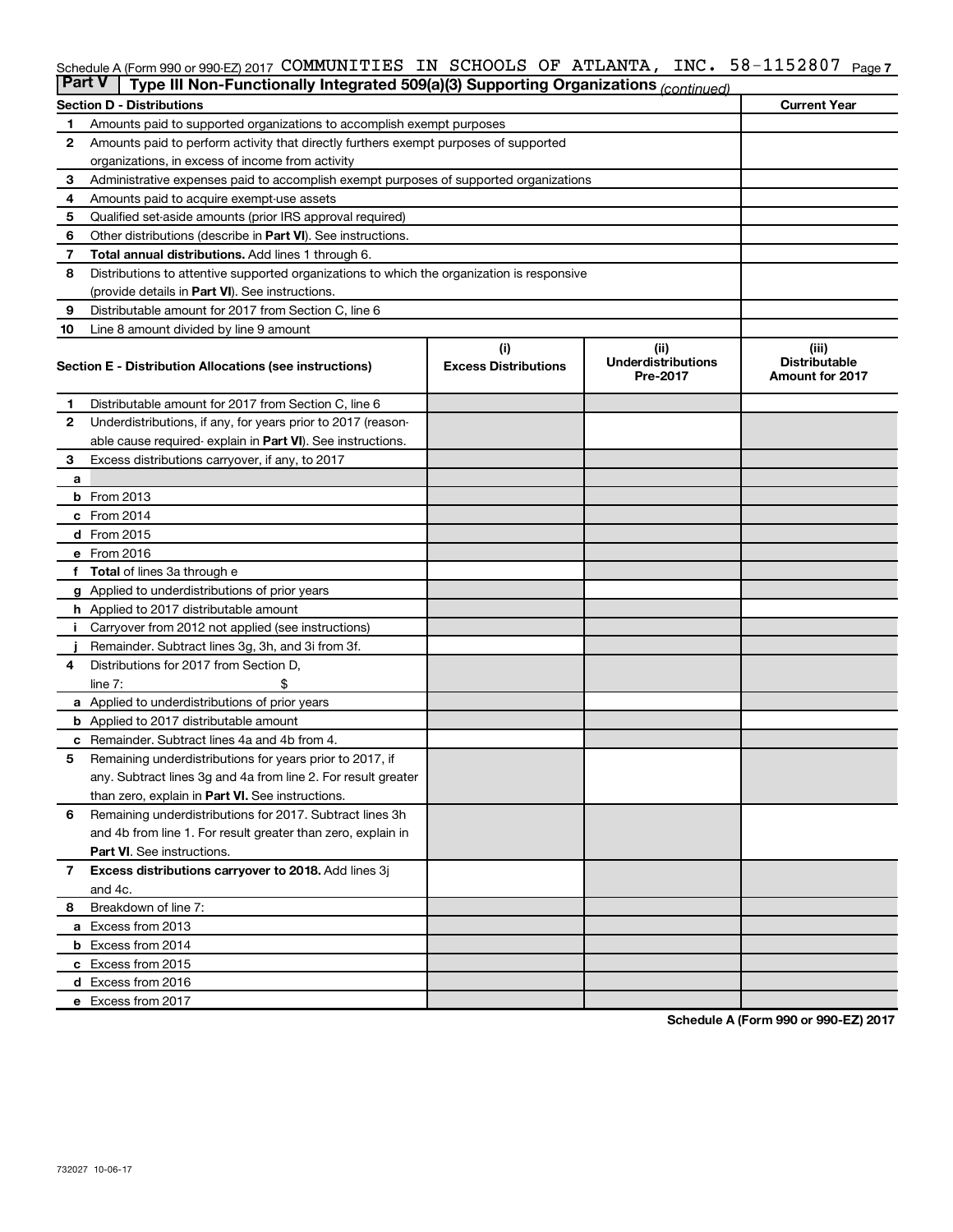Schedule A (Form 990 or 990-EZ) 2017 COMMUNITIES IN SCHOOLS OF ATLANTA, INC. 58-1152807

## Part V — Type III Non-Functionally Integrated 509(a)(3) Supporting Organizations *(continued)*

| Section D - Distributions | | Current Year |
|---|---|---|
| 1 | Amounts paid to supported organizations to accomplish exempt purposes | |
| 2 | Amounts paid to perform activity that directly furthers exempt purposes of supported organizations, in excess of income from activity | |
| 3 | Administrative expenses paid to accomplish exempt purposes of supported organizations | |
| 4 | Amounts paid to acquire exempt-use assets | |
| 5 | Qualified set-aside amounts (prior IRS approval required) | |
| 6 | Other distributions (describe in **Part VI**). See instructions. | |
| 7 | **Total annual distributions.** Add lines 1 through 6. | |
| 8 | Distributions to attentive supported organizations to which the organization is responsive (provide details in **Part VI**). See instructions. | |
| 9 | Distributable amount for 2017 from Section C, line 6 | |
| 10 | Line 8 amount divided by line 9 amount | |

| | Section E - Distribution Allocations (see instructions) | (i) Excess Distributions | (ii) Underdistributions Pre-2017 | (iii) Distributable Amount for 2017 |
|---|---|---|---|---|
| 1 | Distributable amount for 2017 from Section C, line 6 | | | |
| 2 | Underdistributions, if any, for years prior to 2017 (reasonable cause required- explain in **Part VI**). See instructions. | | | |
| 3 | Excess distributions carryover, if any, to 2017 | | | |
| a | | | | |
| b | From 2013 | | | |
| c | From 2014 | | | |
| d | From 2015 | | | |
| e | From 2016 | | | |
| f | **Total** of lines 3a through e | | | |
| g | Applied to underdistributions of prior years | | | |
| h | Applied to 2017 distributable amount | | | |
| i | Carryover from 2012 not applied (see instructions) | | | |
| j | Remainder. Subtract lines 3g, 3h, and 3i from 3f. | | | |
| 4 | Distributions for 2017 from Section D, line 7: $ | | | |
| a | Applied to underdistributions of prior years | | | |
| b | Applied to 2017 distributable amount | | | |
| c | Remainder. Subtract lines 4a and 4b from 4. | | | |
| 5 | Remaining underdistributions for years prior to 2017, if any. Subtract lines 3g and 4a from line 2. For result greater than zero, explain in **Part VI.** See instructions. | | | |
| 6 | Remaining underdistributions for 2017. Subtract lines 3h and 4b from line 1. For result greater than zero, explain in **Part VI**. See instructions. | | | |
| 7 | **Excess distributions carryover to 2018.** Add lines 3j and 4c. | | | |
| 8 | Breakdown of line 7: | | | |
| a | Excess from 2013 | | | |
| b | Excess from 2014 | | | |
| c | Excess from 2015 | | | |
| d | Excess from 2016 | | | |
| e | Excess from 2017 | | | |

**Schedule A (Form 990 or 990-EZ) 2017**

732027 10-06-17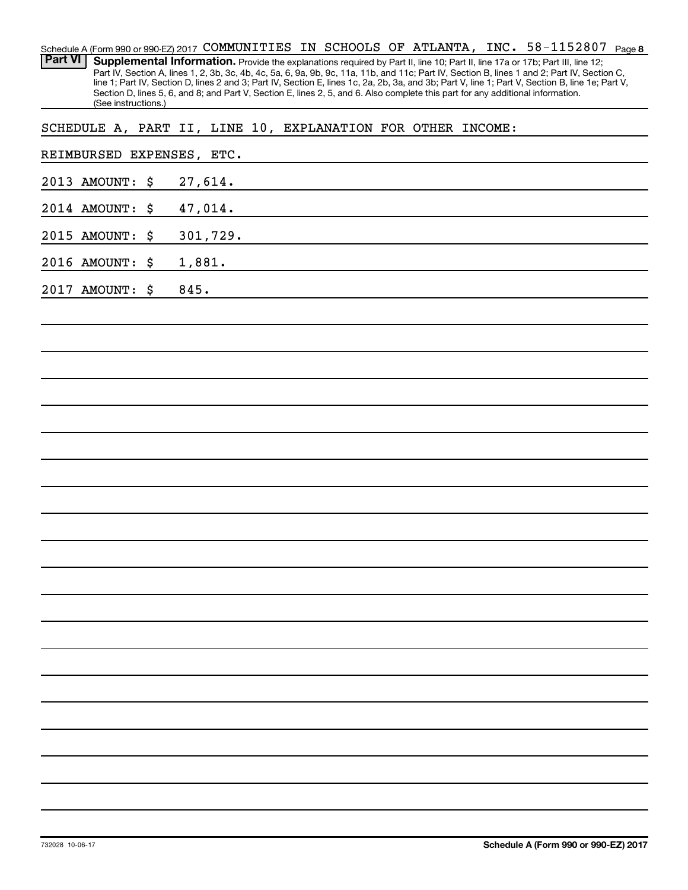Schedule A (Form 990 or 990-EZ) 2017 COMMUNITIES IN SCHOOLS OF ATLANTA, INC. 58-1152807 Page 8

**Part VI** **Supplemental Information.** Provide the explanations required by Part II, line 10; Part II, line 17a or 17b; Part III, line 12; Part IV, Section A, lines 1, 2, 3b, 3c, 4b, 4c, 5a, 6, 9a, 9b, 9c, 11a, 11b, and 11c; Part IV, Section B, lines 1 and 2; Part IV, Section C, line 1; Part IV, Section D, lines 2 and 3; Part IV, Section E, lines 1c, 2a, 2b, 3a, and 3b; Part V, line 1; Part V, Section B, line 1e; Part V, Section D, lines 5, 6, and 8; and Part V, Section E, lines 2, 5, and 6. Also complete this part for any additional information. (See instructions.)

SCHEDULE A, PART II, LINE 10, EXPLANATION FOR OTHER INCOME:

REIMBURSED EXPENSES, ETC.

2013 AMOUNT: $ 27,614.

2014 AMOUNT: $ 47,014.

2015 AMOUNT: $ 301,729.

2016 AMOUNT: $ 1,881.

2017 AMOUNT: $ 845.

732028 10-06-17 **Schedule A (Form 990 or 990-EZ) 2017**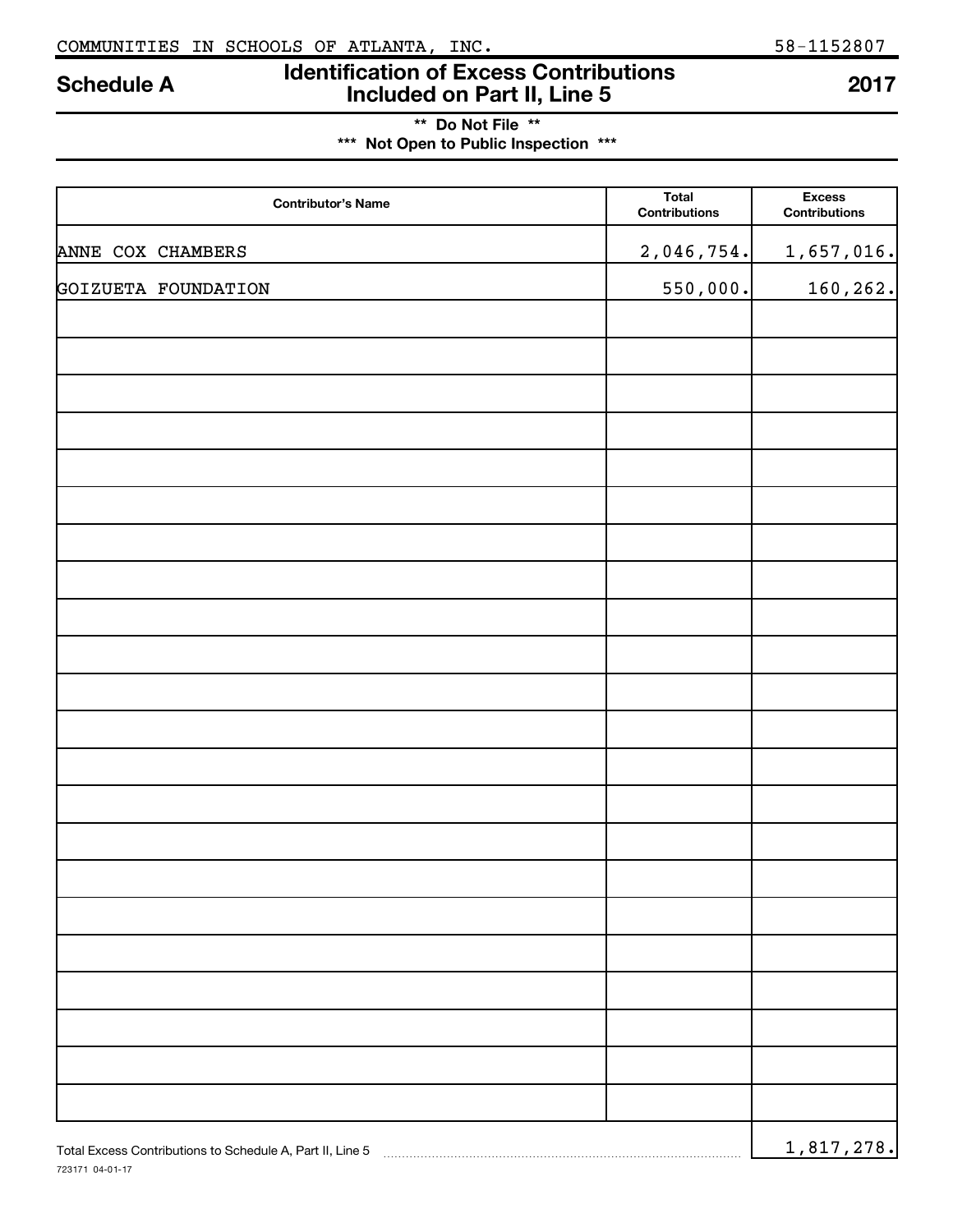COMMUNITIES IN SCHOOLS OF ATLANTA, INC. 58-1152807

# Schedule A — Identification of Excess Contributions Included on Part II, Line 5 — 2017

**\*\* Do Not File \*\***

**\*\*\* Not Open to Public Inspection \*\*\***

| Contributor's Name | Total Contributions | Excess Contributions |
|---|---|---|
| ANNE COX CHAMBERS | 2,046,754. | 1,657,016. |
| GOIZUETA FOUNDATION | 550,000. | 160,262. |

Total Excess Contributions to Schedule A, Part II, Line 5 ........ 1,817,278.

723171 04-01-17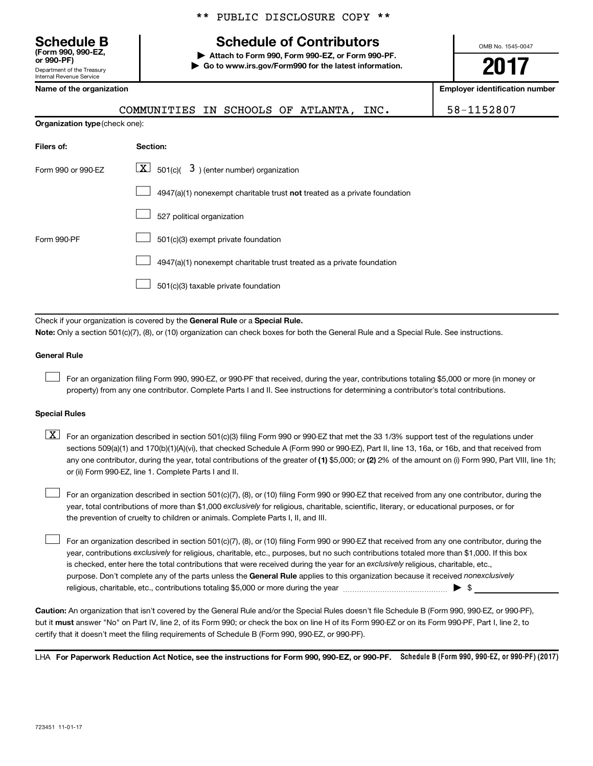** PUBLIC DISCLOSURE COPY **

**Schedule B**
**(Form 990, 990-EZ, or 990-PF)**
Department of the Treasury
Internal Revenue Service

# Schedule of Contributors

▶ **Attach to Form 990, Form 990-EZ, or Form 990-PF.**
▶ **Go to www.irs.gov/Form990 for the latest information.**

OMB No. 1545-0047

**2017**

**Name of the organization**

COMMUNITIES IN SCHOOLS OF ATLANTA, INC.

**Employer identification number**

58-1152807

**Organization type** (check one):

| Filers of: | Section: |
|---|---|
| Form 990 or 990-EZ | [X] 501(c)( 3 ) (enter number) organization |
| | [ ] 4947(a)(1) nonexempt charitable trust **not** treated as a private foundation |
| | [ ] 527 political organization |
| Form 990-PF | [ ] 501(c)(3) exempt private foundation |
| | [ ] 4947(a)(1) nonexempt charitable trust treated as a private foundation |
| | [ ] 501(c)(3) taxable private foundation |

Check if your organization is covered by the **General Rule** or a **Special Rule.**

**Note:** Only a section 501(c)(7), (8), or (10) organization can check boxes for both the General Rule and a Special Rule. See instructions.

**General Rule**

[ ] For an organization filing Form 990, 990-EZ, or 990-PF that received, during the year, contributions totaling $5,000 or more (in money or property) from any one contributor. Complete Parts I and II. See instructions for determining a contributor's total contributions.

**Special Rules**

[X] For an organization described in section 501(c)(3) filing Form 990 or 990-EZ that met the 33 1/3% support test of the regulations under sections 509(a)(1) and 170(b)(1)(A)(vi), that checked Schedule A (Form 990 or 990-EZ), Part II, line 13, 16a, or 16b, and that received from any one contributor, during the year, total contributions of the greater of **(1)** $5,000; or **(2)** 2% of the amount on (i) Form 990, Part VIII, line 1h; or (ii) Form 990-EZ, line 1. Complete Parts I and II.

[ ] For an organization described in section 501(c)(7), (8), or (10) filing Form 990 or 990-EZ that received from any one contributor, during the year, total contributions of more than $1,000 *exclusively* for religious, charitable, scientific, literary, or educational purposes, or for the prevention of cruelty to children or animals. Complete Parts I, II, and III.

[ ] For an organization described in section 501(c)(7), (8), or (10) filing Form 990 or 990-EZ that received from any one contributor, during the year, contributions *exclusively* for religious, charitable, etc., purposes, but no such contributions totaled more than $1,000. If this box is checked, enter here the total contributions that were received during the year for an *exclusively* religious, charitable, etc., purpose. Don't complete any of the parts unless the **General Rule** applies to this organization because it received *nonexclusively* religious, charitable, etc., contributions totaling $5,000 or more during the year ▶ $ ____________

**Caution:** An organization that isn't covered by the General Rule and/or the Special Rules doesn't file Schedule B (Form 990, 990-EZ, or 990-PF), but it **must** answer "No" on Part IV, line 2, of its Form 990; or check the box on line H of its Form 990-EZ or on its Form 990-PF, Part I, line 2, to certify that it doesn't meet the filing requirements of Schedule B (Form 990, 990-EZ, or 990-PF).

LHA **For Paperwork Reduction Act Notice, see the instructions for Form 990, 990-EZ, or 990-PF.** **Schedule B (Form 990, 990-EZ, or 990-PF) (2017)**

723451 11-01-17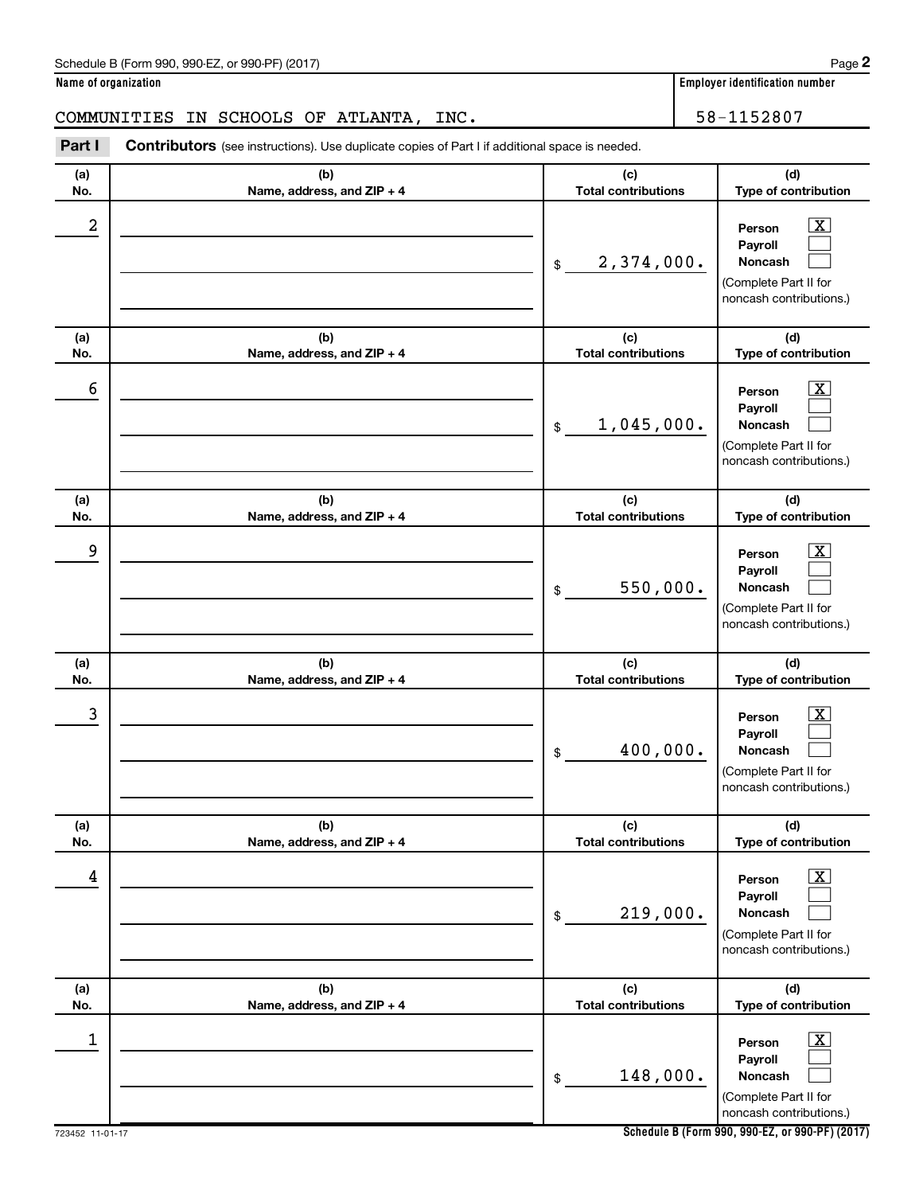Schedule B (Form 990, 990-EZ, or 990-PF) (2017)

**Name of organization**

COMMUNITIES IN SCHOOLS OF ATLANTA, INC.

**Employer identification number**

58-1152807

**Part I** **Contributors** (see instructions). Use duplicate copies of Part I if additional space is needed.

| (a) No. | (b) Name, address, and ZIP + 4 | (c) Total contributions | (d) Type of contribution |
|---|---|---|---|
| 2 | | $ 2,374,000. | Person [X] Payroll [ ] Noncash [ ] (Complete Part II for noncash contributions.) |
| 6 | | $ 1,045,000. | Person [X] Payroll [ ] Noncash [ ] (Complete Part II for noncash contributions.) |
| 9 | | $ 550,000. | Person [X] Payroll [ ] Noncash [ ] (Complete Part II for noncash contributions.) |
| 3 | | $ 400,000. | Person [X] Payroll [ ] Noncash [ ] (Complete Part II for noncash contributions.) |
| 4 | | $ 219,000. | Person [X] Payroll [ ] Noncash [ ] (Complete Part II for noncash contributions.) |
| 1 | | $ 148,000. | Person [X] Payroll [ ] Noncash [ ] (Complete Part II for noncash contributions.) |

723452 11-01-17

**Schedule B (Form 990, 990-EZ, or 990-PF) (2017)**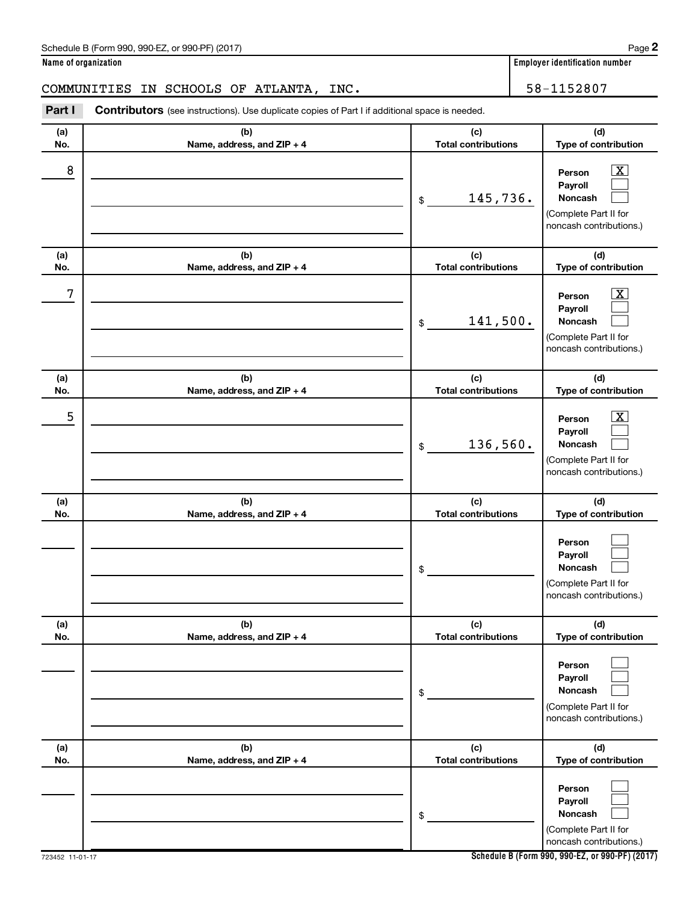Schedule B (Form 990, 990-EZ, or 990-PF) (2017)

**Name of organization**

COMMUNITIES IN SCHOOLS OF ATLANTA, INC.

**Employer identification number**

58-1152807

**Part I** **Contributors** (see instructions). Use duplicate copies of Part I if additional space is needed.

| (a) No. | (b) Name, address, and ZIP + 4 | (c) Total contributions | (d) Type of contribution |
|---|---|---|---|
| 8 | | $ 145,736. | Person [X] Payroll [ ] Noncash [ ] (Complete Part II for noncash contributions.) |
| 7 | | $ 141,500. | Person [X] Payroll [ ] Noncash [ ] (Complete Part II for noncash contributions.) |
| 5 | | $ 136,560. | Person [X] Payroll [ ] Noncash [ ] (Complete Part II for noncash contributions.) |
| | | $ | Person [ ] Payroll [ ] Noncash [ ] (Complete Part II for noncash contributions.) |
| | | $ | Person [ ] Payroll [ ] Noncash [ ] (Complete Part II for noncash contributions.) |
| | | $ | Person [ ] Payroll [ ] Noncash [ ] (Complete Part II for noncash contributions.) |

723452 11-01-17

**Schedule B (Form 990, 990-EZ, or 990-PF) (2017)**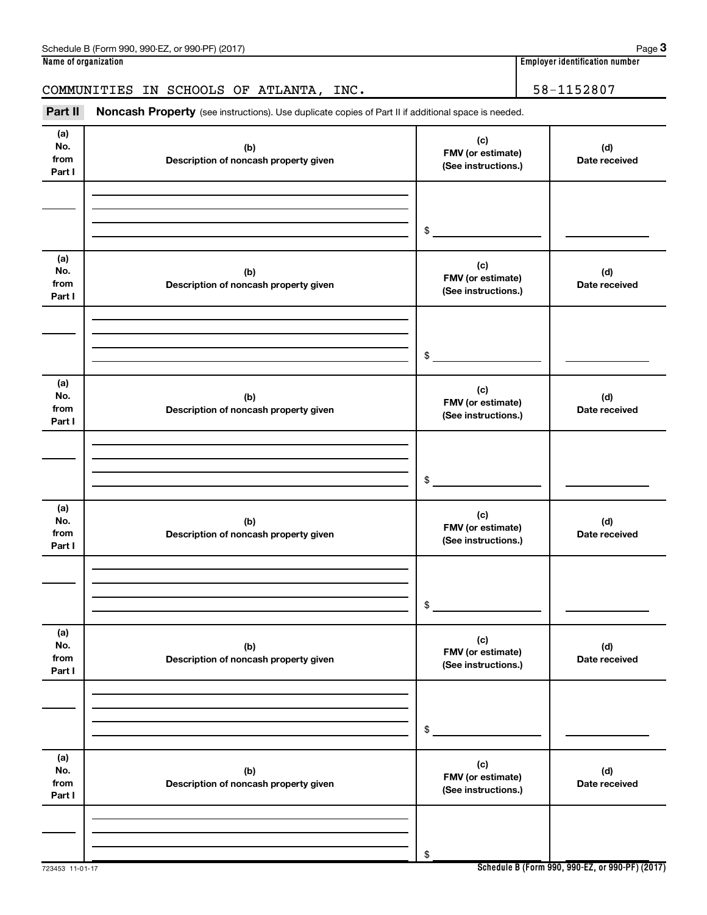Schedule B (Form 990, 990-EZ, or 990-PF) (2017)

**Name of organization**

COMMUNITIES IN SCHOOLS OF ATLANTA, INC.

**Employer identification number**

58-1152807

**Part II** **Noncash Property** (see instructions). Use duplicate copies of Part II if additional space is needed.

| (a) No. from Part I | (b) Description of noncash property given | (c) FMV (or estimate) (See instructions.) | (d) Date received |
|---|---|---|---|
| | | $ | |

| (a) No. from Part I | (b) Description of noncash property given | (c) FMV (or estimate) (See instructions.) | (d) Date received |
|---|---|---|---|
| | | $ | |

| (a) No. from Part I | (b) Description of noncash property given | (c) FMV (or estimate) (See instructions.) | (d) Date received |
|---|---|---|---|
| | | $ | |

| (a) No. from Part I | (b) Description of noncash property given | (c) FMV (or estimate) (See instructions.) | (d) Date received |
|---|---|---|---|
| | | $ | |

| (a) No. from Part I | (b) Description of noncash property given | (c) FMV (or estimate) (See instructions.) | (d) Date received |
|---|---|---|---|
| | | $ | |

| (a) No. from Part I | (b) Description of noncash property given | (c) FMV (or estimate) (See instructions.) | (d) Date received |
|---|---|---|---|
| | | $ | |

723453 11-01-17

Schedule B (Form 990, 990-EZ, or 990-PF) (2017)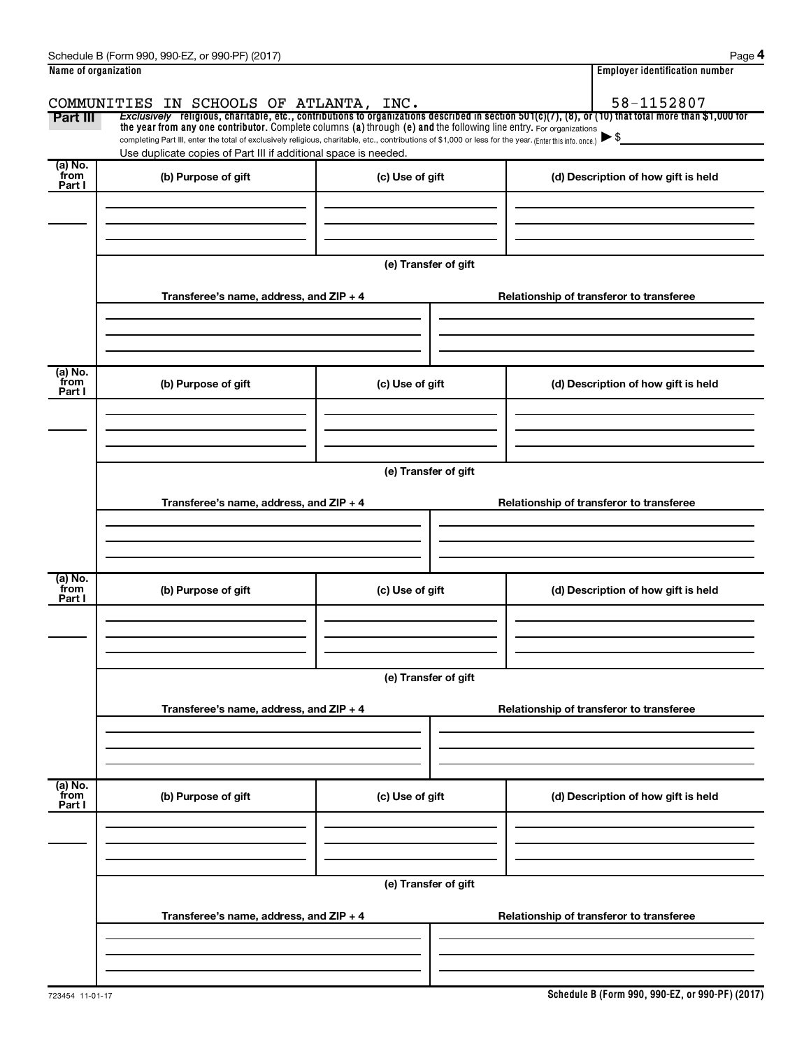| Name of organization | Employer identification number |
|---|---|
| COMMUNITIES IN SCHOOLS OF ATLANTA, INC. | 58-1152807 |

**Part III** *Exclusively* religious, charitable, etc., contributions to organizations described in section 501(c)(7), (8), or (10) that total more than $1,000 for the year from any one contributor. Complete columns **(a)** through **(e)** and the following line entry. For organizations completing Part III, enter the total of exclusively religious, charitable, etc., contributions of $1,000 or less for the year. (Enter this info. once.) ▶ $

Use duplicate copies of Part III if additional space is needed.

| (a) No. from Part I | (b) Purpose of gift | (c) Use of gift | (d) Description of how gift is held |
|---|---|---|---|
| | | | |

(e) Transfer of gift

| Transferee's name, address, and ZIP + 4 | Relationship of transferor to transferee |
|---|---|
| | |

| (a) No. from Part I | (b) Purpose of gift | (c) Use of gift | (d) Description of how gift is held |
|---|---|---|---|
| | | | |

(e) Transfer of gift

| Transferee's name, address, and ZIP + 4 | Relationship of transferor to transferee |
|---|---|
| | |

| (a) No. from Part I | (b) Purpose of gift | (c) Use of gift | (d) Description of how gift is held |
|---|---|---|---|
| | | | |

(e) Transfer of gift

| Transferee's name, address, and ZIP + 4 | Relationship of transferor to transferee |
|---|---|
| | |

| (a) No. from Part I | (b) Purpose of gift | (c) Use of gift | (d) Description of how gift is held |
|---|---|---|---|
| | | | |

(e) Transfer of gift

| Transferee's name, address, and ZIP + 4 | Relationship of transferor to transferee |
|---|---|
| | |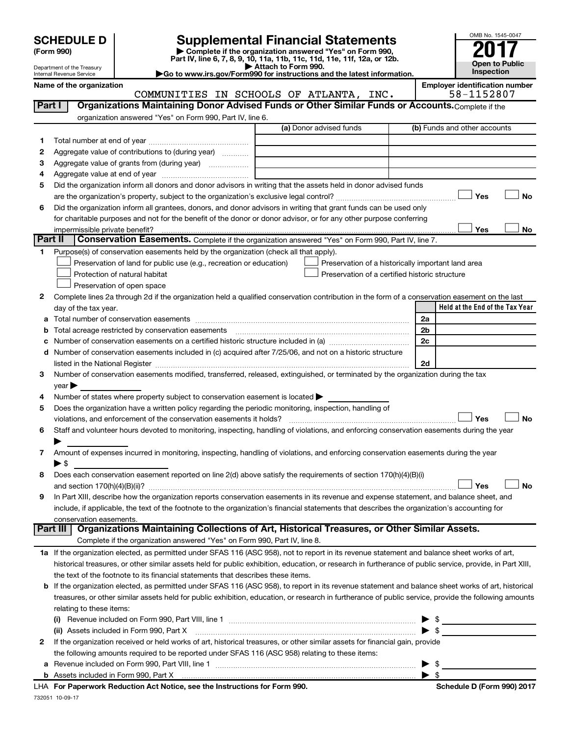# SCHEDULE D (Form 990)

Department of the Treasury
Internal Revenue Service

# Supplemental Financial Statements

▶ Complete if the organization answered "Yes" on Form 990, Part IV, line 6, 7, 8, 9, 10, 11a, 11b, 11c, 11d, 11e, 11f, 12a, or 12b.
▶ Attach to Form 990.
▶Go to www.irs.gov/Form990 for instructions and the latest information.

OMB No. 1545-0047

**2017**

**Open to Public Inspection**

**Name of the organization**: COMMUNITIES IN SCHOOLS OF ATLANTA, INC.

**Employer identification number**: 58-1152807

## Part I — Organizations Maintaining Donor Advised Funds or Other Similar Funds or Accounts. 

Complete if the organization answered "Yes" on Form 990, Part IV, line 6.

| | | (a) Donor advised funds | (b) Funds and other accounts |
|---|---|---|---|
| 1 | Total number at end of year | | |
| 2 | Aggregate value of contributions to (during year) | | |
| 3 | Aggregate value of grants from (during year) | | |
| 4 | Aggregate value at end of year | | |

5 Did the organization inform all donors and donor advisors in writing that the assets held in donor advised funds are the organization's property, subject to the organization's exclusive legal control? ☐ Yes ☐ No

6 Did the organization inform all grantees, donors, and donor advisors in writing that grant funds can be used only for charitable purposes and not for the benefit of the donor or donor advisor, or for any other purpose conferring impermissible private benefit? ☐ Yes ☐ No

## Part II — Conservation Easements. 

Complete if the organization answered "Yes" on Form 990, Part IV, line 7.

1 Purpose(s) of conservation easements held by the organization (check all that apply).

- ☐ Preservation of land for public use (e.g., recreation or education)
- ☐ Protection of natural habitat
- ☐ Preservation of open space
- ☐ Preservation of a historically important land area
- ☐ Preservation of a certified historic structure

2 Complete lines 2a through 2d if the organization held a qualified conservation contribution in the form of a conservation easement on the last day of the tax year.

| | | | Held at the End of the Tax Year |
|---|---|---|---|
| a | Total number of conservation easements | 2a | |
| b | Total acreage restricted by conservation easements | 2b | |
| c | Number of conservation easements on a certified historic structure included in (a) | 2c | |
| d | Number of conservation easements included in (c) acquired after 7/25/06, and not on a historic structure listed in the National Register | 2d | |

3 Number of conservation easements modified, transferred, released, extinguished, or terminated by the organization during the tax year ▶

4 Number of states where property subject to conservation easement is located ▶

5 Does the organization have a written policy regarding the periodic monitoring, inspection, handling of violations, and enforcement of the conservation easements it holds? ☐ Yes ☐ No

6 Staff and volunteer hours devoted to monitoring, inspecting, handling of violations, and enforcing conservation easements during the year ▶

7 Amount of expenses incurred in monitoring, inspecting, handling of violations, and enforcing conservation easements during the year ▶ $

8 Does each conservation easement reported on line 2(d) above satisfy the requirements of section 170(h)(4)(B)(i) and section 170(h)(4)(B)(ii)? ☐ Yes ☐ No

9 In Part XIII, describe how the organization reports conservation easements in its revenue and expense statement, and balance sheet, and include, if applicable, the text of the footnote to the organization's financial statements that describes the organization's accounting for conservation easements.

## Part III — Organizations Maintaining Collections of Art, Historical Treasures, or Other Similar Assets.

Complete if the organization answered "Yes" on Form 990, Part IV, line 8.

1a If the organization elected, as permitted under SFAS 116 (ASC 958), not to report in its revenue statement and balance sheet works of art, historical treasures, or other similar assets held for public exhibition, education, or research in furtherance of public service, provide, in Part XIII, the text of the footnote to its financial statements that describes these items.

b If the organization elected, as permitted under SFAS 116 (ASC 958), to report in its revenue statement and balance sheet works of art, historical treasures, or other similar assets held for public exhibition, education, or research in furtherance of public service, provide the following amounts relating to these items:

(i) Revenue included on Form 990, Part VIII, line 1 ▶ $

(ii) Assets included in Form 990, Part X ▶ $

2 If the organization received or held works of art, historical treasures, or other similar assets for financial gain, provide the following amounts required to be reported under SFAS 116 (ASC 958) relating to these items:

a Revenue included on Form 990, Part VIII, line 1 ▶ $

b Assets included in Form 990, Part X ▶ $

LHA For Paperwork Reduction Act Notice, see the Instructions for Form 990. Schedule D (Form 990) 2017

732051 10-09-17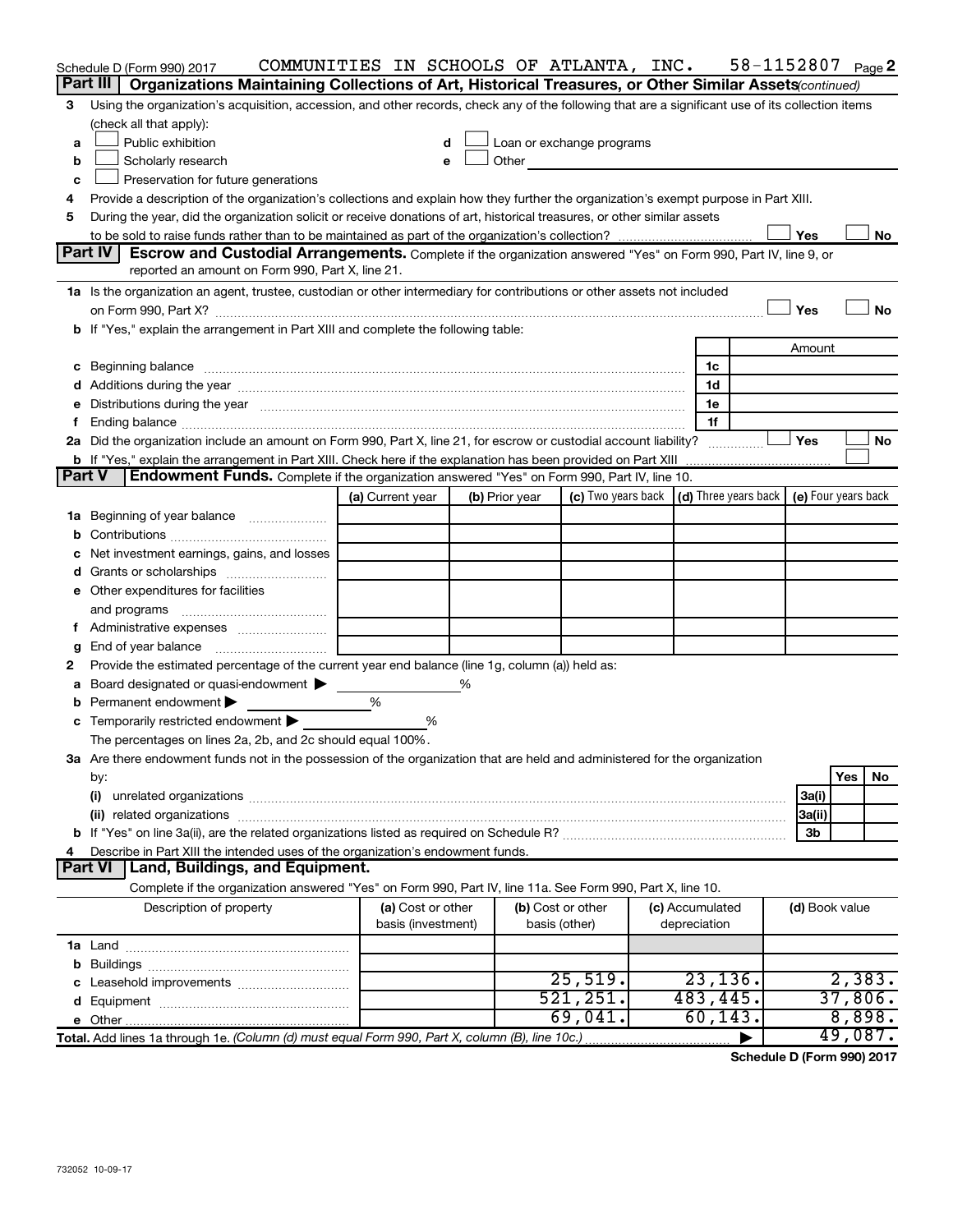Schedule D (Form 990) 2017 COMMUNITIES IN SCHOOLS OF ATLANTA, INC. 58-1152807 Page 2

**Part III | Organizations Maintaining Collections of Art, Historical Treasures, or Other Similar Assets** *(continued)*

3 Using the organization's acquisition, accession, and other records, check any of the following that are a significant use of its collection items (check all that apply):

a ☐ Public exhibition
b ☐ Scholarly research
c ☐ Preservation for future generations
d ☐ Loan or exchange programs
e ☐ Other

4 Provide a description of the organization's collections and explain how they further the organization's exempt purpose in Part XIII.

5 During the year, did the organization solicit or receive donations of art, historical treasures, or other similar assets to be sold to raise funds rather than to be maintained as part of the organization's collection? ☐ Yes ☐ No

**Part IV | Escrow and Custodial Arrangements.** Complete if the organization answered "Yes" on Form 990, Part IV, line 9, or reported an amount on Form 990, Part X, line 21.

1a Is the organization an agent, trustee, custodian or other intermediary for contributions or other assets not included on Form 990, Part X? ☐ Yes ☐ No

b If "Yes," explain the arrangement in Part XIII and complete the following table:

| | | Amount |
|---|---|---|
| c Beginning balance | 1c | |
| d Additions during the year | 1d | |
| e Distributions during the year | 1e | |
| f Ending balance | 1f | |

2a Did the organization include an amount on Form 990, Part X, line 21, for escrow or custodial account liability? ☐ Yes ☐ No

b If "Yes," explain the arrangement in Part XIII. Check here if the explanation has been provided on Part XIII ☐

**Part V | Endowment Funds.** Complete if the organization answered "Yes" on Form 990, Part IV, line 10.

| | (a) Current year | (b) Prior year | (c) Two years back | (d) Three years back | (e) Four years back |
|---|---|---|---|---|---|
| 1a Beginning of year balance | | | | | |
| b Contributions | | | | | |
| c Net investment earnings, gains, and losses | | | | | |
| d Grants or scholarships | | | | | |
| e Other expenditures for facilities and programs | | | | | |
| f Administrative expenses | | | | | |
| g End of year balance | | | | | |

2 Provide the estimated percentage of the current year end balance (line 1g, column (a)) held as:

a Board designated or quasi-endowment ▶ %

b Permanent endowment ▶ %

c Temporarily restricted endowment ▶ %

The percentages on lines 2a, 2b, and 2c should equal 100%.

3a Are there endowment funds not in the possession of the organization that are held and administered for the organization by:

| | | Yes | No |
|---|---|---|---|
| (i) unrelated organizations | 3a(i) | | |
| (ii) related organizations | 3a(ii) | | |
| b If "Yes" on line 3a(ii), are the related organizations listed as required on Schedule R? | 3b | | |

4 Describe in Part XIII the intended uses of the organization's endowment funds.

**Part VI | Land, Buildings, and Equipment.**

Complete if the organization answered "Yes" on Form 990, Part IV, line 11a. See Form 990, Part X, line 10.

| Description of property | (a) Cost or other basis (investment) | (b) Cost or other basis (other) | (c) Accumulated depreciation | (d) Book value |
|---|---|---|---|---|
| 1a Land | | | | |
| b Buildings | | | | |
| c Leasehold improvements | | 25,519. | 23,136. | 2,383. |
| d Equipment | | 521,251. | 483,445. | 37,806. |
| e Other | | 69,041. | 60,143. | 8,898. |
| **Total.** Add lines 1a through 1e. *(Column (d) must equal Form 990, Part X, column (B), line 10c.)* | | | ▶ | 49,087. |

**Schedule D (Form 990) 2017**

732052 10-09-17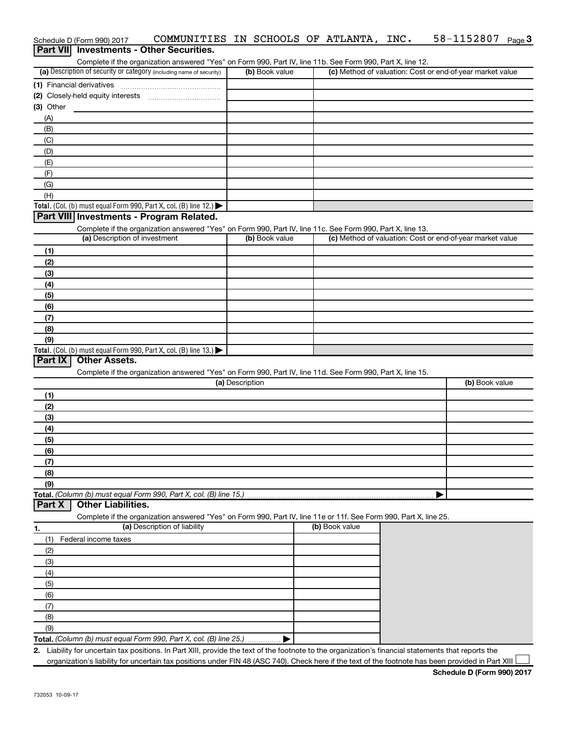Schedule D (Form 990) 2017 COMMUNITIES IN SCHOOLS OF ATLANTA, INC. 58-1152807 Page 3

## Part VII Investments - Other Securities.

Complete if the organization answered "Yes" on Form 990, Part IV, line 11b. See Form 990, Part X, line 12.

| (a) Description of security or category (including name of security) | (b) Book value | (c) Method of valuation: Cost or end-of-year market value |
|---|---|---|
| (1) Financial derivatives | | |
| (2) Closely-held equity interests | | |
| (3) Other | | |
| (A) | | |
| (B) | | |
| (C) | | |
| (D) | | |
| (E) | | |
| (F) | | |
| (G) | | |
| (H) | | |
| **Total.** (Col. (b) must equal Form 990, Part X, col. (B) line 12.) ▶ | | |

## Part VIII Investments - Program Related.

Complete if the organization answered "Yes" on Form 990, Part IV, line 11c. See Form 990, Part X, line 13.

| (a) Description of investment | (b) Book value | (c) Method of valuation: Cost or end-of-year market value |
|---|---|---|
| (1) | | |
| (2) | | |
| (3) | | |
| (4) | | |
| (5) | | |
| (6) | | |
| (7) | | |
| (8) | | |
| (9) | | |
| **Total.** (Col. (b) must equal Form 990, Part X, col. (B) line 13.) ▶ | | |

## Part IX Other Assets.

Complete if the organization answered "Yes" on Form 990, Part IV, line 11d. See Form 990, Part X, line 15.

| (a) Description | (b) Book value |
|---|---|
| (1) | |
| (2) | |
| (3) | |
| (4) | |
| (5) | |
| (6) | |
| (7) | |
| (8) | |
| (9) | |
| **Total.** *(Column (b) must equal Form 990, Part X, col. (B) line 15.)* ▶ | |

## Part X Other Liabilities.

Complete if the organization answered "Yes" on Form 990, Part IV, line 11e or 11f. See Form 990, Part X, line 25.

| 1. (a) Description of liability | (b) Book value |
|---|---|
| (1) Federal income taxes | |
| (2) | |
| (3) | |
| (4) | |
| (5) | |
| (6) | |
| (7) | |
| (8) | |
| (9) | |
| **Total.** *(Column (b) must equal Form 990, Part X, col. (B) line 25.)* ▶ | |

2. Liability for uncertain tax positions. In Part XIII, provide the text of the footnote to the organization's financial statements that reports the organization's liability for uncertain tax positions under FIN 48 (ASC 740). Check here if the text of the footnote has been provided in Part XIII ☐

Schedule D (Form 990) 2017

732053 10-09-17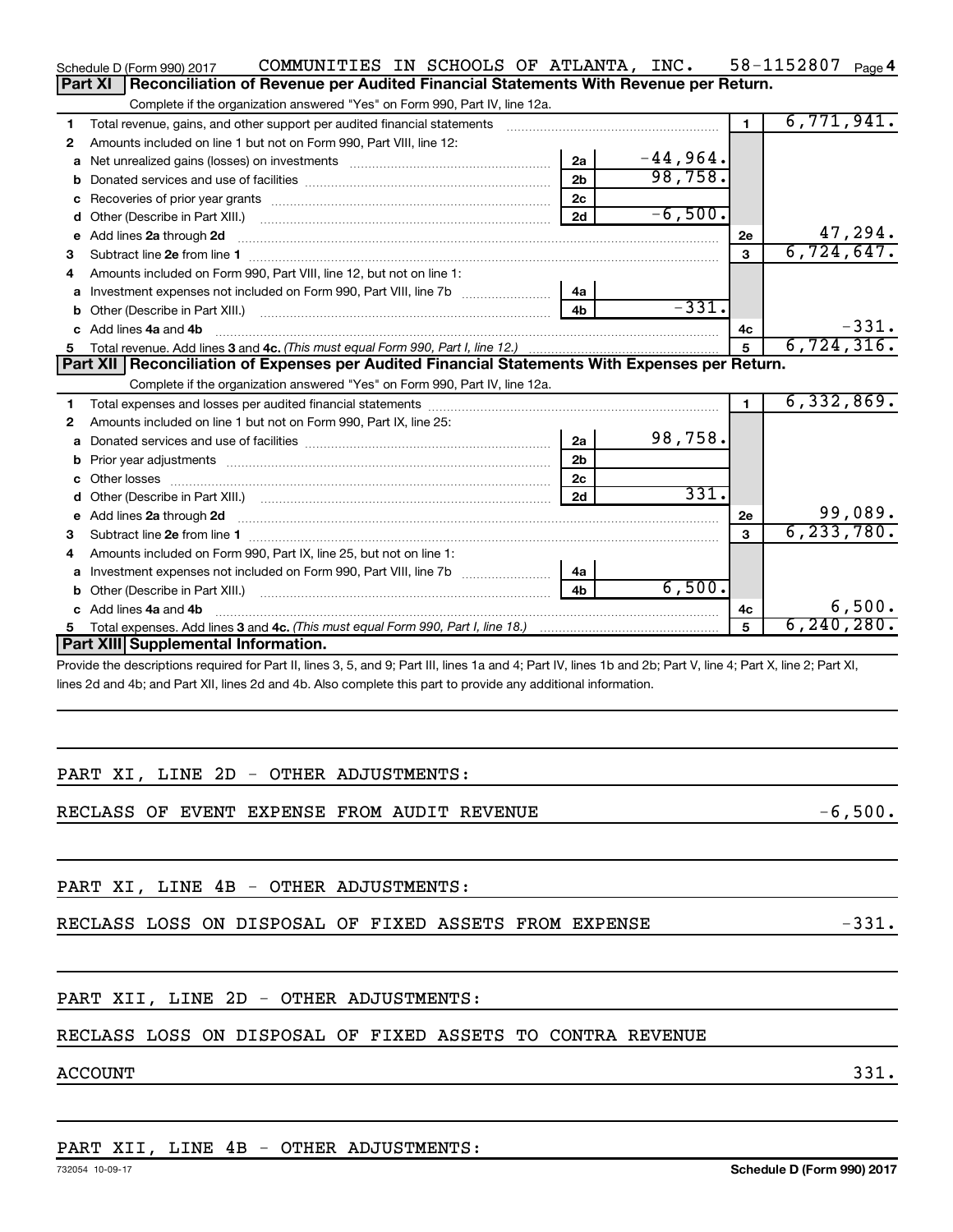Schedule D (Form 990) 2017 COMMUNITIES IN SCHOOLS OF ATLANTA, INC. 58-1152807 Page 4

## Part XI Reconciliation of Revenue per Audited Financial Statements With Revenue per Return.

Complete if the organization answered "Yes" on Form 990, Part IV, line 12a.

| | | | | | |
|---|---|---|---|---|---|
| 1 | Total revenue, gains, and other support per audited financial statements | | | 1 | 6,771,941. |
| 2 | Amounts included on line 1 but not on Form 990, Part VIII, line 12: | | | | |
| a | Net unrealized gains (losses) on investments | 2a | -44,964. | | |
| b | Donated services and use of facilities | 2b | 98,758. | | |
| c | Recoveries of prior year grants | 2c | | | |
| d | Other (Describe in Part XIII.) | 2d | -6,500. | | |
| e | Add lines 2a through 2d | | | 2e | 47,294. |
| 3 | Subtract line 2e from line 1 | | | 3 | 6,724,647. |
| 4 | Amounts included on Form 990, Part VIII, line 12, but not on line 1: | | | | |
| a | Investment expenses not included on Form 990, Part VIII, line 7b | 4a | | | |
| b | Other (Describe in Part XIII.) | 4b | -331. | | |
| c | Add lines 4a and 4b | | | 4c | -331. |
| 5 | Total revenue. Add lines 3 and 4c. *(This must equal Form 990, Part I, line 12.)* | | | 5 | 6,724,316. |

## Part XII Reconciliation of Expenses per Audited Financial Statements With Expenses per Return.

Complete if the organization answered "Yes" on Form 990, Part IV, line 12a.

| | | | | | |
|---|---|---|---|---|---|
| 1 | Total expenses and losses per audited financial statements | | | 1 | 6,332,869. |
| 2 | Amounts included on line 1 but not on Form 990, Part IX, line 25: | | | | |
| a | Donated services and use of facilities | 2a | 98,758. | | |
| b | Prior year adjustments | 2b | | | |
| c | Other losses | 2c | | | |
| d | Other (Describe in Part XIII.) | 2d | 331. | | |
| e | Add lines 2a through 2d | | | 2e | 99,089. |
| 3 | Subtract line 2e from line 1 | | | 3 | 6,233,780. |
| 4 | Amounts included on Form 990, Part IX, line 25, but not on line 1: | | | | |
| a | Investment expenses not included on Form 990, Part VIII, line 7b | 4a | | | |
| b | Other (Describe in Part XIII.) | 4b | 6,500. | | |
| c | Add lines 4a and 4b | | | 4c | 6,500. |
| 5 | Total expenses. Add lines 3 and 4c. *(This must equal Form 990, Part I, line 18.)* | | | 5 | 6,240,280. |

## Part XIII Supplemental Information.

Provide the descriptions required for Part II, lines 3, 5, and 9; Part III, lines 1a and 4; Part IV, lines 1b and 2b; Part V, line 4; Part X, line 2; Part XI, lines 2d and 4b; and Part XII, lines 2d and 4b. Also complete this part to provide any additional information.

PART XI, LINE 2D - OTHER ADJUSTMENTS:

RECLASS OF EVENT EXPENSE FROM AUDIT REVENUE -6,500.

PART XI, LINE 4B - OTHER ADJUSTMENTS:

RECLASS LOSS ON DISPOSAL OF FIXED ASSETS FROM EXPENSE -331.

PART XII, LINE 2D - OTHER ADJUSTMENTS:

RECLASS LOSS ON DISPOSAL OF FIXED ASSETS TO CONTRA REVENUE ACCOUNT 331.

PART XII, LINE 4B - OTHER ADJUSTMENTS:

732054 10-09-17 Schedule D (Form 990) 2017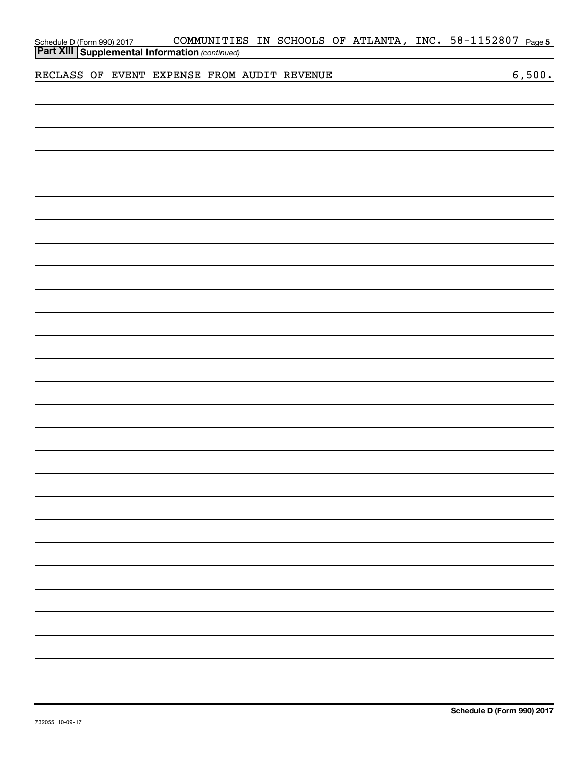Schedule D (Form 990) 2017 COMMUNITIES IN SCHOOLS OF ATLANTA, INC. 58-1152807 Page 5

**Part XIII Supplemental Information** *(continued)*

RECLASS OF EVENT EXPENSE FROM AUDIT REVENUE 6,500.

**Schedule D (Form 990) 2017**

732055 10-09-17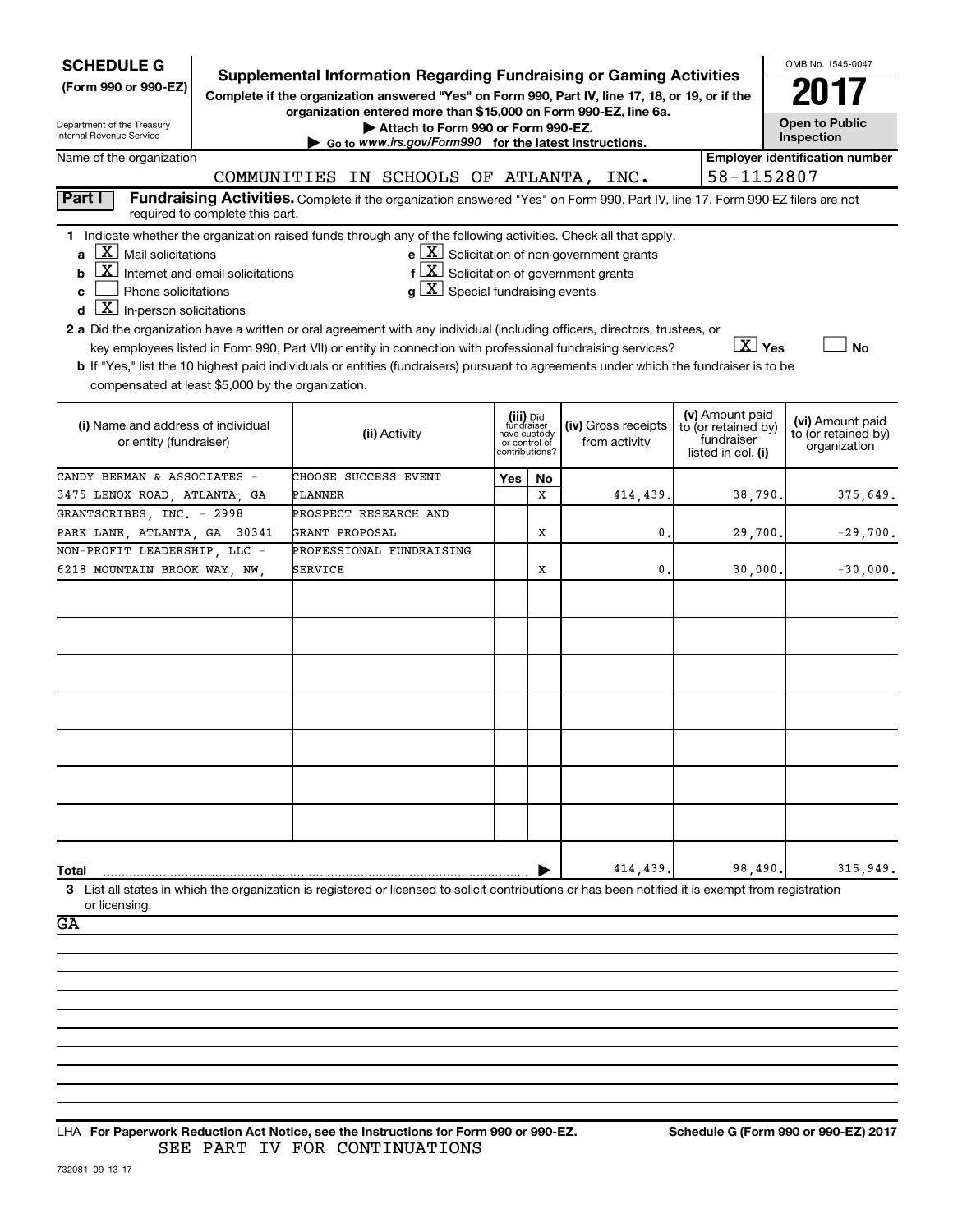**SCHEDULE G**
**(Form 990 or 990-EZ)**

Department of the Treasury
Internal Revenue Service

# Supplemental Information Regarding Fundraising or Gaming Activities

**Complete if the organization answered "Yes" on Form 990, Part IV, line 17, 18, or 19, or if the organization entered more than $15,000 on Form 990-EZ, line 6a.**

▶ **Attach to Form 990 or Form 990-EZ.**

▶ Go to *www.irs.gov/Form990* for the latest instructions.

OMB No. 1545-0047

**2017**

**Open to Public Inspection**

Name of the organization: COMMUNITIES IN SCHOOLS OF ATLANTA, INC.

**Employer identification number:** 58-1152807

**Part I** **Fundraising Activities.** Complete if the organization answered "Yes" on Form 990, Part IV, line 17. Form 990-EZ filers are not required to complete this part.

**1** Indicate whether the organization raised funds through any of the following activities. Check all that apply.

- **a** [X] Mail solicitations
- **b** [X] Internet and email solicitations
- **c** [ ] Phone solicitations
- **d** [X] In-person solicitations
- **e** [X] Solicitation of non-government grants
- **f** [X] Solicitation of government grants
- **g** [X] Special fundraising events

**2 a** Did the organization have a written or oral agreement with any individual (including officers, directors, trustees, or key employees listed in Form 990, Part VII) or entity in connection with professional fundraising services? [X] **Yes** [ ] **No**

**b** If "Yes," list the 10 highest paid individuals or entities (fundraisers) pursuant to agreements under which the fundraiser is to be compensated at least $5,000 by the organization.

| (i) Name and address of individual or entity (fundraiser) | (ii) Activity | (iii) Did fundraiser have custody or control of contributions? Yes | No | (iv) Gross receipts from activity | (v) Amount paid to (or retained by) fundraiser listed in col. (i) | (vi) Amount paid to (or retained by) organization |
|---|---|---|---|---|---|---|
| CANDY BERMAN & ASSOCIATES - 3475 LENOX ROAD, ATLANTA, GA | CHOOSE SUCCESS EVENT PLANNER | | X | 414,439. | 38,790. | 375,649. |
| GRANTSCRIBES, INC. - 2998 PARK LANE, ATLANTA, GA 30341 | PROSPECT RESEARCH AND GRANT PROPOSAL | | X | 0. | 29,700. | -29,700. |
| NON-PROFIT LEADERSHIP, LLC - 6218 MOUNTAIN BROOK WAY, NW, | PROFESSIONAL FUNDRAISING SERVICE | | X | 0. | 30,000. | -30,000. |
| | | | | | | |
| | | | | | | |
| | | | | | | |
| | | | | | | |
| | | | | | | |
| | | | | | | |
| | | | | | | |
| **Total** | | | | 414,439. | 98,490. | 315,949. |

**3** List all states in which the organization is registered or licensed to solicit contributions or has been notified it is exempt from registration or licensing.

GA

LHA **For Paperwork Reduction Act Notice, see the Instructions for Form 990 or 990-EZ.** **Schedule G (Form 990 or 990-EZ) 2017**

SEE PART IV FOR CONTINUATIONS

732081 09-13-17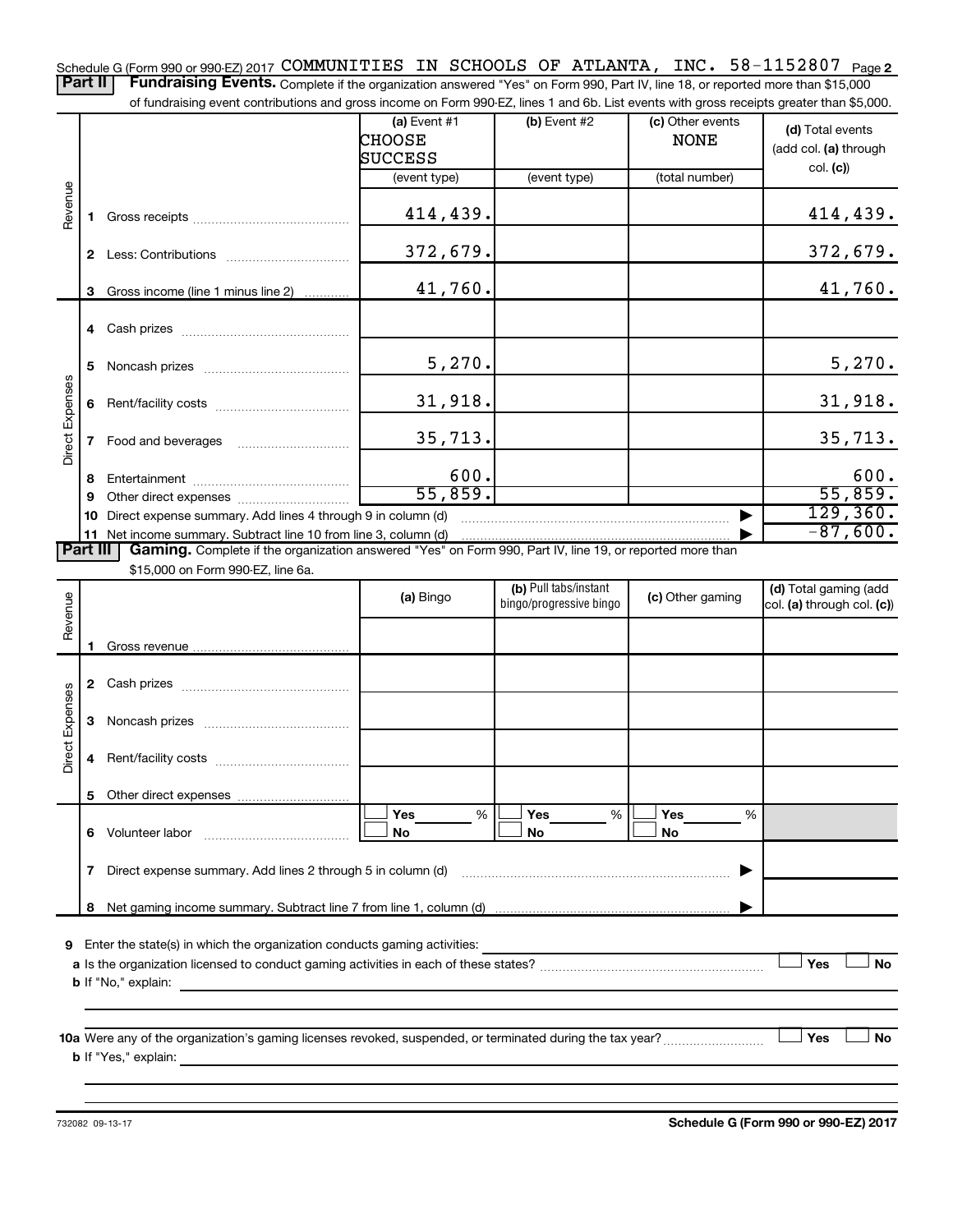Schedule G (Form 990 or 990-EZ) 2017 COMMUNITIES IN SCHOOLS OF ATLANTA, INC. 58-1152807 Page **2**

**Part II** **Fundraising Events.** Complete if the organization answered "Yes" on Form 990, Part IV, line 18, or reported more than $15,000 of fundraising event contributions and gross income on Form 990-EZ, lines 1 and 6b. List events with gross receipts greater than $5,000.

| | | (a) Event #1 CHOOSE SUCCESS (event type) | (b) Event #2 (event type) | (c) Other events NONE (total number) | (d) Total events (add col. (a) through col. (c)) |
|---|---|---|---|---|---|
| Revenue | 1 Gross receipts | 414,439. | | | 414,439. |
| | 2 Less: Contributions | 372,679. | | | 372,679. |
| | 3 Gross income (line 1 minus line 2) | 41,760. | | | 41,760. |
| Direct Expenses | 4 Cash prizes | | | | |
| | 5 Noncash prizes | 5,270. | | | 5,270. |
| | 6 Rent/facility costs | 31,918. | | | 31,918. |
| | 7 Food and beverages | 35,713. | | | 35,713. |
| | 8 Entertainment | 600. | | | 600. |
| | 9 Other direct expenses | 55,859. | | | 55,859. |
| | 10 Direct expense summary. Add lines 4 through 9 in column (d) | | | | 129,360. |
| | 11 Net income summary. Subtract line 10 from line 3, column (d) | | | | -87,600. |

**Part III** **Gaming.** Complete if the organization answered "Yes" on Form 990, Part IV, line 19, or reported more than $15,000 on Form 990-EZ, line 6a.

| | | (a) Bingo | (b) Pull tabs/instant bingo/progressive bingo | (c) Other gaming | (d) Total gaming (add col. (a) through col. (c)) |
|---|---|---|---|---|---|
| Revenue | 1 Gross revenue | | | | |
| Direct Expenses | 2 Cash prizes | | | | |
| | 3 Noncash prizes | | | | |
| | 4 Rent/facility costs | | | | |
| | 5 Other direct expenses | | | | |
| | 6 Volunteer labor | ☐ Yes ____ % ☐ No | ☐ Yes ____ % ☐ No | ☐ Yes ____ % ☐ No | |
| | 7 Direct expense summary. Add lines 2 through 5 in column (d) | | | | |
| | 8 Net gaming income summary. Subtract line 7 from line 1, column (d) | | | | |

**9** Enter the state(s) in which the organization conducts gaming activities:

**a** Is the organization licensed to conduct gaming activities in each of these states? ☐ Yes ☐ No

**b** If "No," explain:

**10a** Were any of the organization's gaming licenses revoked, suspended, or terminated during the tax year? ☐ Yes ☐ No

**b** If "Yes," explain:

732082 09-13-17 **Schedule G (Form 990 or 990-EZ) 2017**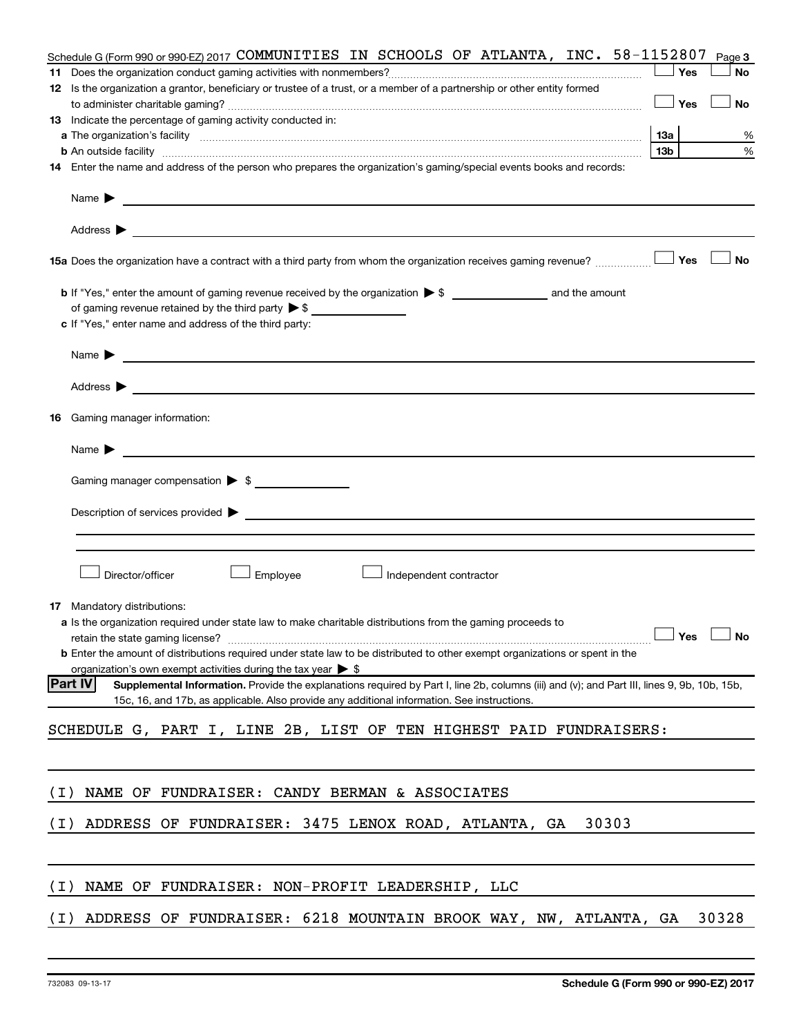Schedule G (Form 990 or 990-EZ) 2017 COMMUNITIES IN SCHOOLS OF ATLANTA, INC. 58-1152807 Page 3

**11** Does the organization conduct gaming activities with nonmembers? ☐ Yes ☐ No

**12** Is the organization a grantor, beneficiary or trustee of a trust, or a member of a partnership or other entity formed to administer charitable gaming? ☐ Yes ☐ No

**13** Indicate the percentage of gaming activity conducted in:

**a** The organization's facility ..... **13a** %

**b** An outside facility ..... **13b** %

**14** Enter the name and address of the person who prepares the organization's gaming/special events books and records:

Name ▶

Address ▶

**15a** Does the organization have a contract with a third party from whom the organization receives gaming revenue? ☐ Yes ☐ No

**b** If "Yes," enter the amount of gaming revenue received by the organization ▶ $ ______ and the amount of gaming revenue retained by the third party ▶ $ ______

**c** If "Yes," enter name and address of the third party:

Name ▶

Address ▶

**16** Gaming manager information:

Name ▶

Gaming manager compensation ▶ $

Description of services provided ▶

☐ Director/officer ☐ Employee ☐ Independent contractor

**17** Mandatory distributions:

**a** Is the organization required under state law to make charitable distributions from the gaming proceeds to retain the state gaming license? ☐ Yes ☐ No

**b** Enter the amount of distributions required under state law to be distributed to other exempt organizations or spent in the organization's own exempt activities during the tax year ▶ $

**Part IV** **Supplemental Information.** Provide the explanations required by Part I, line 2b, columns (iii) and (v); and Part III, lines 9, 9b, 10b, 15b, 15c, 16, and 17b, as applicable. Also provide any additional information. See instructions.

SCHEDULE G, PART I, LINE 2B, LIST OF TEN HIGHEST PAID FUNDRAISERS:

(I) NAME OF FUNDRAISER: CANDY BERMAN & ASSOCIATES

(I) ADDRESS OF FUNDRAISER: 3475 LENOX ROAD, ATLANTA, GA 30303

(I) NAME OF FUNDRAISER: NON-PROFIT LEADERSHIP, LLC

(I) ADDRESS OF FUNDRAISER: 6218 MOUNTAIN BROOK WAY, NW, ATLANTA, GA 30328

732083 09-13-17 **Schedule G (Form 990 or 990-EZ) 2017**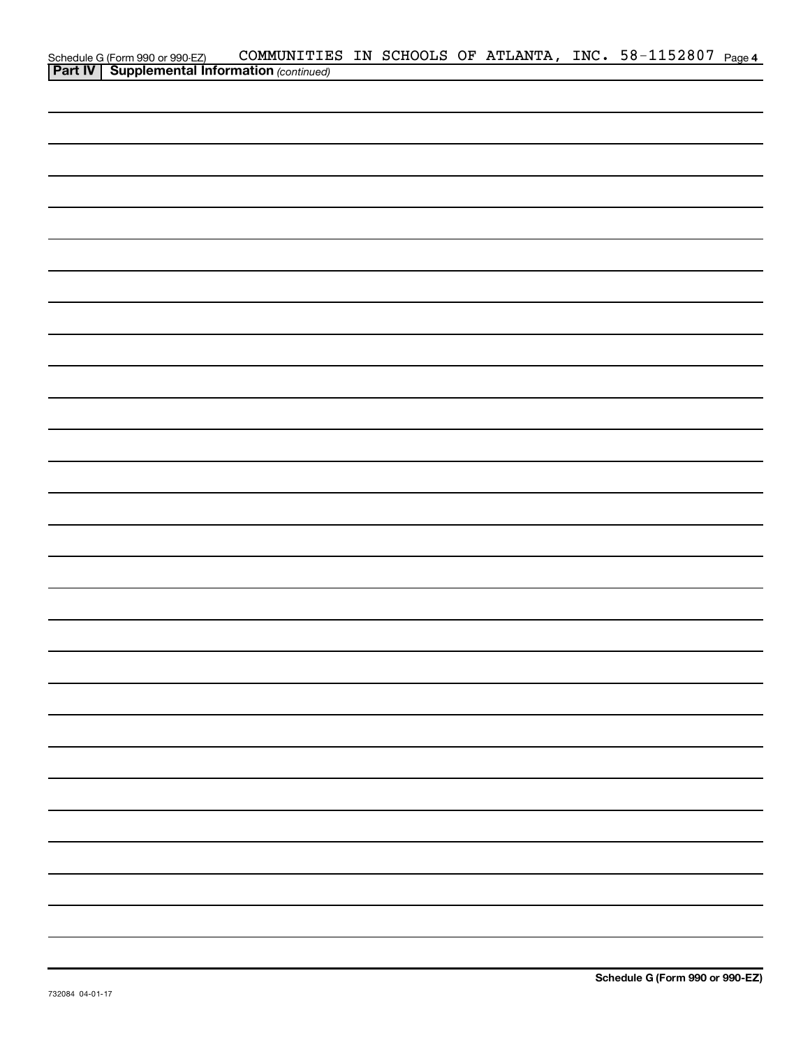Schedule G (Form 990 or 990-EZ) COMMUNITIES IN SCHOOLS OF ATLANTA, INC. 58-1152807 Page 4

**Part IV | Supplemental Information** *(continued)*

**Schedule G (Form 990 or 990-EZ)**

732084 04-01-17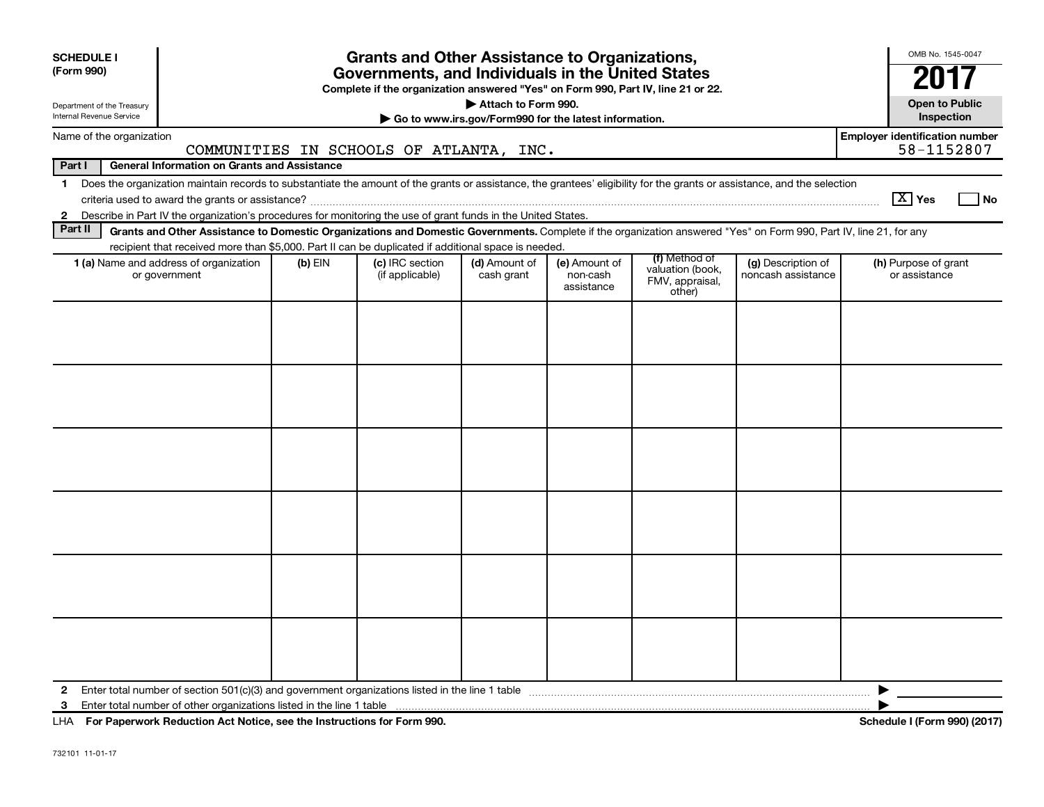**SCHEDULE I**
**(Form 990)**

Department of the Treasury
Internal Revenue Service

# Grants and Other Assistance to Organizations, Governments, and Individuals in the United States

**Complete if the organization answered "Yes" on Form 990, Part IV, line 21 or 22.**

**▶ Attach to Form 990.**

**▶ Go to www.irs.gov/Form990 for the latest information.**

OMB No. 1545-0047

**2017**

**Open to Public Inspection**

Name of the organization: COMMUNITIES IN SCHOOLS OF ATLANTA, INC.

Employer identification number: 58-1152807

**Part I General Information on Grants and Assistance**

1 Does the organization maintain records to substantiate the amount of the grants or assistance, the grantees' eligibility for the grants or assistance, and the selection criteria used to award the grants or assistance? [X] Yes [ ] No

2 Describe in Part IV the organization's procedures for monitoring the use of grant funds in the United States.

**Part II Grants and Other Assistance to Domestic Organizations and Domestic Governments.** Complete if the organization answered "Yes" on Form 990, Part IV, line 21, for any recipient that received more than $5,000. Part II can be duplicated if additional space is needed.

| 1 (a) Name and address of organization or government | (b) EIN | (c) IRC section (if applicable) | (d) Amount of cash grant | (e) Amount of non-cash assistance | (f) Method of valuation (book, FMV, appraisal, other) | (g) Description of noncash assistance | (h) Purpose of grant or assistance |
|---|---|---|---|---|---|---|---|
| | | | | | | | |
| | | | | | | | |
| | | | | | | | |
| | | | | | | | |
| | | | | | | | |
| | | | | | | | |

2 Enter total number of section 501(c)(3) and government organizations listed in the line 1 table ▶

3 Enter total number of other organizations listed in the line 1 table ▶

LHA **For Paperwork Reduction Act Notice, see the Instructions for Form 990.** **Schedule I (Form 990) (2017)**

732101 11-01-17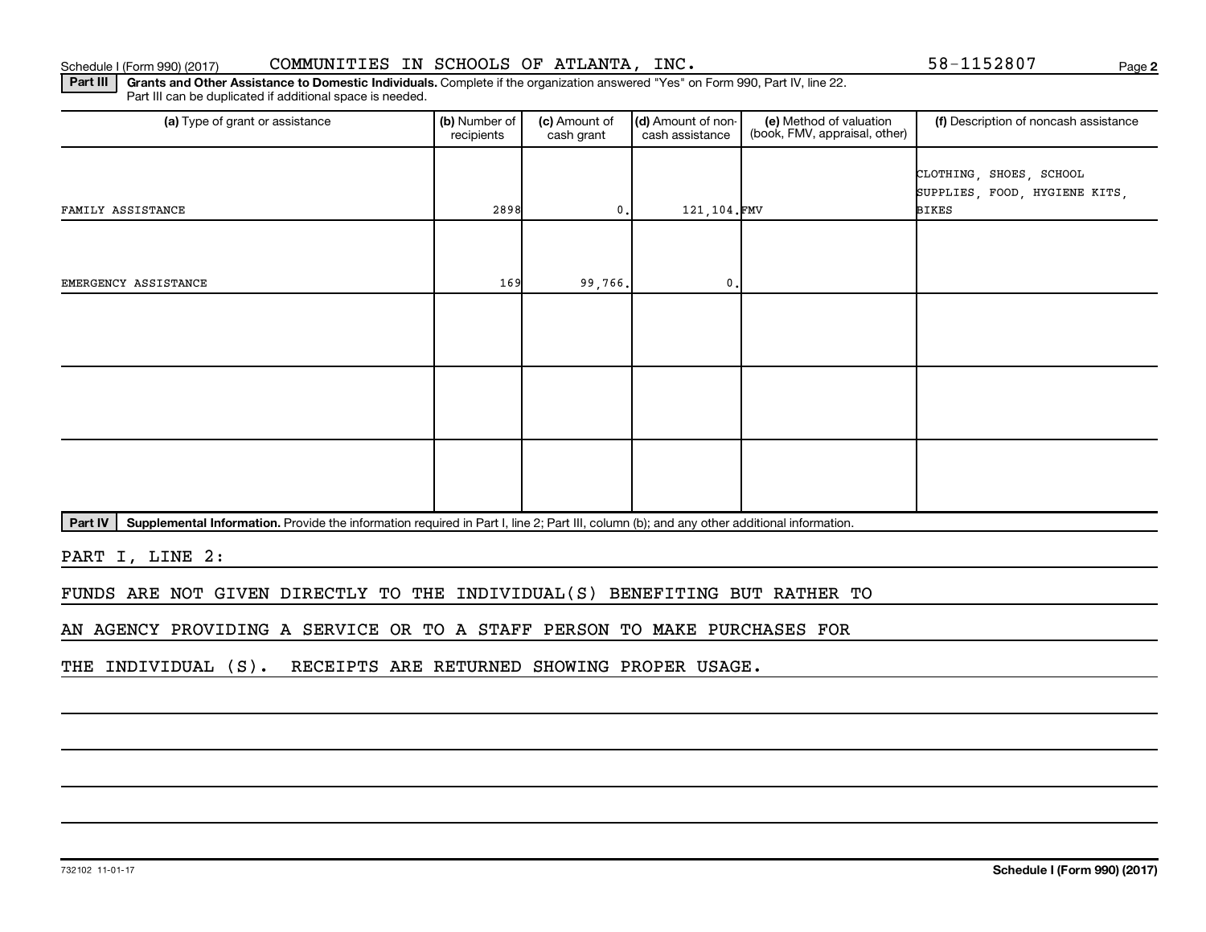Schedule I (Form 990) (2017) COMMUNITIES IN SCHOOLS OF ATLANTA, INC. 58-1152807

**Part III** **Grants and Other Assistance to Domestic Individuals.** Complete if the organization answered "Yes" on Form 990, Part IV, line 22. Part III can be duplicated if additional space is needed.

| (a) Type of grant or assistance | (b) Number of recipients | (c) Amount of cash grant | (d) Amount of non-cash assistance | (e) Method of valuation (book, FMV, appraisal, other) | (f) Description of noncash assistance |
|---|---|---|---|---|---|
| FAMILY ASSISTANCE | 2898 | 0. | 121,104. | FMV | CLOTHING, SHOES, SCHOOL SUPPLIES, FOOD, HYGIENE KITS, BIKES |
| EMERGENCY ASSISTANCE | 169 | 99,766. | 0. | | |
| | | | | | |
| | | | | | |
| | | | | | |

**Part IV** **Supplemental Information.** Provide the information required in Part I, line 2; Part III, column (b); and any other additional information.

PART I, LINE 2:

FUNDS ARE NOT GIVEN DIRECTLY TO THE INDIVIDUAL(S) BENEFITING BUT RATHER TO AN AGENCY PROVIDING A SERVICE OR TO A STAFF PERSON TO MAKE PURCHASES FOR THE INDIVIDUAL (S). RECEIPTS ARE RETURNED SHOWING PROPER USAGE.

732102 11-01-17 **Schedule I (Form 990) (2017)**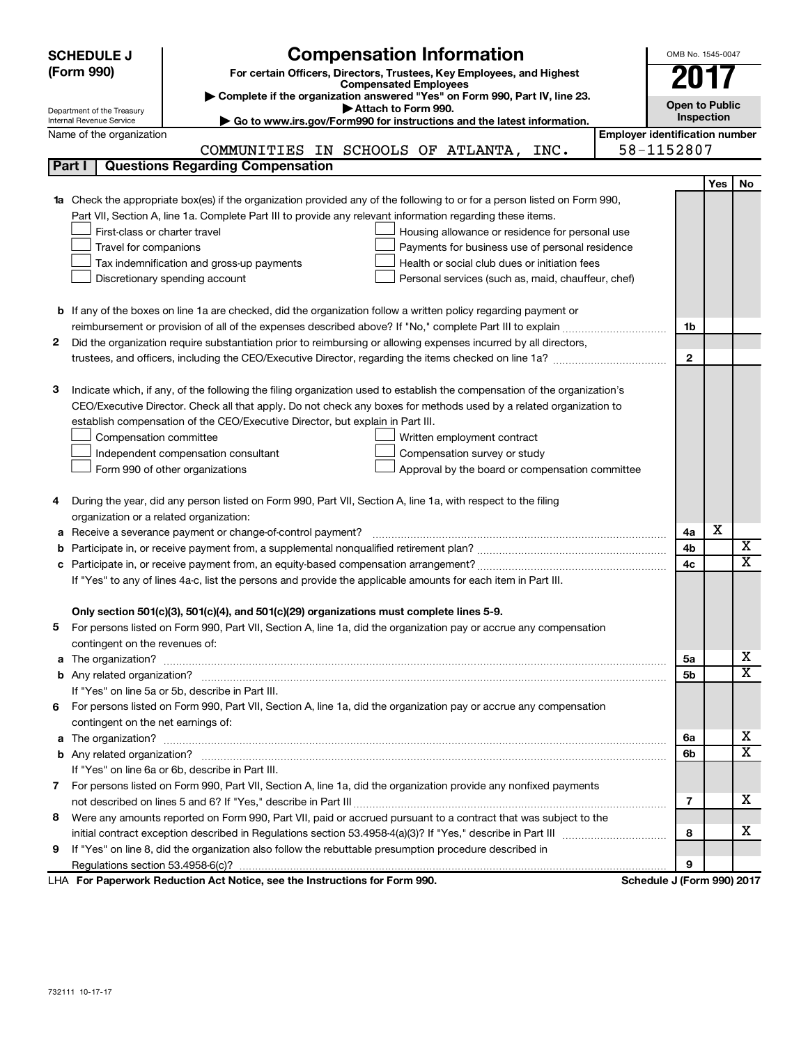**SCHEDULE J (Form 990)**

Department of the Treasury
Internal Revenue Service

# Compensation Information

**For certain Officers, Directors, Trustees, Key Employees, and Highest Compensated Employees**

▶ Complete if the organization answered "Yes" on Form 990, Part IV, line 23.
▶ Attach to Form 990.
▶ Go to www.irs.gov/Form990 for instructions and the latest information.

OMB No. 1545-0047

**2017**

**Open to Public Inspection**

Name of the organization: COMMUNITIES IN SCHOOLS OF ATLANTA, INC.

Employer identification number: 58-1152807

## Part I Questions Regarding Compensation

| | | | Yes | No |
|---|---|---|---|---|
| **1a** | Check the appropriate box(es) if the organization provided any of the following to or for a person listed on Form 990, Part VII, Section A, line 1a. Complete Part III to provide any relevant information regarding these items.<br>☐ First-class or charter travel ☐ Housing allowance or residence for personal use<br>☐ Travel for companions ☐ Payments for business use of personal residence<br>☐ Tax indemnification and gross-up payments ☐ Health or social club dues or initiation fees<br>☐ Discretionary spending account ☐ Personal services (such as, maid, chauffeur, chef) | | | |
| **b** | If any of the boxes on line 1a are checked, did the organization follow a written policy regarding payment or reimbursement or provision of all of the expenses described above? If "No," complete Part III to explain | 1b | | |
| **2** | Did the organization require substantiation prior to reimbursing or allowing expenses incurred by all directors, trustees, and officers, including the CEO/Executive Director, regarding the items checked on line 1a? | 2 | | |
| **3** | Indicate which, if any, of the following the filing organization used to establish the compensation of the organization's CEO/Executive Director. Check all that apply. Do not check any boxes for methods used by a related organization to establish compensation of the CEO/Executive Director, but explain in Part III.<br>☐ Compensation committee ☐ Written employment contract<br>☐ Independent compensation consultant ☐ Compensation survey or study<br>☐ Form 990 of other organizations ☐ Approval by the board or compensation committee | | | |
| **4** | During the year, did any person listed on Form 990, Part VII, Section A, line 1a, with respect to the filing organization or a related organization: | | | |
| **a** | Receive a severance payment or change-of-control payment? | 4a | X | |
| **b** | Participate in, or receive payment from, a supplemental nonqualified retirement plan? | 4b | | X |
| **c** | Participate in, or receive payment from, an equity-based compensation arrangement? | 4c | | X |
| | If "Yes" to any of lines 4a-c, list the persons and provide the applicable amounts for each item in Part III. | | | |
| | **Only section 501(c)(3), 501(c)(4), and 501(c)(29) organizations must complete lines 5-9.** | | | |
| **5** | For persons listed on Form 990, Part VII, Section A, line 1a, did the organization pay or accrue any compensation contingent on the revenues of: | | | |
| **a** | The organization? | 5a | | X |
| **b** | Any related organization? | 5b | | X |
| | If "Yes" on line 5a or 5b, describe in Part III. | | | |
| **6** | For persons listed on Form 990, Part VII, Section A, line 1a, did the organization pay or accrue any compensation contingent on the net earnings of: | | | |
| **a** | The organization? | 6a | | X |
| **b** | Any related organization? | 6b | | X |
| | If "Yes" on line 6a or 6b, describe in Part III. | | | |
| **7** | For persons listed on Form 990, Part VII, Section A, line 1a, did the organization provide any nonfixed payments not described on lines 5 and 6? If "Yes," describe in Part III | 7 | | X |
| **8** | Were any amounts reported on Form 990, Part VII, paid or accrued pursuant to a contract that was subject to the initial contract exception described in Regulations section 53.4958-4(a)(3)? If "Yes," describe in Part III | 8 | | X |
| **9** | If "Yes" on line 8, did the organization also follow the rebuttable presumption procedure described in Regulations section 53.4958-6(c)? | 9 | | |

LHA For Paperwork Reduction Act Notice, see the Instructions for Form 990. **Schedule J (Form 990) 2017**

732111 10-17-17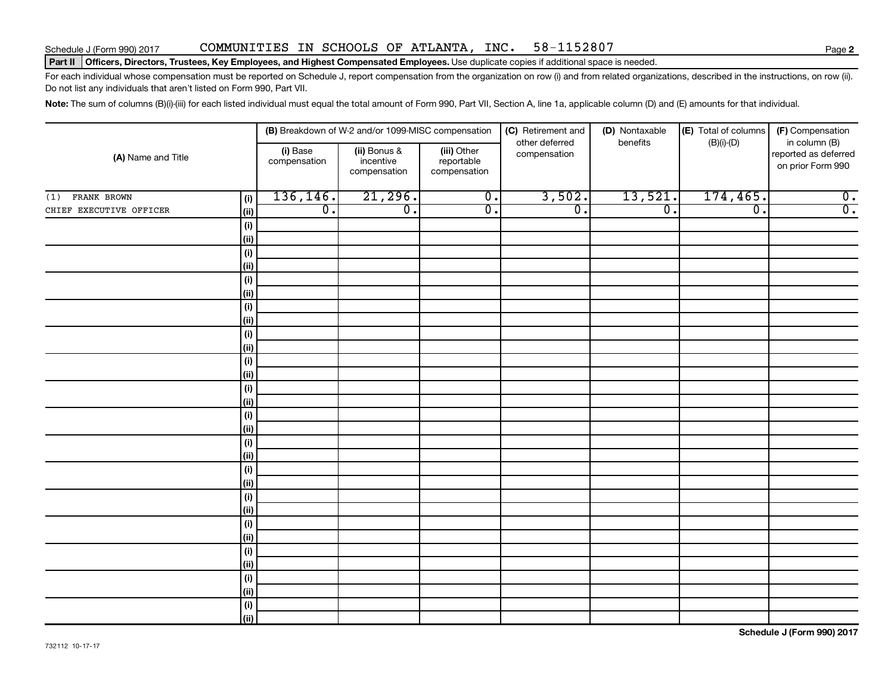Schedule J (Form 990) 2017 COMMUNITIES IN SCHOOLS OF ATLANTA, INC. 58-1152807

**Part II Officers, Directors, Trustees, Key Employees, and Highest Compensated Employees.** Use duplicate copies if additional space is needed.

For each individual whose compensation must be reported on Schedule J, report compensation from the organization on row (i) and from related organizations, described in the instructions, on row (ii). Do not list any individuals that aren't listed on Form 990, Part VII.

**Note:** The sum of columns (B)(i)-(iii) for each listed individual must equal the total amount of Form 990, Part VII, Section A, line 1a, applicable column (D) and (E) amounts for that individual.

| (A) Name and Title | | (B) Breakdown of W-2 and/or 1099-MISC compensation | | | (C) Retirement and other deferred compensation | (D) Nontaxable benefits | (E) Total of columns (B)(i)-(D) | (F) Compensation in column (B) reported as deferred on prior Form 990 |
|---|---|---|---|---|---|---|---|---|
| | | (i) Base compensation | (ii) Bonus & incentive compensation | (iii) Other reportable compensation | | | | |
| (1) FRANK BROWN | (i) | 136,146. | 21,296. | 0. | 3,502. | 13,521. | 174,465. | 0. |
| CHIEF EXECUTIVE OFFICER | (ii) | 0. | 0. | 0. | 0. | 0. | 0. | 0. |
| | (i) | | | | | | | |
| | (ii) | | | | | | | |
| | (i) | | | | | | | |
| | (ii) | | | | | | | |
| | (i) | | | | | | | |
| | (ii) | | | | | | | |
| | (i) | | | | | | | |
| | (ii) | | | | | | | |
| | (i) | | | | | | | |
| | (ii) | | | | | | | |
| | (i) | | | | | | | |
| | (ii) | | | | | | | |
| | (i) | | | | | | | |
| | (ii) | | | | | | | |
| | (i) | | | | | | | |
| | (ii) | | | | | | | |
| | (i) | | | | | | | |
| | (ii) | | | | | | | |
| | (i) | | | | | | | |
| | (ii) | | | | | | | |
| | (i) | | | | | | | |
| | (ii) | | | | | | | |
| | (i) | | | | | | | |
| | (ii) | | | | | | | |
| | (i) | | | | | | | |
| | (ii) | | | | | | | |
| | (i) | | | | | | | |
| | (ii) | | | | | | | |
| | (i) | | | | | | | |
| | (ii) | | | | | | | |

732112 10-17-17

**Schedule J (Form 990) 2017**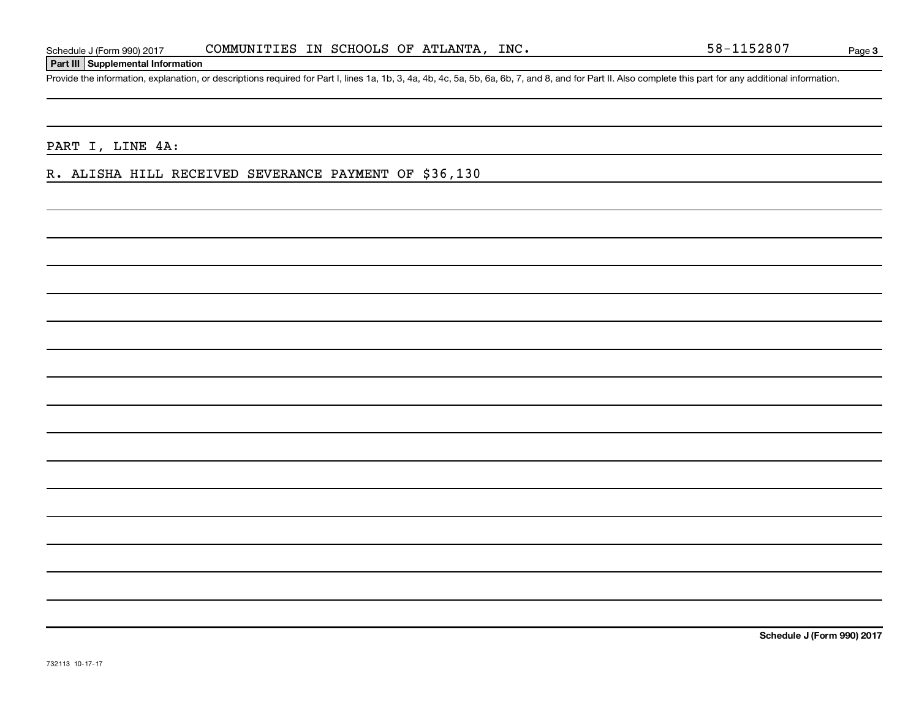Schedule J (Form 990) 2017 COMMUNITIES IN SCHOOLS OF ATLANTA, INC. 58-1152807

**Part III Supplemental Information**

Provide the information, explanation, or descriptions required for Part I, lines 1a, 1b, 3, 4a, 4b, 4c, 5a, 5b, 6a, 6b, 7, and 8, and for Part II. Also complete this part for any additional information.

PART I, LINE 4A:

R. ALISHA HILL RECEIVED SEVERANCE PAYMENT OF $36,130

**Schedule J (Form 990) 2017**

732113 10-17-17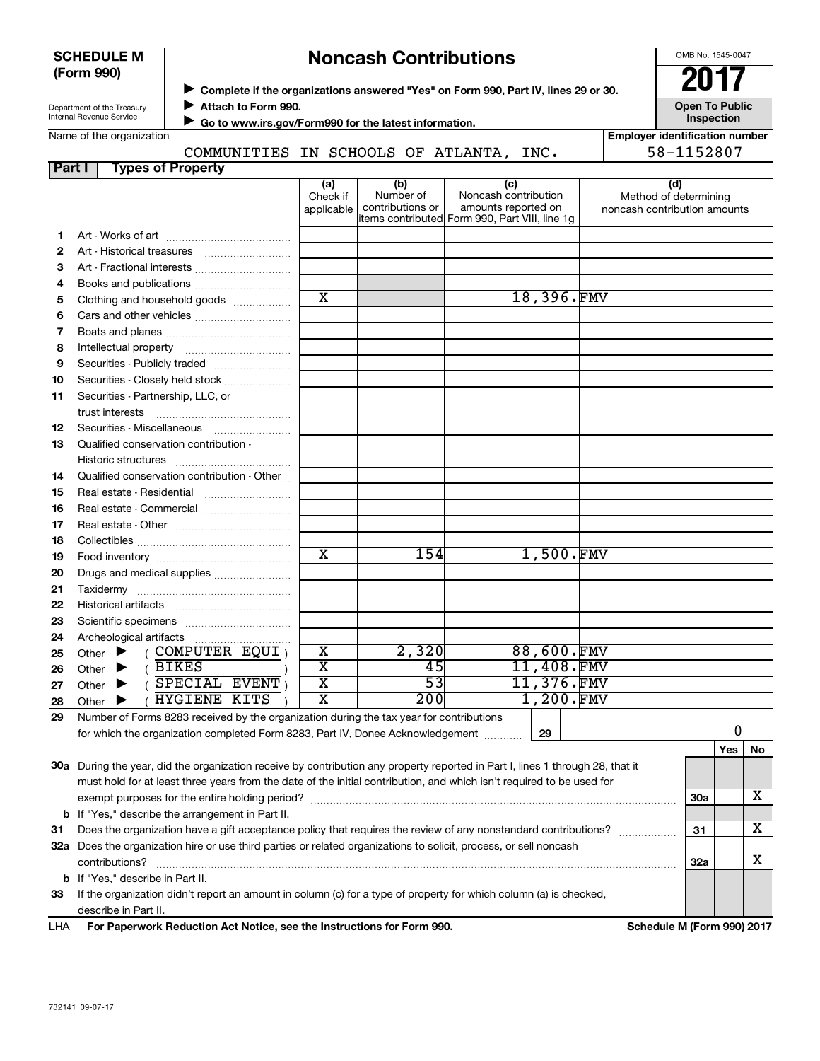**SCHEDULE M (Form 990)**

Department of the Treasury
Internal Revenue Service

# Noncash Contributions

▶ Complete if the organizations answered "Yes" on Form 990, Part IV, lines 29 or 30.
▶ Attach to Form 990.
▶ Go to www.irs.gov/Form990 for the latest information.

OMB No. 1545-0047

**2017**

**Open To Public Inspection**

Name of the organization: COMMUNITIES IN SCHOOLS OF ATLANTA, INC.

Employer identification number: 58-1152807

## Part I Types of Property

| | | (a) Check if applicable | (b) Number of contributions or items contributed | (c) Noncash contribution amounts reported on Form 990, Part VIII, line 1g | (d) Method of determining noncash contribution amounts |
|---|---|---|---|---|---|
| 1 | Art - Works of art | | | | |
| 2 | Art - Historical treasures | | | | |
| 3 | Art - Fractional interests | | | | |
| 4 | Books and publications | | | | |
| 5 | Clothing and household goods | X | | 18,396. | FMV |
| 6 | Cars and other vehicles | | | | |
| 7 | Boats and planes | | | | |
| 8 | Intellectual property | | | | |
| 9 | Securities - Publicly traded | | | | |
| 10 | Securities - Closely held stock | | | | |
| 11 | Securities - Partnership, LLC, or trust interests | | | | |
| 12 | Securities - Miscellaneous | | | | |
| 13 | Qualified conservation contribution - Historic structures | | | | |
| 14 | Qualified conservation contribution - Other | | | | |
| 15 | Real estate - Residential | | | | |
| 16 | Real estate - Commercial | | | | |
| 17 | Real estate - Other | | | | |
| 18 | Collectibles | | | | |
| 19 | Food inventory | X | 154 | 1,500. | FMV |
| 20 | Drugs and medical supplies | | | | |
| 21 | Taxidermy | | | | |
| 22 | Historical artifacts | | | | |
| 23 | Scientific specimens | | | | |
| 24 | Archeological artifacts | | | | |
| 25 | Other ▶ ( COMPUTER EQUI ) | X | 2,320 | 88,600. | FMV |
| 26 | Other ▶ ( BIKES ) | X | 45 | 11,408. | FMV |
| 27 | Other ▶ ( SPECIAL EVENT ) | X | 53 | 11,376. | FMV |
| 28 | Other ▶ ( HYGIENE KITS ) | X | 200 | 1,200. | FMV |

29 Number of Forms 8283 received by the organization during the tax year for contributions for which the organization completed Form 8283, Part IV, Donee Acknowledgement ..... **29** 0

| | | | Yes | No |
|---|---|---|---|---|
| 30a | During the year, did the organization receive by contribution any property reported in Part I, lines 1 through 28, that it must hold for at least three years from the date of the initial contribution, and which isn't required to be used for exempt purposes for the entire holding period? | 30a | | X |
| b | If "Yes," describe the arrangement in Part II. | | | |
| 31 | Does the organization have a gift acceptance policy that requires the review of any nonstandard contributions? | 31 | | X |
| 32a | Does the organization hire or use third parties or related organizations to solicit, process, or sell noncash contributions? | 32a | | X |
| b | If "Yes," describe in Part II. | | | |
| 33 | If the organization didn't report an amount in column (c) for a type of property for which column (a) is checked, describe in Part II. | | | |

LHA For Paperwork Reduction Act Notice, see the Instructions for Form 990. Schedule M (Form 990) 2017

732141 09-07-17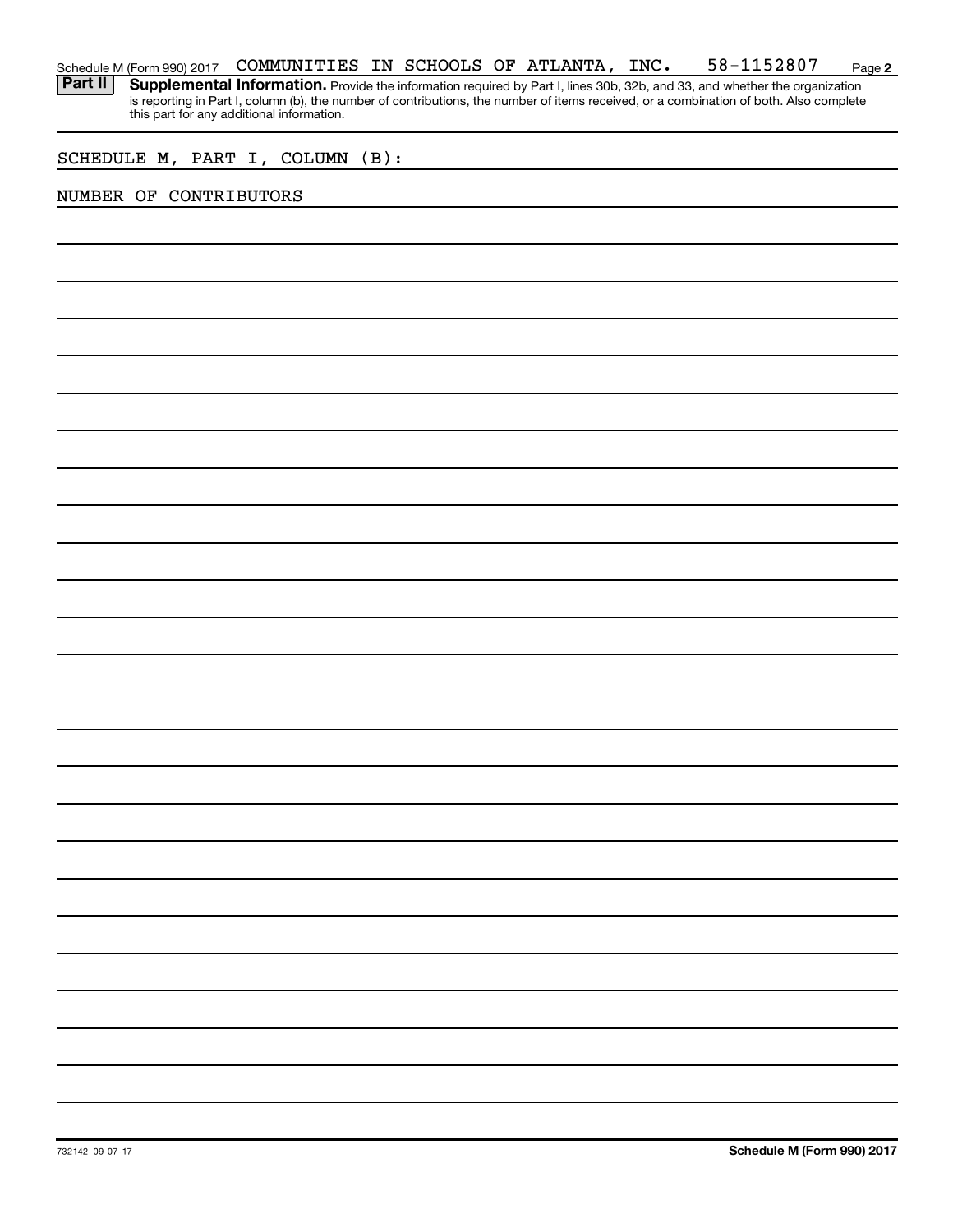Schedule M (Form 990) 2017 COMMUNITIES IN SCHOOLS OF ATLANTA, INC. 58-1152807 Page **2**

**Part II** **Supplemental Information.** Provide the information required by Part I, lines 30b, 32b, and 33, and whether the organization is reporting in Part I, column (b), the number of contributions, the number of items received, or a combination of both. Also complete this part for any additional information.

SCHEDULE M, PART I, COLUMN (B):

NUMBER OF CONTRIBUTORS

732142 09-07-17 **Schedule M (Form 990) 2017**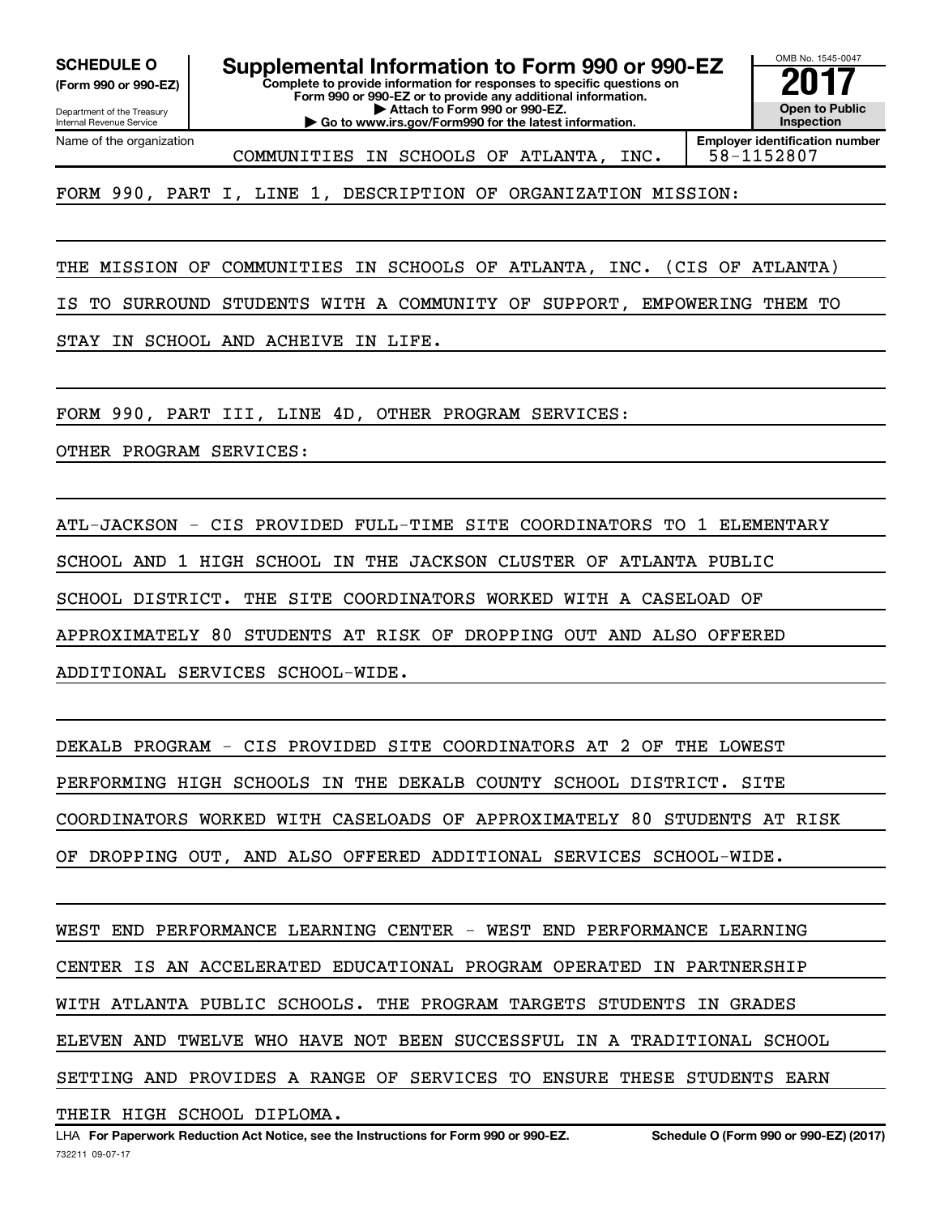**SCHEDULE O (Form 990 or 990-EZ)**

Department of the Treasury
Internal Revenue Service

# Supplemental Information to Form 990 or 990-EZ

**Complete to provide information for responses to specific questions on Form 990 or 990-EZ or to provide any additional information.**
**▶ Attach to Form 990 or 990-EZ.**
**▶ Go to www.irs.gov/Form990 for the latest information.**

OMB No. 1545-0047

**2017**

**Open to Public Inspection**

Name of the organization: COMMUNITIES IN SCHOOLS OF ATLANTA, INC.

**Employer identification number:** 58-1152807

FORM 990, PART I, LINE 1, DESCRIPTION OF ORGANIZATION MISSION:

THE MISSION OF COMMUNITIES IN SCHOOLS OF ATLANTA, INC. (CIS OF ATLANTA) IS TO SURROUND STUDENTS WITH A COMMUNITY OF SUPPORT, EMPOWERING THEM TO STAY IN SCHOOL AND ACHEIVE IN LIFE.

FORM 990, PART III, LINE 4D, OTHER PROGRAM SERVICES:

OTHER PROGRAM SERVICES:

ATL-JACKSON - CIS PROVIDED FULL-TIME SITE COORDINATORS TO 1 ELEMENTARY SCHOOL AND 1 HIGH SCHOOL IN THE JACKSON CLUSTER OF ATLANTA PUBLIC SCHOOL DISTRICT. THE SITE COORDINATORS WORKED WITH A CASELOAD OF APPROXIMATELY 80 STUDENTS AT RISK OF DROPPING OUT AND ALSO OFFERED ADDITIONAL SERVICES SCHOOL-WIDE.

DEKALB PROGRAM - CIS PROVIDED SITE COORDINATORS AT 2 OF THE LOWEST PERFORMING HIGH SCHOOLS IN THE DEKALB COUNTY SCHOOL DISTRICT. SITE COORDINATORS WORKED WITH CASELOADS OF APPROXIMATELY 80 STUDENTS AT RISK OF DROPPING OUT, AND ALSO OFFERED ADDITIONAL SERVICES SCHOOL-WIDE.

WEST END PERFORMANCE LEARNING CENTER - WEST END PERFORMANCE LEARNING CENTER IS AN ACCELERATED EDUCATIONAL PROGRAM OPERATED IN PARTNERSHIP WITH ATLANTA PUBLIC SCHOOLS. THE PROGRAM TARGETS STUDENTS IN GRADES ELEVEN AND TWELVE WHO HAVE NOT BEEN SUCCESSFUL IN A TRADITIONAL SCHOOL SETTING AND PROVIDES A RANGE OF SERVICES TO ENSURE THESE STUDENTS EARN THEIR HIGH SCHOOL DIPLOMA.

LHA **For Paperwork Reduction Act Notice, see the Instructions for Form 990 or 990-EZ.** **Schedule O (Form 990 or 990-EZ) (2017)**

732211 09-07-17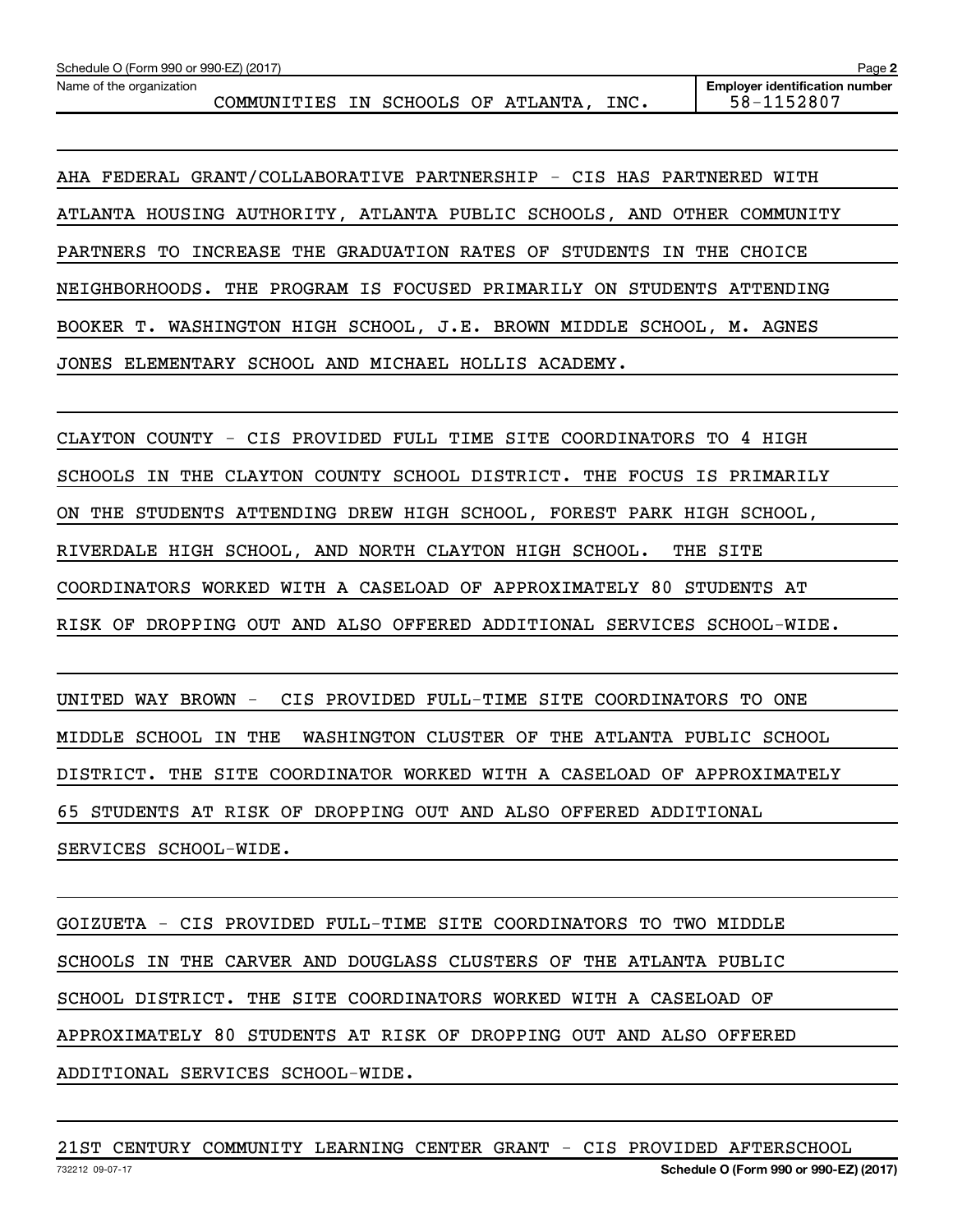Name of the organization: COMMUNITIES IN SCHOOLS OF ATLANTA, INC.

Employer identification number: 58-1152807

AHA FEDERAL GRANT/COLLABORATIVE PARTNERSHIP - CIS HAS PARTNERED WITH ATLANTA HOUSING AUTHORITY, ATLANTA PUBLIC SCHOOLS, AND OTHER COMMUNITY PARTNERS TO INCREASE THE GRADUATION RATES OF STUDENTS IN THE CHOICE NEIGHBORHOODS. THE PROGRAM IS FOCUSED PRIMARILY ON STUDENTS ATTENDING BOOKER T. WASHINGTON HIGH SCHOOL, J.E. BROWN MIDDLE SCHOOL, M. AGNES JONES ELEMENTARY SCHOOL AND MICHAEL HOLLIS ACADEMY.

CLAYTON COUNTY - CIS PROVIDED FULL TIME SITE COORDINATORS TO 4 HIGH SCHOOLS IN THE CLAYTON COUNTY SCHOOL DISTRICT. THE FOCUS IS PRIMARILY ON THE STUDENTS ATTENDING DREW HIGH SCHOOL, FOREST PARK HIGH SCHOOL, RIVERDALE HIGH SCHOOL, AND NORTH CLAYTON HIGH SCHOOL. THE SITE COORDINATORS WORKED WITH A CASELOAD OF APPROXIMATELY 80 STUDENTS AT RISK OF DROPPING OUT AND ALSO OFFERED ADDITIONAL SERVICES SCHOOL-WIDE.

UNITED WAY BROWN - CIS PROVIDED FULL-TIME SITE COORDINATORS TO ONE MIDDLE SCHOOL IN THE WASHINGTON CLUSTER OF THE ATLANTA PUBLIC SCHOOL DISTRICT. THE SITE COORDINATOR WORKED WITH A CASELOAD OF APPROXIMATELY 65 STUDENTS AT RISK OF DROPPING OUT AND ALSO OFFERED ADDITIONAL SERVICES SCHOOL-WIDE.

GOIZUETA - CIS PROVIDED FULL-TIME SITE COORDINATORS TO TWO MIDDLE SCHOOLS IN THE CARVER AND DOUGLASS CLUSTERS OF THE ATLANTA PUBLIC SCHOOL DISTRICT. THE SITE COORDINATORS WORKED WITH A CASELOAD OF APPROXIMATELY 80 STUDENTS AT RISK OF DROPPING OUT AND ALSO OFFERED ADDITIONAL SERVICES SCHOOL-WIDE.

21ST CENTURY COMMUNITY LEARNING CENTER GRANT - CIS PROVIDED AFTERSCHOOL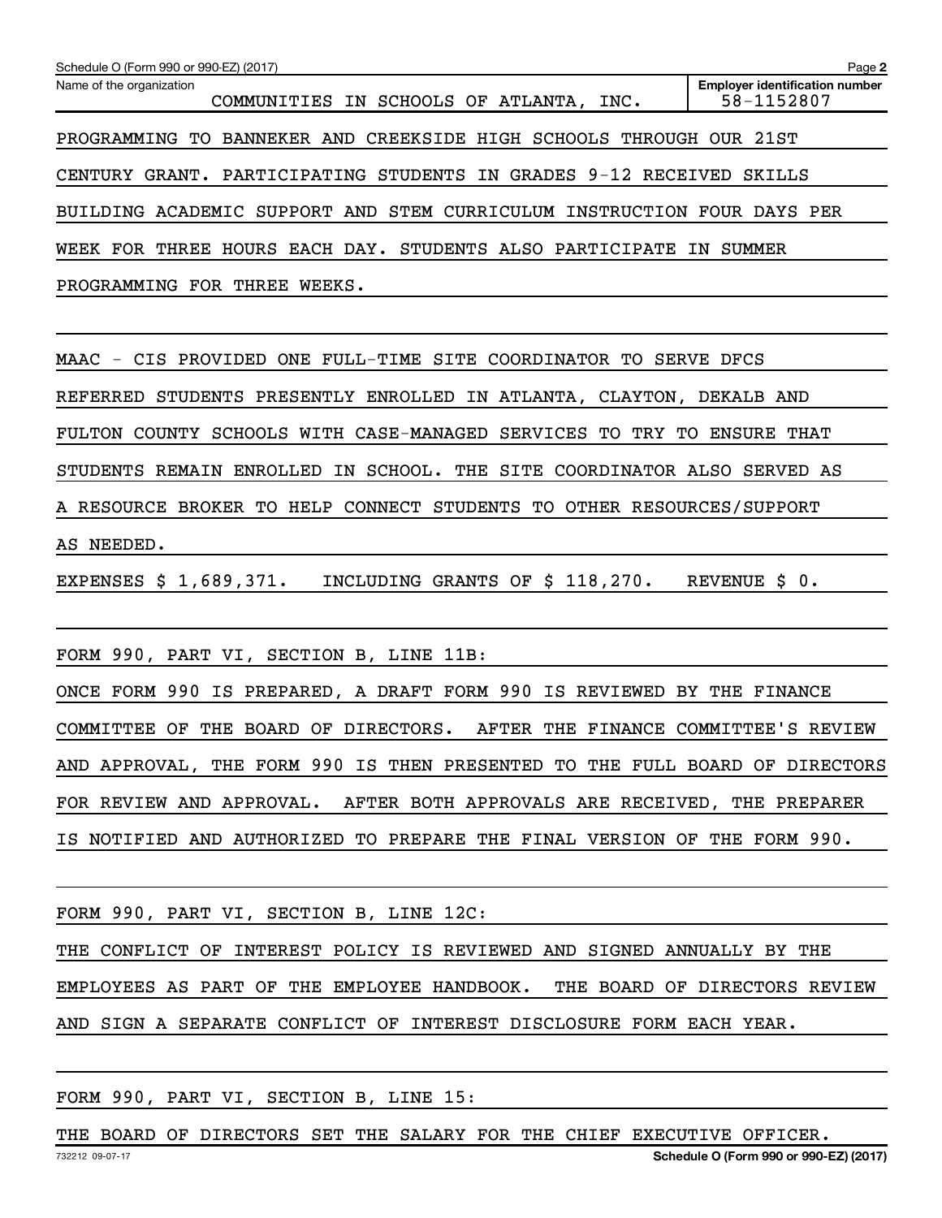Schedule O (Form 990 or 990-EZ) (2017)

Name of the organization: COMMUNITIES IN SCHOOLS OF ATLANTA, INC.

Employer identification number: 58-1152807

PROGRAMMING TO BANNEKER AND CREEKSIDE HIGH SCHOOLS THROUGH OUR 21ST CENTURY GRANT. PARTICIPATING STUDENTS IN GRADES 9-12 RECEIVED SKILLS BUILDING ACADEMIC SUPPORT AND STEM CURRICULUM INSTRUCTION FOUR DAYS PER WEEK FOR THREE HOURS EACH DAY. STUDENTS ALSO PARTICIPATE IN SUMMER PROGRAMMING FOR THREE WEEKS.

MAAC - CIS PROVIDED ONE FULL-TIME SITE COORDINATOR TO SERVE DFCS REFERRED STUDENTS PRESENTLY ENROLLED IN ATLANTA, CLAYTON, DEKALB AND FULTON COUNTY SCHOOLS WITH CASE-MANAGED SERVICES TO TRY TO ENSURE THAT STUDENTS REMAIN ENROLLED IN SCHOOL. THE SITE COORDINATOR ALSO SERVED AS A RESOURCE BROKER TO HELP CONNECT STUDENTS TO OTHER RESOURCES/SUPPORT AS NEEDED.

EXPENSES $ 1,689,371. INCLUDING GRANTS OF $ 118,270. REVENUE $ 0.

FORM 990, PART VI, SECTION B, LINE 11B:

ONCE FORM 990 IS PREPARED, A DRAFT FORM 990 IS REVIEWED BY THE FINANCE COMMITTEE OF THE BOARD OF DIRECTORS. AFTER THE FINANCE COMMITTEE'S REVIEW AND APPROVAL, THE FORM 990 IS THEN PRESENTED TO THE FULL BOARD OF DIRECTORS FOR REVIEW AND APPROVAL. AFTER BOTH APPROVALS ARE RECEIVED, THE PREPARER IS NOTIFIED AND AUTHORIZED TO PREPARE THE FINAL VERSION OF THE FORM 990.

FORM 990, PART VI, SECTION B, LINE 12C:

THE CONFLICT OF INTEREST POLICY IS REVIEWED AND SIGNED ANNUALLY BY THE EMPLOYEES AS PART OF THE EMPLOYEE HANDBOOK. THE BOARD OF DIRECTORS REVIEW AND SIGN A SEPARATE CONFLICT OF INTEREST DISCLOSURE FORM EACH YEAR.

FORM 990, PART VI, SECTION B, LINE 15:

THE BOARD OF DIRECTORS SET THE SALARY FOR THE CHIEF EXECUTIVE OFFICER.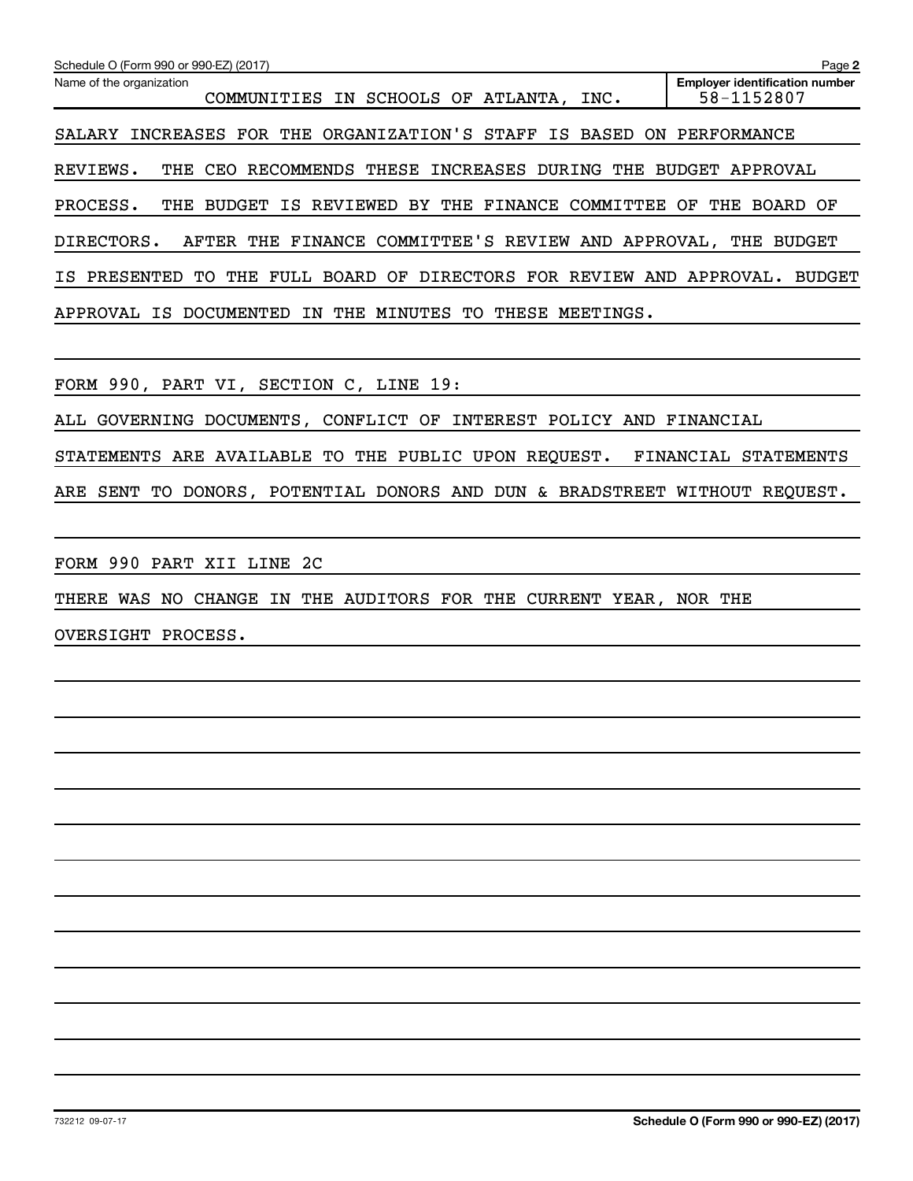Schedule O (Form 990 or 990-EZ) (2017) Page 2

Name of the organization: COMMUNITIES IN SCHOOLS OF ATLANTA, INC.

Employer identification number: 58-1152807

SALARY INCREASES FOR THE ORGANIZATION'S STAFF IS BASED ON PERFORMANCE REVIEWS. THE CEO RECOMMENDS THESE INCREASES DURING THE BUDGET APPROVAL PROCESS. THE BUDGET IS REVIEWED BY THE FINANCE COMMITTEE OF THE BOARD OF DIRECTORS. AFTER THE FINANCE COMMITTEE'S REVIEW AND APPROVAL, THE BUDGET IS PRESENTED TO THE FULL BOARD OF DIRECTORS FOR REVIEW AND APPROVAL. BUDGET APPROVAL IS DOCUMENTED IN THE MINUTES TO THESE MEETINGS.

FORM 990, PART VI, SECTION C, LINE 19:

ALL GOVERNING DOCUMENTS, CONFLICT OF INTEREST POLICY AND FINANCIAL STATEMENTS ARE AVAILABLE TO THE PUBLIC UPON REQUEST. FINANCIAL STATEMENTS ARE SENT TO DONORS, POTENTIAL DONORS AND DUN & BRADSTREET WITHOUT REQUEST.

FORM 990 PART XII LINE 2C

THERE WAS NO CHANGE IN THE AUDITORS FOR THE CURRENT YEAR, NOR THE OVERSIGHT PROCESS.

732212 09-07-17

Schedule O (Form 990 or 990-EZ) (2017)